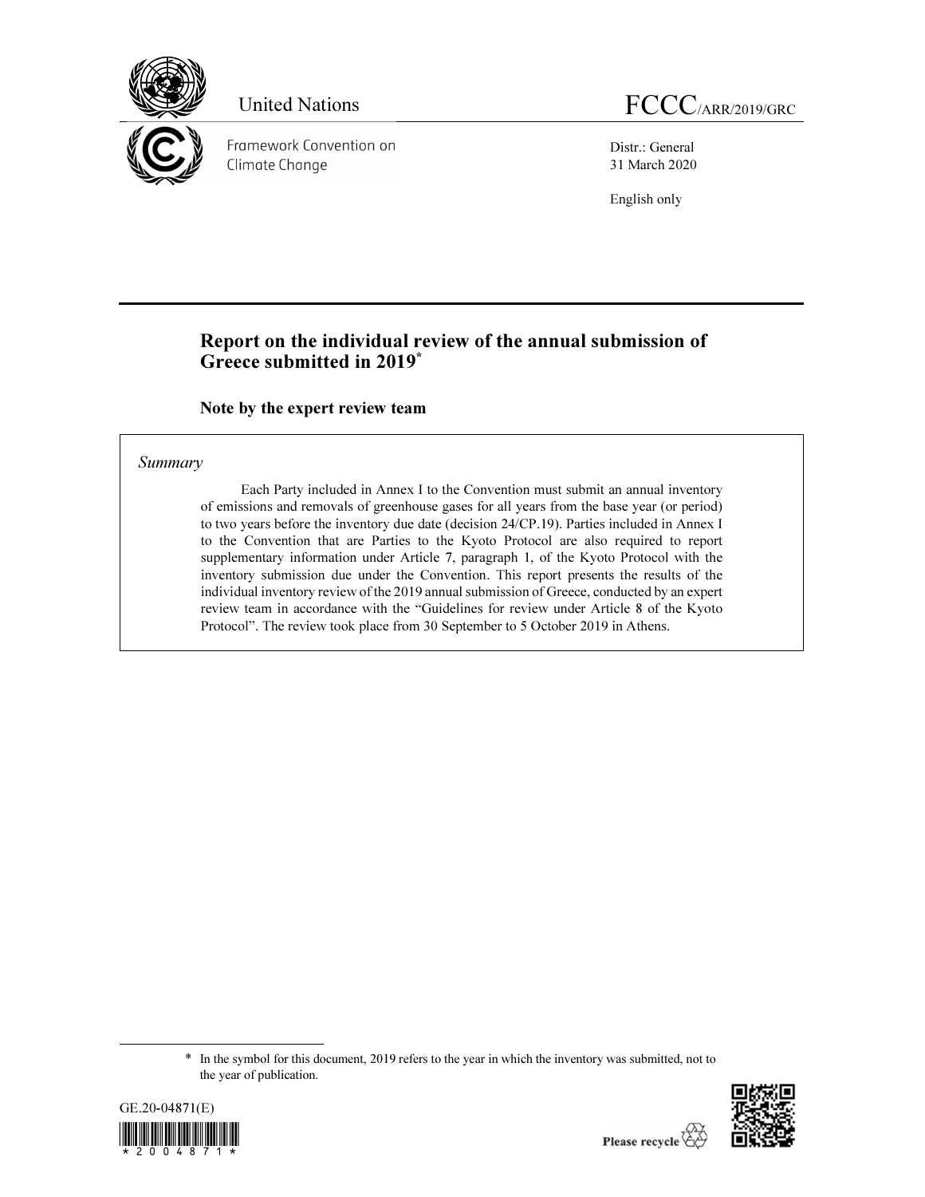United Nations

Framework Convention on Climate Change

FCCC/ARR/2019/GRC

Distr.: General
31 March 2020

English only

# Report on the individual review of the annual submission of Greece submitted in 2019*

## Note by the expert review team

*Summary*

Each Party included in Annex I to the Convention must submit an annual inventory of emissions and removals of greenhouse gases for all years from the base year (or period) to two years before the inventory due date (decision 24/CP.19). Parties included in Annex I to the Convention that are Parties to the Kyoto Protocol are also required to report supplementary information under Article 7, paragraph 1, of the Kyoto Protocol with the inventory submission due under the Convention. This report presents the results of the individual inventory review of the 2019 annual submission of Greece, conducted by an expert review team in accordance with the "Guidelines for review under Article 8 of the Kyoto Protocol". The review took place from 30 September to 5 October 2019 in Athens.

* In the symbol for this document, 2019 refers to the year in which the inventory was submitted, not to the year of publication.

GE.20-04871(E)

Please recycle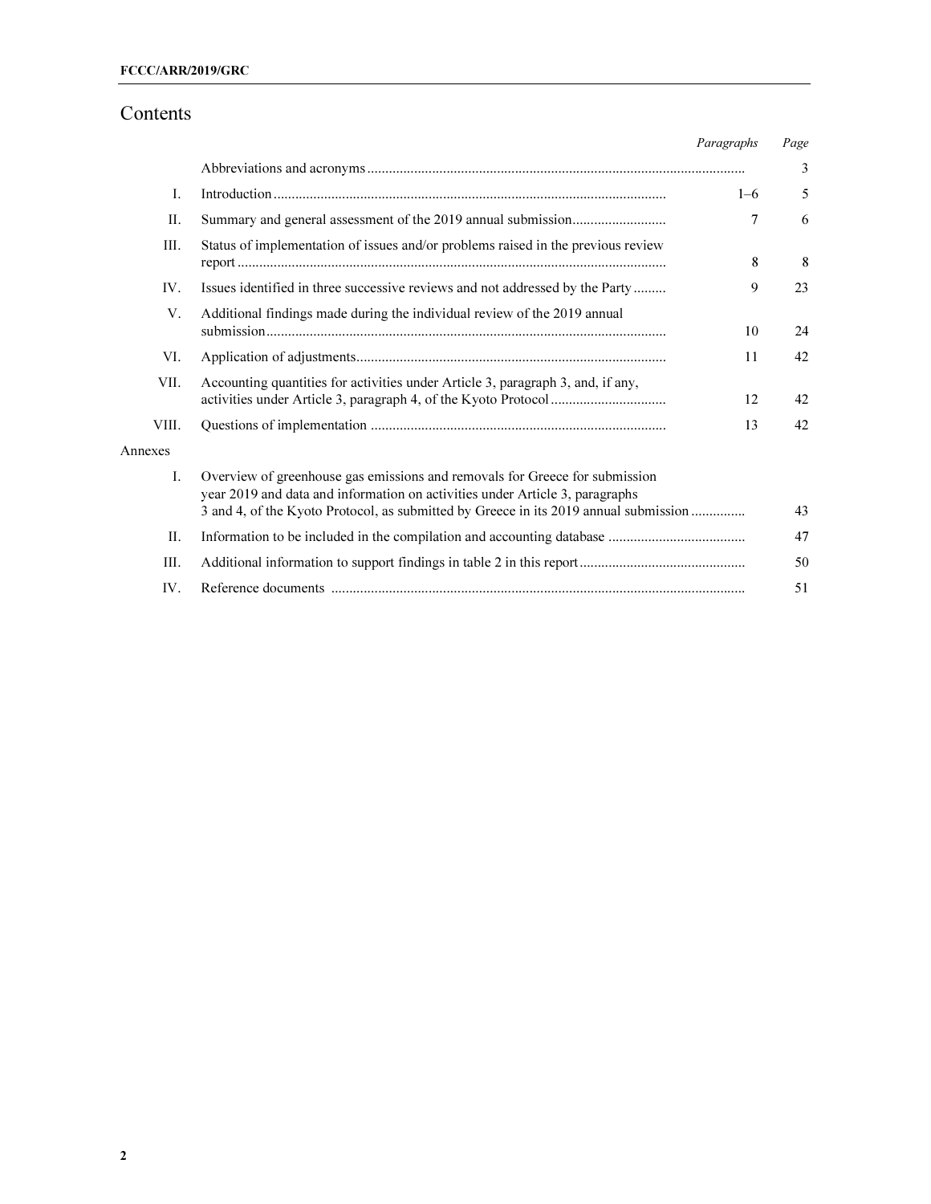# Contents

| | | *Paragraphs* | *Page* |
|---|---|---|---|
| | Abbreviations and acronyms | | 3 |
| I. | Introduction | 1–6 | 5 |
| II. | Summary and general assessment of the 2019 annual submission | 7 | 6 |
| III. | Status of implementation of issues and/or problems raised in the previous review report | 8 | 8 |
| IV. | Issues identified in three successive reviews and not addressed by the Party | 9 | 23 |
| V. | Additional findings made during the individual review of the 2019 annual submission | 10 | 24 |
| VI. | Application of adjustments | 11 | 42 |
| VII. | Accounting quantities for activities under Article 3, paragraph 3, and, if any, activities under Article 3, paragraph 4, of the Kyoto Protocol | 12 | 42 |
| VIII. | Questions of implementation | 13 | 42 |
| Annexes | | | |
| I. | Overview of greenhouse gas emissions and removals for Greece for submission year 2019 and data and information on activities under Article 3, paragraphs 3 and 4, of the Kyoto Protocol, as submitted by Greece in its 2019 annual submission | | 43 |
| II. | Information to be included in the compilation and accounting database | | 47 |
| III. | Additional information to support findings in table 2 in this report | | 50 |
| IV. | Reference documents | | 51 |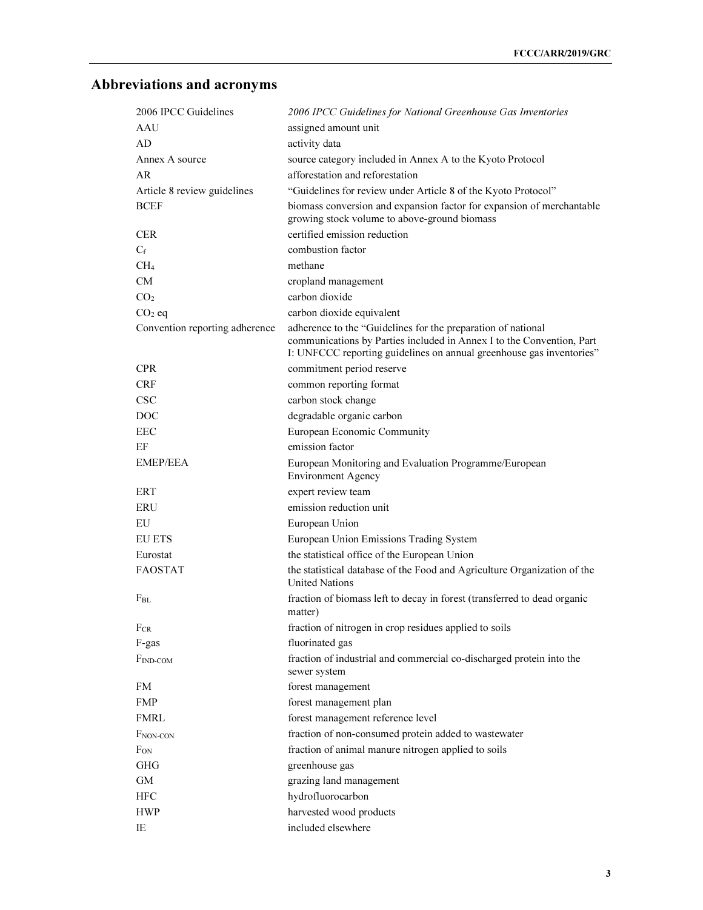## Abbreviations and acronyms

| | |
|---|---|
| 2006 IPCC Guidelines | *2006 IPCC Guidelines for National Greenhouse Gas Inventories* |
| AAU | assigned amount unit |
| AD | activity data |
| Annex A source | source category included in Annex A to the Kyoto Protocol |
| AR | afforestation and reforestation |
| Article 8 review guidelines | "Guidelines for review under Article 8 of the Kyoto Protocol" |
| BCEF | biomass conversion and expansion factor for expansion of merchantable growing stock volume to above-ground biomass |
| CER | certified emission reduction |
| $C_f$ | combustion factor |
| $CH_4$ | methane |
| CM | cropland management |
| $CO_2$ | carbon dioxide |
| $CO_2$ eq | carbon dioxide equivalent |
| Convention reporting adherence | adherence to the "Guidelines for the preparation of national communications by Parties included in Annex I to the Convention, Part I: UNFCCC reporting guidelines on annual greenhouse gas inventories" |
| CPR | commitment period reserve |
| CRF | common reporting format |
| CSC | carbon stock change |
| DOC | degradable organic carbon |
| EEC | European Economic Community |
| EF | emission factor |
| EMEP/EEA | European Monitoring and Evaluation Programme/European Environment Agency |
| ERT | expert review team |
| ERU | emission reduction unit |
| EU | European Union |
| EU ETS | European Union Emissions Trading System |
| Eurostat | the statistical office of the European Union |
| FAOSTAT | the statistical database of the Food and Agriculture Organization of the United Nations |
| $F_{BL}$ | fraction of biomass left to decay in forest (transferred to dead organic matter) |
| $F_{CR}$ | fraction of nitrogen in crop residues applied to soils |
| F-gas | fluorinated gas |
| $F_{IND\text{-}COM}$ | fraction of industrial and commercial co-discharged protein into the sewer system |
| FM | forest management |
| FMP | forest management plan |
| FMRL | forest management reference level |
| $F_{NON\text{-}CON}$ | fraction of non-consumed protein added to wastewater |
| $F_{ON}$ | fraction of animal manure nitrogen applied to soils |
| GHG | greenhouse gas |
| GM | grazing land management |
| HFC | hydrofluorocarbon |
| HWP | harvested wood products |
| IE | included elsewhere |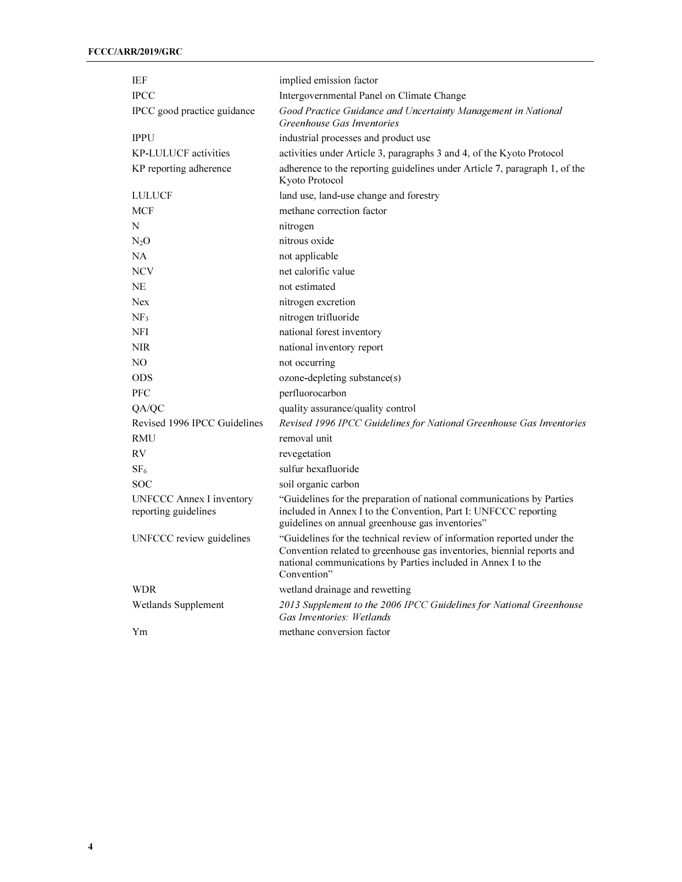| | |
|---|---|
| IEF | implied emission factor |
| IPCC | Intergovernmental Panel on Climate Change |
| IPCC good practice guidance | *Good Practice Guidance and Uncertainty Management in National Greenhouse Gas Inventories* |
| IPPU | industrial processes and product use |
| KP-LULUCF activities | activities under Article 3, paragraphs 3 and 4, of the Kyoto Protocol |
| KP reporting adherence | adherence to the reporting guidelines under Article 7, paragraph 1, of the Kyoto Protocol |
| LULUCF | land use, land-use change and forestry |
| MCF | methane correction factor |
| N | nitrogen |
| $N_2O$ | nitrous oxide |
| NA | not applicable |
| NCV | net calorific value |
| NE | not estimated |
| Nex | nitrogen excretion |
| $NF_3$ | nitrogen trifluoride |
| NFI | national forest inventory |
| NIR | national inventory report |
| NO | not occurring |
| ODS | ozone-depleting substance(s) |
| PFC | perfluorocarbon |
| QA/QC | quality assurance/quality control |
| Revised 1996 IPCC Guidelines | *Revised 1996 IPCC Guidelines for National Greenhouse Gas Inventories* |
| RMU | removal unit |
| RV | revegetation |
| $SF_6$ | sulfur hexafluoride |
| SOC | soil organic carbon |
| UNFCCC Annex I inventory reporting guidelines | "Guidelines for the preparation of national communications by Parties included in Annex I to the Convention, Part I: UNFCCC reporting guidelines on annual greenhouse gas inventories" |
| UNFCCC review guidelines | "Guidelines for the technical review of information reported under the Convention related to greenhouse gas inventories, biennial reports and national communications by Parties included in Annex I to the Convention" |
| WDR | wetland drainage and rewetting |
| Wetlands Supplement | *2013 Supplement to the 2006 IPCC Guidelines for National Greenhouse Gas Inventories: Wetlands* |
| Ym | methane conversion factor |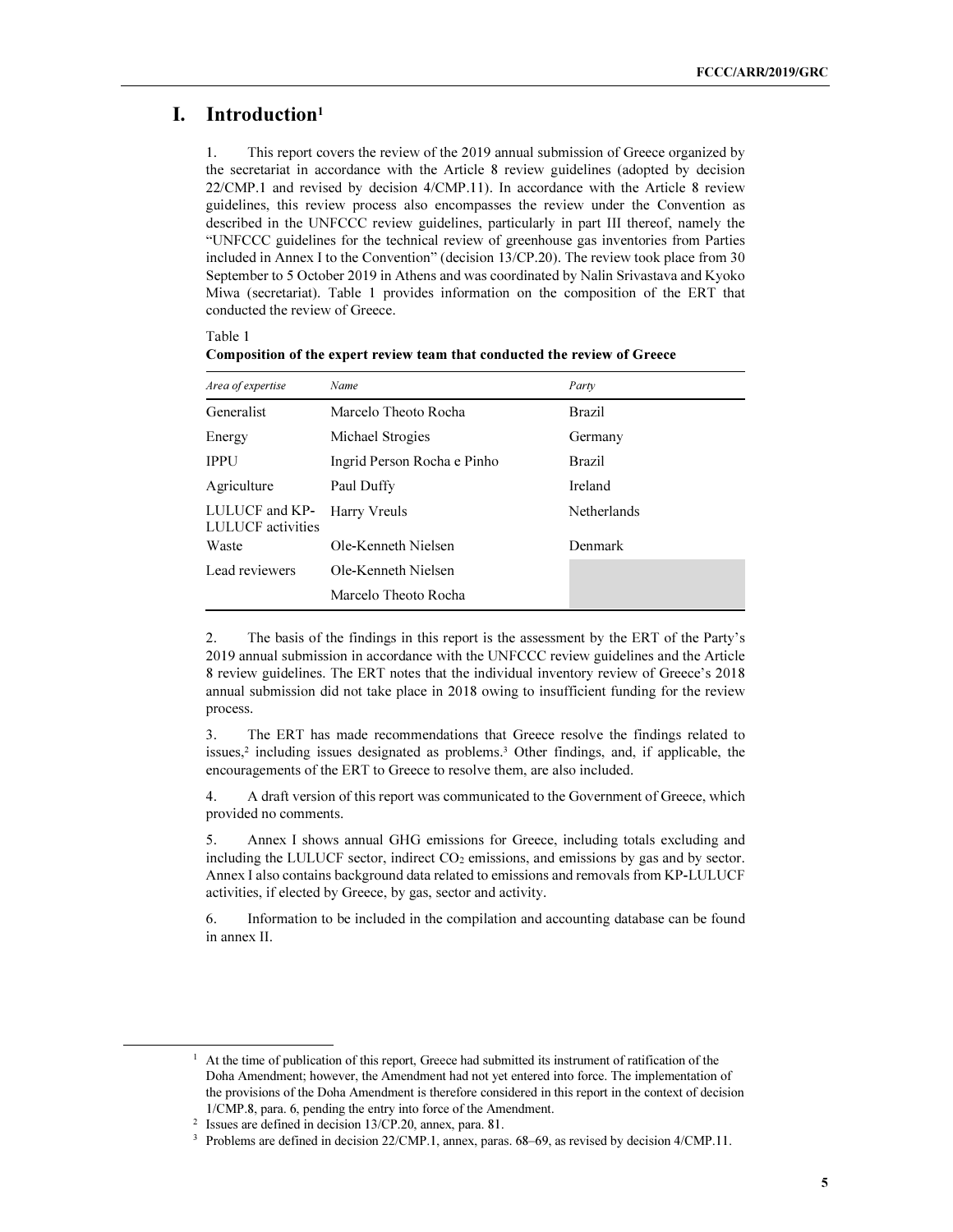# I. Introduction[1]

1. This report covers the review of the 2019 annual submission of Greece organized by the secretariat in accordance with the Article 8 review guidelines (adopted by decision 22/CMP.1 and revised by decision 4/CMP.11). In accordance with the Article 8 review guidelines, this review process also encompasses the review under the Convention as described in the UNFCCC review guidelines, particularly in part III thereof, namely the "UNFCCC guidelines for the technical review of greenhouse gas inventories from Parties included in Annex I to the Convention" (decision 13/CP.20). The review took place from 30 September to 5 October 2019 in Athens and was coordinated by Nalin Srivastava and Kyoko Miwa (secretariat). Table 1 provides information on the composition of the ERT that conducted the review of Greece.

Table 1
**Composition of the expert review team that conducted the review of Greece**

| *Area of expertise* | *Name* | *Party* |
| --- | --- | --- |
| Generalist | Marcelo Theoto Rocha | Brazil |
| Energy | Michael Strogies | Germany |
| IPPU | Ingrid Person Rocha e Pinho | Brazil |
| Agriculture | Paul Duffy | Ireland |
| LULUCF and KP-LULUCF activities | Harry Vreuls | Netherlands |
| Waste | Ole-Kenneth Nielsen | Denmark |
| Lead reviewers | Ole-Kenneth Nielsen | |
| | Marcelo Theoto Rocha | |

2. The basis of the findings in this report is the assessment by the ERT of the Party's 2019 annual submission in accordance with the UNFCCC review guidelines and the Article 8 review guidelines. The ERT notes that the individual inventory review of Greece's 2018 annual submission did not take place in 2018 owing to insufficient funding for the review process.

3. The ERT has made recommendations that Greece resolve the findings related to issues,[2] including issues designated as problems.[3] Other findings, and, if applicable, the encouragements of the ERT to Greece to resolve them, are also included.

4. A draft version of this report was communicated to the Government of Greece, which provided no comments.

5. Annex I shows annual GHG emissions for Greece, including totals excluding and including the LULUCF sector, indirect $CO_2$ emissions, and emissions by gas and by sector. Annex I also contains background data related to emissions and removals from KP-LULUCF activities, if elected by Greece, by gas, sector and activity.

6. Information to be included in the compilation and accounting database can be found in annex II.

---

[1] At the time of publication of this report, Greece had submitted its instrument of ratification of the Doha Amendment; however, the Amendment had not yet entered into force. The implementation of the provisions of the Doha Amendment is therefore considered in this report in the context of decision 1/CMP.8, para. 6, pending the entry into force of the Amendment.

[2] Issues are defined in decision 13/CP.20, annex, para. 81.

[3] Problems are defined in decision 22/CMP.1, annex, paras. 68–69, as revised by decision 4/CMP.11.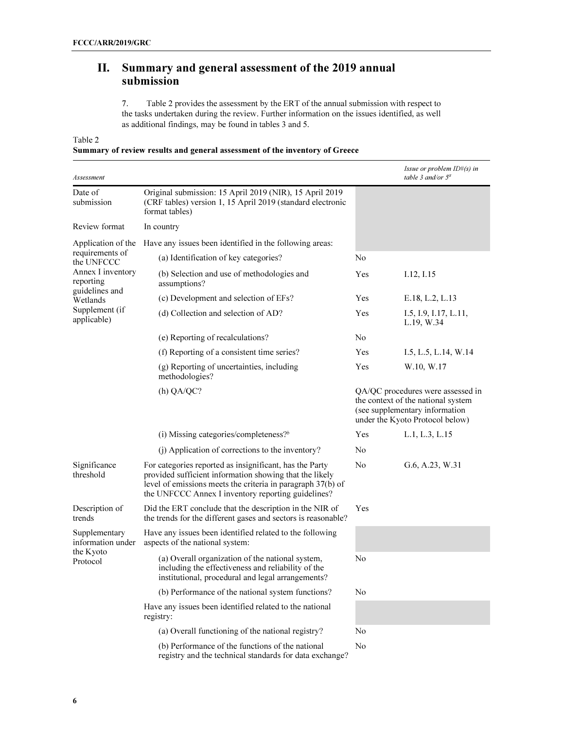## II. Summary and general assessment of the 2019 annual submission

7. Table 2 provides the assessment by the ERT of the annual submission with respect to the tasks undertaken during the review. Further information on the issues identified, as well as additional findings, may be found in tables 3 and 5.

Table 2
**Summary of review results and general assessment of the inventory of Greece**

| *Assessment* | | | *Issue or problem ID#(s) in table 3 and/or 5*[a] |
|---|---|---|---|
| Date of submission | Original submission: 15 April 2019 (NIR), 15 April 2019 (CRF tables) version 1, 15 April 2019 (standard electronic format tables) | | |
| Review format | In country | | |
| Application of the requirements of the UNFCCC Annex I inventory reporting guidelines and Wetlands Supplement (if applicable) | Have any issues been identified in the following areas: | | |
| | (a) Identification of key categories? | No | |
| | (b) Selection and use of methodologies and assumptions? | Yes | I.12, I.15 |
| | (c) Development and selection of EFs? | Yes | E.18, L.2, L.13 |
| | (d) Collection and selection of AD? | Yes | I.5, I.9, I.17, L.11, L.19, W.34 |
| | (e) Reporting of recalculations? | No | |
| | (f) Reporting of a consistent time series? | Yes | I.5, L.5, L.14, W.14 |
| | (g) Reporting of uncertainties, including methodologies? | Yes | W.10, W.17 |
| | (h) QA/QC? | QA/QC procedures were assessed in the context of the national system (see supplementary information under the Kyoto Protocol below) | |
| | (i) Missing categories/completeness?[b] | Yes | L.1, L.3, L.15 |
| | (j) Application of corrections to the inventory? | No | |
| Significance threshold | For categories reported as insignificant, has the Party provided sufficient information showing that the likely level of emissions meets the criteria in paragraph 37(b) of the UNFCCC Annex I inventory reporting guidelines? | No | G.6, A.23, W.31 |
| Description of trends | Did the ERT conclude that the description in the NIR of the trends for the different gases and sectors is reasonable? | Yes | |
| Supplementary information under the Kyoto Protocol | Have any issues been identified related to the following aspects of the national system: | | |
| | (a) Overall organization of the national system, including the effectiveness and reliability of the institutional, procedural and legal arrangements? | No | |
| | (b) Performance of the national system functions? | No | |
| | Have any issues been identified related to the national registry: | | |
| | (a) Overall functioning of the national registry? | No | |
| | (b) Performance of the functions of the national registry and the technical standards for data exchange? | No | |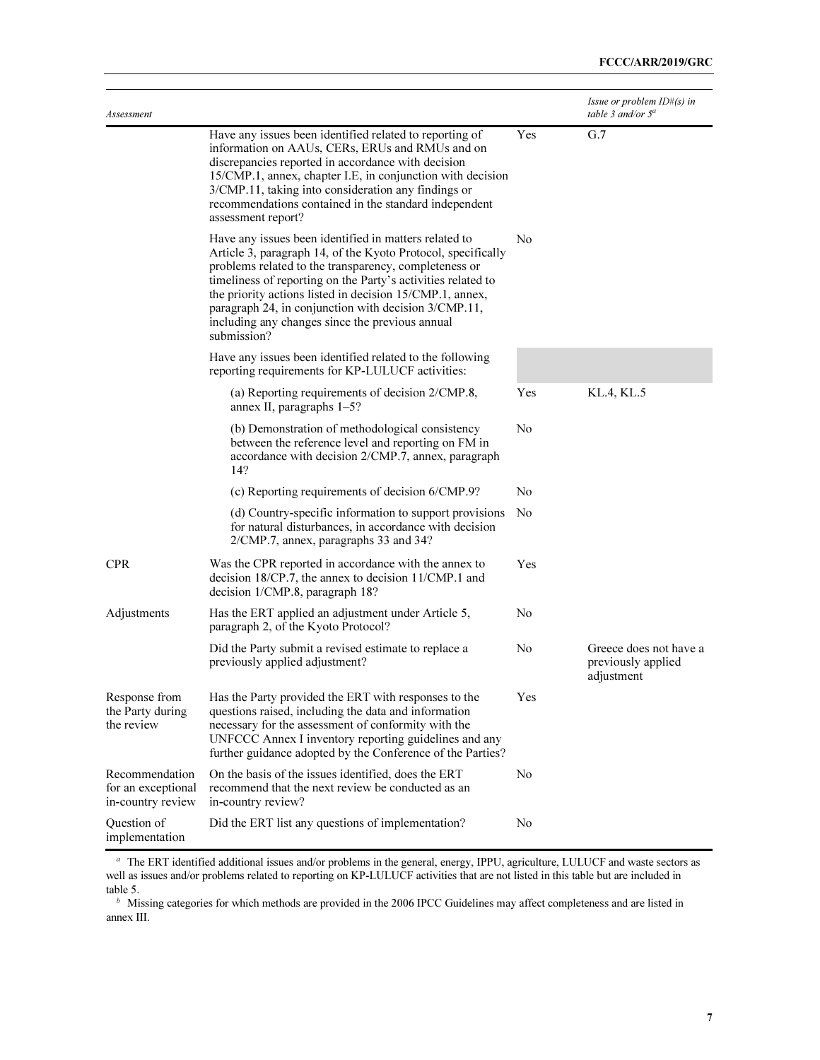| Assessment | | | Issue or problem ID#(s) in table 3 and/or 5[a] |
|---|---|---|---|
| | Have any issues been identified related to reporting of information on AAUs, CERs, ERUs and RMUs and on discrepancies reported in accordance with decision 15/CMP.1, annex, chapter I.E, in conjunction with decision 3/CMP.11, taking into consideration any findings or recommendations contained in the standard independent assessment report? | Yes | G.7 |
| | Have any issues been identified in matters related to Article 3, paragraph 14, of the Kyoto Protocol, specifically problems related to the transparency, completeness or timeliness of reporting on the Party's activities related to the priority actions listed in decision 15/CMP.1, annex, paragraph 24, in conjunction with decision 3/CMP.11, including any changes since the previous annual submission? | No | |
| | Have any issues been identified related to the following reporting requirements for KP-LULUCF activities: | | |
| | (a) Reporting requirements of decision 2/CMP.8, annex II, paragraphs 1–5? | Yes | KL.4, KL.5 |
| | (b) Demonstration of methodological consistency between the reference level and reporting on FM in accordance with decision 2/CMP.7, annex, paragraph 14? | No | |
| | (c) Reporting requirements of decision 6/CMP.9? | No | |
| | (d) Country-specific information to support provisions for natural disturbances, in accordance with decision 2/CMP.7, annex, paragraphs 33 and 34? | No | |
| CPR | Was the CPR reported in accordance with the annex to decision 18/CP.7, the annex to decision 11/CMP.1 and decision 1/CMP.8, paragraph 18? | Yes | |
| Adjustments | Has the ERT applied an adjustment under Article 5, paragraph 2, of the Kyoto Protocol? | No | |
| | Did the Party submit a revised estimate to replace a previously applied adjustment? | No | Greece does not have a previously applied adjustment |
| Response from the Party during the review | Has the Party provided the ERT with responses to the questions raised, including the data and information necessary for the assessment of conformity with the UNFCCC Annex I inventory reporting guidelines and any further guidance adopted by the Conference of the Parties? | Yes | |
| Recommendation for an exceptional in-country review | On the basis of the issues identified, does the ERT recommend that the next review be conducted as an in-country review? | No | |
| Question of implementation | Did the ERT list any questions of implementation? | No | |

[a] The ERT identified additional issues and/or problems in the general, energy, IPPU, agriculture, LULUCF and waste sectors as well as issues and/or problems related to reporting on KP-LULUCF activities that are not listed in this table but are included in table 5.

[b] Missing categories for which methods are provided in the 2006 IPCC Guidelines may affect completeness and are listed in annex III.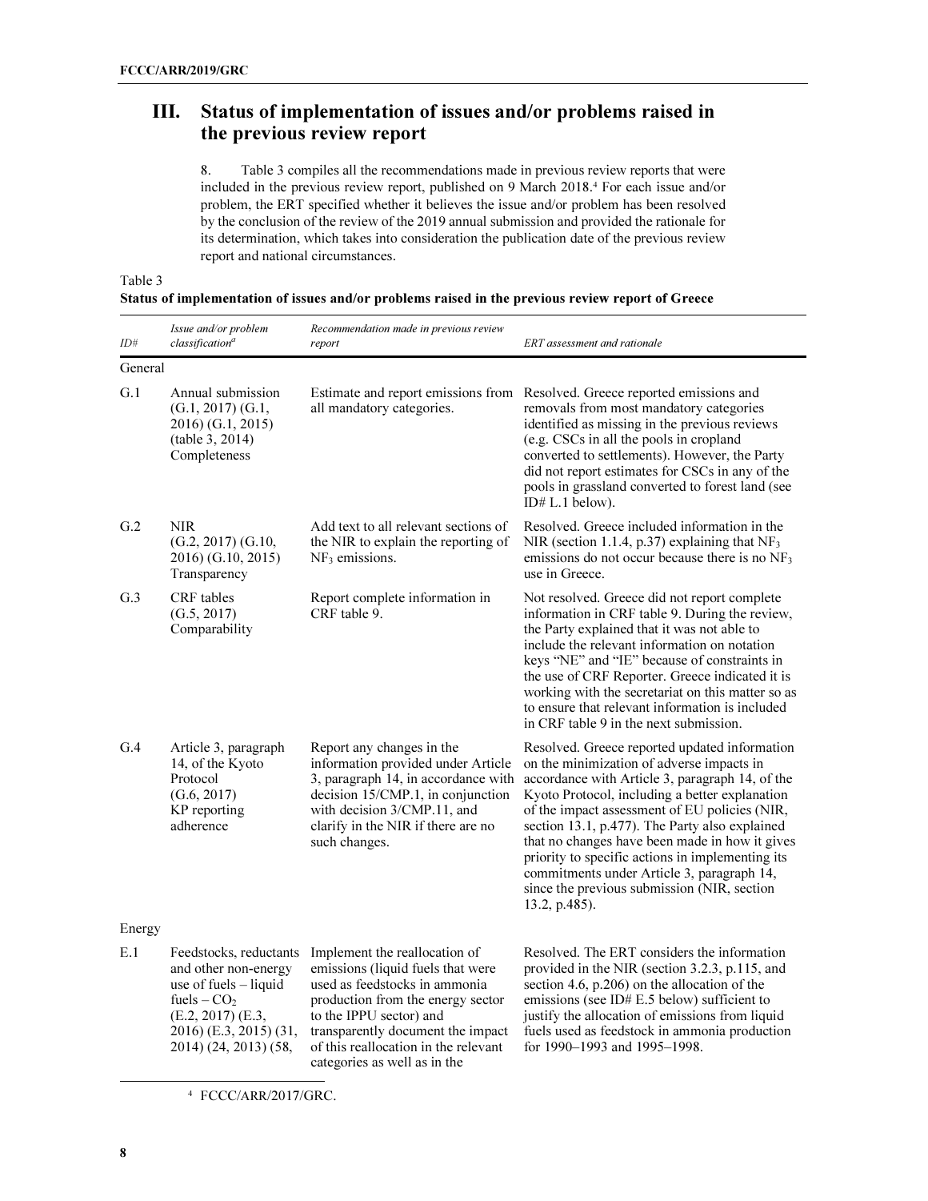## III. Status of implementation of issues and/or problems raised in the previous review report

8. Table 3 compiles all the recommendations made in previous review reports that were included in the previous review report, published on 9 March 2018.[4] For each issue and/or problem, the ERT specified whether it believes the issue and/or problem has been resolved by the conclusion of the review of the 2019 annual submission and provided the rationale for its determination, which takes into consideration the publication date of the previous review report and national circumstances.

Table 3

**Status of implementation of issues and/or problems raised in the previous review report of Greece**

| *ID#* | *Issue and/or problem classification*[a] | *Recommendation made in previous review report* | *ERT assessment and rationale* |
|---|---|---|---|
| General | | | |
| G.1 | Annual submission (G.1, 2017) (G.1, 2016) (G.1, 2015) (table 3, 2014) Completeness | Estimate and report emissions from all mandatory categories. | Resolved. Greece reported emissions and removals from most mandatory categories identified as missing in the previous reviews (e.g. CSCs in all the pools in cropland converted to settlements). However, the Party did not report estimates for CSCs in any of the pools in grassland converted to forest land (see ID# L.1 below). |
| G.2 | NIR (G.2, 2017) (G.10, 2016) (G.10, 2015) Transparency | Add text to all relevant sections of the NIR to explain the reporting of $NF_3$ emissions. | Resolved. Greece included information in the NIR (section 1.1.4, p.37) explaining that $NF_3$ emissions do not occur because there is no $NF_3$ use in Greece. |
| G.3 | CRF tables (G.5, 2017) Comparability | Report complete information in CRF table 9. | Not resolved. Greece did not report complete information in CRF table 9. During the review, the Party explained that it was not able to include the relevant information on notation keys "NE" and "IE" because of constraints in the use of CRF Reporter. Greece indicated it is working with the secretariat on this matter so as to ensure that relevant information is included in CRF table 9 in the next submission. |
| G.4 | Article 3, paragraph 14, of the Kyoto Protocol (G.6, 2017) KP reporting adherence | Report any changes in the information provided under Article 3, paragraph 14, in accordance with decision 15/CMP.1, in conjunction with decision 3/CMP.11, and clarify in the NIR if there are no such changes. | Resolved. Greece reported updated information on the minimization of adverse impacts in accordance with Article 3, paragraph 14, of the Kyoto Protocol, including a better explanation of the impact assessment of EU policies (NIR, section 13.1, p.477). The Party also explained that no changes have been made in how it gives priority to specific actions in implementing its commitments under Article 3, paragraph 14, since the previous submission (NIR, section 13.2, p.485). |
| Energy | | | |
| E.1 | Feedstocks, reductants and other non-energy use of fuels – liquid fuels – $CO_2$ (E.2, 2017) (E.3, 2016) (E.3, 2015) (31, 2014) (24, 2013) (58, | Implement the reallocation of emissions (liquid fuels that were used as feedstocks in ammonia production from the energy sector to the IPPU sector) and transparently document the impact of this reallocation in the relevant categories as well as in the | Resolved. The ERT considers the information provided in the NIR (section 3.2.3, p.115, and section 4.6, p.206) on the allocation of the emissions (see ID# E.5 below) sufficient to justify the allocation of emissions from liquid fuels used as feedstock in ammonia production for 1990–1993 and 1995–1998. |

[4] FCCC/ARR/2017/GRC.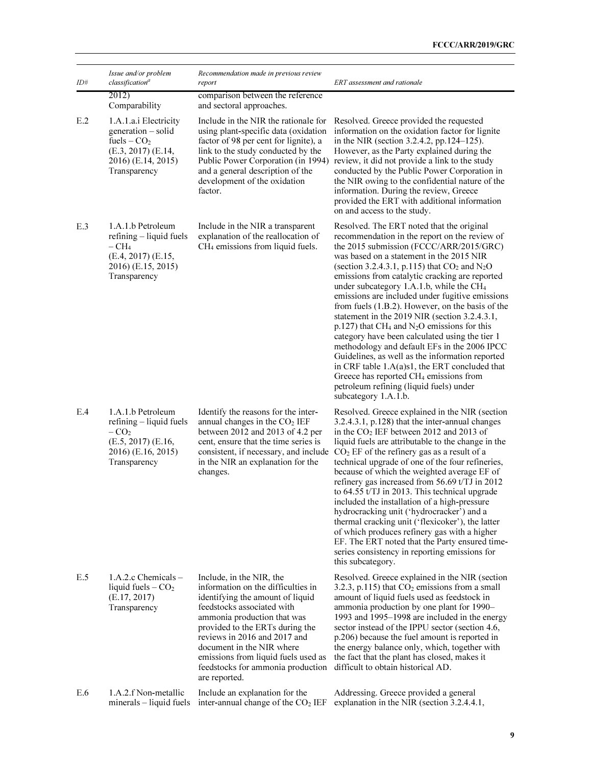| ID# | Issue and/or problem classification[a] | Recommendation made in previous review report | ERT assessment and rationale |
|---|---|---|---|
| | 2012) Comparability | comparison between the reference and sectoral approaches. | |
| E.2 | 1.A.1.a.i Electricity generation – solid fuels – $CO_2$ (E.3, 2017) (E.14, 2016) (E.14, 2015) Transparency | Include in the NIR the rationale for using plant-specific data (oxidation factor of 98 per cent for lignite), a link to the study conducted by the Public Power Corporation (in 1994) and a general description of the development of the oxidation factor. | Resolved. Greece provided the requested information on the oxidation factor for lignite in the NIR (section 3.2.4.2, pp.124–125). However, as the Party explained during the review, it did not provide a link to the study conducted by the Public Power Corporation in the NIR owing to the confidential nature of the information. During the review, Greece provided the ERT with additional information on and access to the study. |
| E.3 | 1.A.1.b Petroleum refining – liquid fuels – $CH_4$ (E.4, 2017) (E.15, 2016) (E.15, 2015) Transparency | Include in the NIR a transparent explanation of the reallocation of $CH_4$ emissions from liquid fuels. | Resolved. The ERT noted that the original recommendation in the report on the review of the 2015 submission (FCCC/ARR/2015/GRC) was based on a statement in the 2015 NIR (section 3.2.4.3.1, p.115) that $CO_2$ and $N_2O$ emissions from catalytic cracking are reported under subcategory 1.A.1.b, while the $CH_4$ emissions are included under fugitive emissions from fuels (1.B.2). However, on the basis of the statement in the 2019 NIR (section 3.2.4.3.1, p.127) that $CH_4$ and $N_2O$ emissions for this category have been calculated using the tier 1 methodology and default EFs in the 2006 IPCC Guidelines, as well as the information reported in CRF table 1.A(a)s1, the ERT concluded that Greece has reported $CH_4$ emissions from petroleum refining (liquid fuels) under subcategory 1.A.1.b. |
| E.4 | 1.A.1.b Petroleum refining – liquid fuels – $CO_2$ (E.5, 2017) (E.16, 2016) (E.16, 2015) Transparency | Identify the reasons for the inter-annual changes in the $CO_2$ IEF between 2012 and 2013 of 4.2 per cent, ensure that the time series is consistent, if necessary, and include in the NIR an explanation for the changes. | Resolved. Greece explained in the NIR (section 3.2.4.3.1, p.128) that the inter-annual changes in the $CO_2$ IEF between 2012 and 2013 of liquid fuels are attributable to the change in the $CO_2$ EF of the refinery gas as a result of a technical upgrade of one of the four refineries, because of which the weighted average EF of refinery gas increased from 56.69 t/TJ in 2012 to 64.55 t/TJ in 2013. This technical upgrade included the installation of a high-pressure hydrocracking unit ('hydrocracker') and a thermal cracking unit ('flexicoker'), the latter of which produces refinery gas with a higher EF. The ERT noted that the Party ensured time-series consistency in reporting emissions for this subcategory. |
| E.5 | 1.A.2.c Chemicals – liquid fuels – $CO_2$ (E.17, 2017) Transparency | Include, in the NIR, the information on the difficulties in identifying the amount of liquid feedstocks associated with ammonia production that was provided to the ERTs during the reviews in 2016 and 2017 and document in the NIR where emissions from liquid fuels used as feedstocks for ammonia production are reported. | Resolved. Greece explained in the NIR (section 3.2.3, p.115) that $CO_2$ emissions from a small amount of liquid fuels used as feedstock in ammonia production by one plant for 1990–1993 and 1995–1998 are included in the energy sector instead of the IPPU sector (section 4.6, p.206) because the fuel amount is reported in the energy balance only, which, together with the fact that the plant has closed, makes it difficult to obtain historical AD. |
| E.6 | 1.A.2.f Non-metallic minerals – liquid fuels | Include an explanation for the inter-annual change of the $CO_2$ IEF | Addressing. Greece provided a general explanation in the NIR (section 3.2.4.4.1, |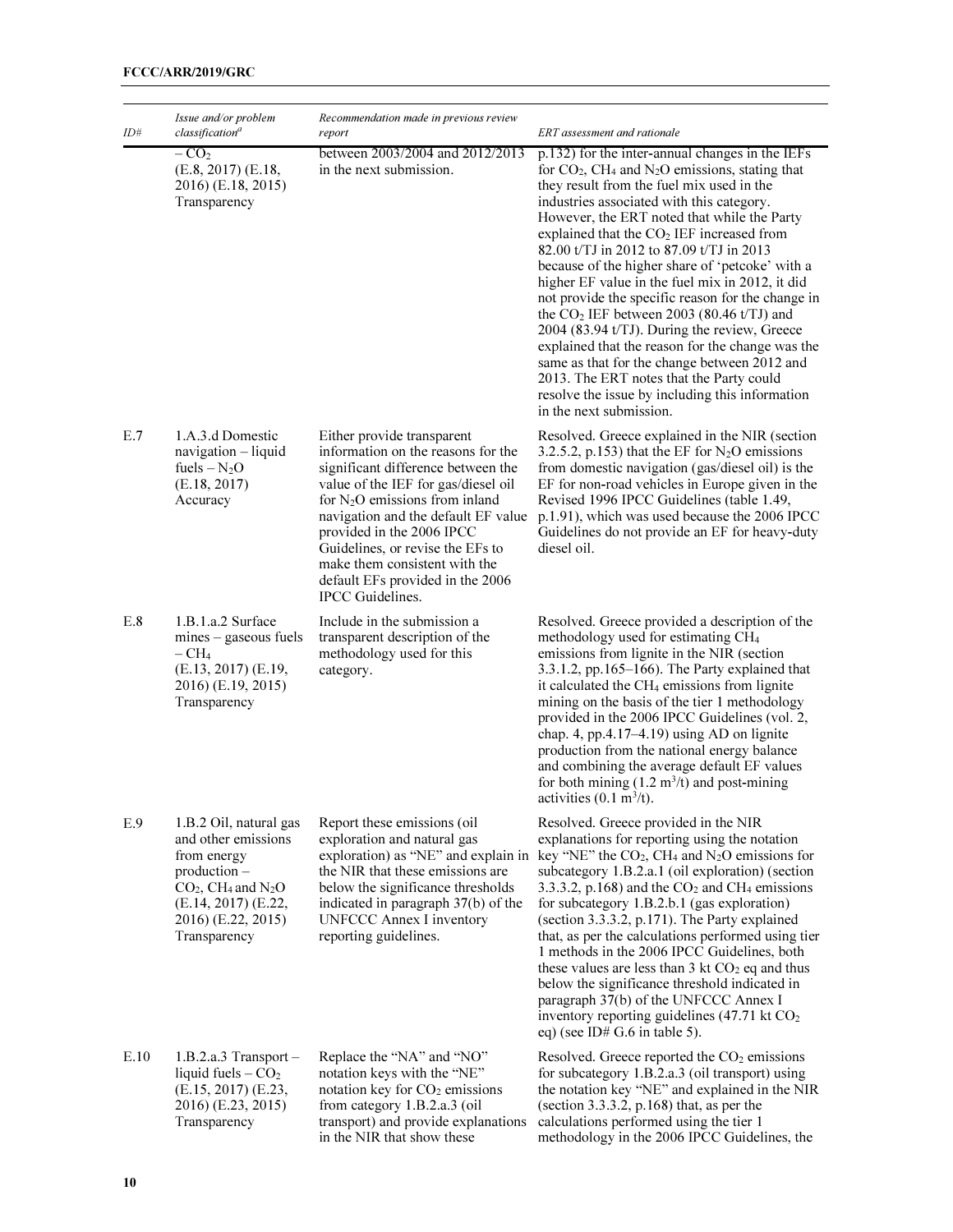| ID# | Issue and/or problem classification[a] | Recommendation made in previous review report | ERT assessment and rationale |
|---|---|---|---|
| | – $CO_2$ (E.8, 2017) (E.18, 2016) (E.18, 2015) Transparency | between 2003/2004 and 2012/2013 in the next submission. | p.132) for the inter-annual changes in the IEFs for $CO_2$, $CH_4$ and $N_2O$ emissions, stating that they result from the fuel mix used in the industries associated with this category. However, the ERT noted that while the Party explained that the $CO_2$ IEF increased from 82.00 t/TJ in 2012 to 87.09 t/TJ in 2013 because of the higher share of 'petcoke' with a higher EF value in the fuel mix in 2012, it did not provide the specific reason for the change in the $CO_2$ IEF between 2003 (80.46 t/TJ) and 2004 (83.94 t/TJ). During the review, Greece explained that the reason for the change was the same as that for the change between 2012 and 2013. The ERT notes that the Party could resolve the issue by including this information in the next submission. |
| E.7 | 1.A.3.d Domestic navigation – liquid fuels – $N_2O$ (E.18, 2017) Accuracy | Either provide transparent information on the reasons for the significant difference between the value of the IEF for gas/diesel oil for $N_2O$ emissions from inland navigation and the default EF value provided in the 2006 IPCC Guidelines, or revise the EFs to make them consistent with the default EFs provided in the 2006 IPCC Guidelines. | Resolved. Greece explained in the NIR (section 3.2.5.2, p.153) that the EF for $N_2O$ emissions from domestic navigation (gas/diesel oil) is the EF for non-road vehicles in Europe given in the Revised 1996 IPCC Guidelines (table 1.49, p.1.91), which was used because the 2006 IPCC Guidelines do not provide an EF for heavy-duty diesel oil. |
| E.8 | 1.B.1.a.2 Surface mines – gaseous fuels – $CH_4$ (E.13, 2017) (E.19, 2016) (E.19, 2015) Transparency | Include in the submission a transparent description of the methodology used for this category. | Resolved. Greece provided a description of the methodology used for estimating $CH_4$ emissions from lignite in the NIR (section 3.3.1.2, pp.165–166). The Party explained that it calculated the $CH_4$ emissions from lignite mining on the basis of the tier 1 methodology provided in the 2006 IPCC Guidelines (vol. 2, chap. 4, pp.4.17–4.19) using AD on lignite production from the national energy balance and combining the average default EF values for both mining (1.2 $m^3$/t) and post-mining activities (0.1 $m^3$/t). |
| E.9 | 1.B.2 Oil, natural gas and other emissions from energy production – $CO_2$, $CH_4$ and $N_2O$ (E.14, 2017) (E.22, 2016) (E.22, 2015) Transparency | Report these emissions (oil exploration and natural gas exploration) as "NE" and explain in the NIR that these emissions are below the significance thresholds indicated in paragraph 37(b) of the UNFCCC Annex I inventory reporting guidelines. | Resolved. Greece provided in the NIR explanations for reporting using the notation key "NE" the $CO_2$, $CH_4$ and $N_2O$ emissions for subcategory 1.B.2.a.1 (oil exploration) (section 3.3.3.2, p.168) and the $CO_2$ and $CH_4$ emissions for subcategory 1.B.2.b.1 (gas exploration) (section 3.3.3.2, p.171). The Party explained that, as per the calculations performed using tier 1 methods in the 2006 IPCC Guidelines, both these values are less than 3 kt $CO_2$ eq and thus below the significance threshold indicated in paragraph 37(b) of the UNFCCC Annex I inventory reporting guidelines (47.71 kt $CO_2$ eq) (see ID# G.6 in table 5). |
| E.10 | 1.B.2.a.3 Transport – liquid fuels – $CO_2$ (E.15, 2017) (E.23, 2016) (E.23, 2015) Transparency | Replace the "NA" and "NO" notation keys with the "NE" notation key for $CO_2$ emissions from category 1.B.2.a.3 (oil transport) and provide explanations in the NIR that show these | Resolved. Greece reported the $CO_2$ emissions for subcategory 1.B.2.a.3 (oil transport) using the notation key "NE" and explained in the NIR (section 3.3.3.2, p.168) that, as per the calculations performed using the tier 1 methodology in the 2006 IPCC Guidelines, the |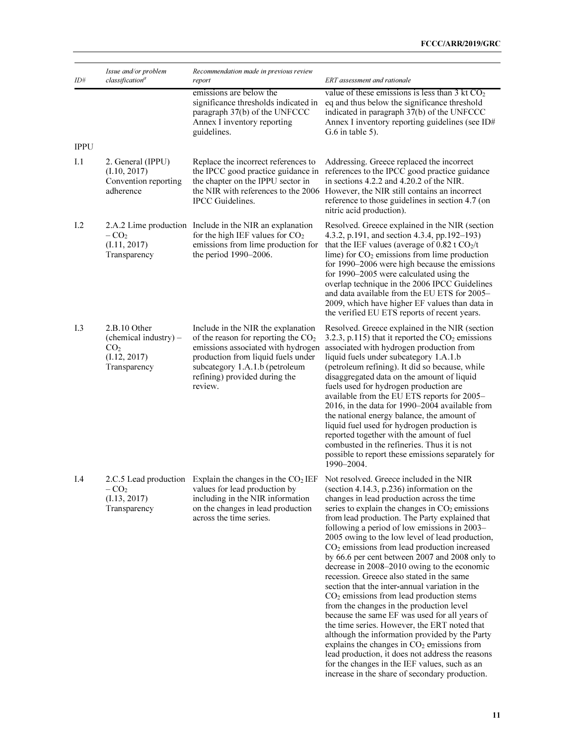| ID# | Issue and/or problem classification[a] | Recommendation made in previous review report | ERT assessment and rationale |
|---|---|---|---|
| | | emissions are below the significance thresholds indicated in paragraph 37(b) of the UNFCCC Annex I inventory reporting guidelines. | value of these emissions is less than 3 kt $CO_2$ eq and thus below the significance threshold indicated in paragraph 37(b) of the UNFCCC Annex I inventory reporting guidelines (see ID# G.6 in table 5). |
| IPPU | | | |
| I.1 | 2. General (IPPU) (I.10, 2017) Convention reporting adherence | Replace the incorrect references to the IPCC good practice guidance in the chapter on the IPPU sector in the NIR with references to the 2006 IPCC Guidelines. | Addressing. Greece replaced the incorrect references to the IPCC good practice guidance in sections 4.2.2 and 4.20.2 of the NIR. However, the NIR still contains an incorrect reference to those guidelines in section 4.7 (on nitric acid production). |
| I.2 | 2.A.2 Lime production – $CO_2$ (I.11, 2017) Transparency | Include in the NIR an explanation for the high IEF values for $CO_2$ emissions from lime production for the period 1990–2006. | Resolved. Greece explained in the NIR (section 4.3.2, p.191, and section 4.3.4, pp.192–193) that the IEF values (average of 0.82 t $CO_2$/t lime) for $CO_2$ emissions from lime production for 1990–2006 were high because the emissions for 1990–2005 were calculated using the overlap technique in the 2006 IPCC Guidelines and data available from the EU ETS for 2005–2009, which have higher EF values than data in the verified EU ETS reports of recent years. |
| I.3 | 2.B.10 Other (chemical industry) – $CO_2$ (I.12, 2017) Transparency | Include in the NIR the explanation of the reason for reporting the $CO_2$ emissions associated with hydrogen production from liquid fuels under subcategory 1.A.1.b (petroleum refining) provided during the review. | Resolved. Greece explained in the NIR (section 3.2.3, p.115) that it reported the $CO_2$ emissions associated with hydrogen production from liquid fuels under subcategory 1.A.1.b (petroleum refining). It did so because, while disaggregated data on the amount of liquid fuels used for hydrogen production are available from the EU ETS reports for 2005–2016, in the data for 1990–2004 available from the national energy balance, the amount of liquid fuel used for hydrogen production is reported together with the amount of fuel combusted in the refineries. Thus it is not possible to report these emissions separately for 1990–2004. |
| I.4 | 2.C.5 Lead production – $CO_2$ (I.13, 2017) Transparency | Explain the changes in the $CO_2$ IEF values for lead production by including in the NIR information on the changes in lead production across the time series. | Not resolved. Greece included in the NIR (section 4.14.3, p.236) information on the changes in lead production across the time series to explain the changes in $CO_2$ emissions from lead production. The Party explained that following a period of low emissions in 2003–2005 owing to the low level of lead production, $CO_2$ emissions from lead production increased by 66.6 per cent between 2007 and 2008 only to decrease in 2008–2010 owing to the economic recession. Greece also stated in the same section that the inter-annual variation in the $CO_2$ emissions from lead production stems from the changes in the production level because the same EF was used for all years of the time series. However, the ERT noted that although the information provided by the Party explains the changes in $CO_2$ emissions from lead production, it does not address the reasons for the changes in the IEF values, such as an increase in the share of secondary production. |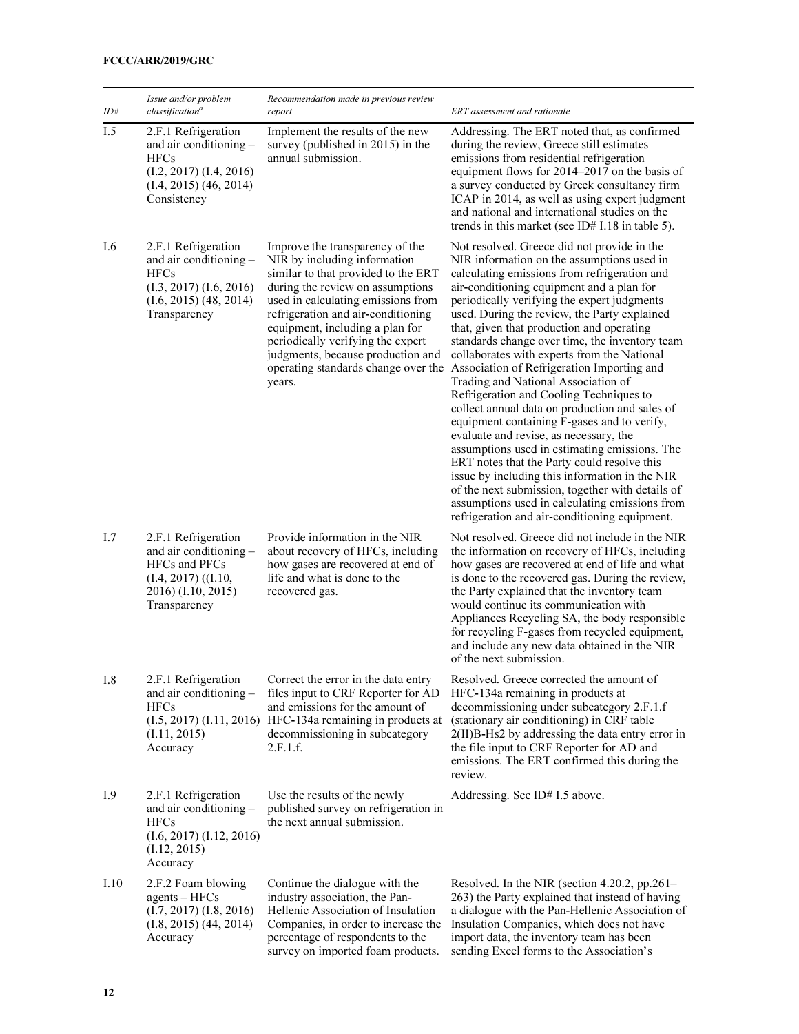| ID# | Issue and/or problem classification[a] | Recommendation made in previous review report | ERT assessment and rationale |
|---|---|---|---|
| I.5 | 2.F.1 Refrigeration and air conditioning – HFCs (I.2, 2017) (I.4, 2016) (I.4, 2015) (46, 2014) Consistency | Implement the results of the new survey (published in 2015) in the annual submission. | Addressing. The ERT noted that, as confirmed during the review, Greece still estimates emissions from residential refrigeration equipment flows for 2014–2017 on the basis of a survey conducted by Greek consultancy firm ICAP in 2014, as well as using expert judgment and national and international studies on the trends in this market (see ID# I.18 in table 5). |
| I.6 | 2.F.1 Refrigeration and air conditioning – HFCs (I.3, 2017) (I.6, 2016) (I.6, 2015) (48, 2014) Transparency | Improve the transparency of the NIR by including information similar to that provided to the ERT during the review on assumptions used in calculating emissions from refrigeration and air-conditioning equipment, including a plan for periodically verifying the expert judgments, because production and operating standards change over the years. | Not resolved. Greece did not provide in the NIR information on the assumptions used in calculating emissions from refrigeration and air-conditioning equipment and a plan for periodically verifying the expert judgments used. During the review, the Party explained that, given that production and operating standards change over time, the inventory team collaborates with experts from the National Association of Refrigeration Importing and Trading and National Association of Refrigeration and Cooling Techniques to collect annual data on production and sales of equipment containing F-gases and to verify, evaluate and revise, as necessary, the assumptions used in estimating emissions. The ERT notes that the Party could resolve this issue by including this information in the NIR of the next submission, together with details of assumptions used in calculating emissions from refrigeration and air-conditioning equipment. |
| I.7 | 2.F.1 Refrigeration and air conditioning – HFCs and PFCs (I.4, 2017) ((I.10, 2016) (I.10, 2015) Transparency | Provide information in the NIR about recovery of HFCs, including how gases are recovered at end of life and what is done to the recovered gas. | Not resolved. Greece did not include in the NIR the information on recovery of HFCs, including how gases are recovered at end of life and what is done to the recovered gas. During the review, the Party explained that the inventory team would continue its communication with Appliances Recycling SA, the body responsible for recycling F-gases from recycled equipment, and include any new data obtained in the NIR of the next submission. |
| I.8 | 2.F.1 Refrigeration and air conditioning – HFCs (I.5, 2017) (I.11, 2016) (I.11, 2015) Accuracy | Correct the error in the data entry files input to CRF Reporter for AD and emissions for the amount of HFC-134a remaining in products at decommissioning in subcategory 2.F.1.f. | Resolved. Greece corrected the amount of HFC-134a remaining in products at decommissioning under subcategory 2.F.1.f (stationary air conditioning) in CRF table 2(II)B-Hs2 by addressing the data entry error in the file input to CRF Reporter for AD and emissions. The ERT confirmed this during the review. |
| I.9 | 2.F.1 Refrigeration and air conditioning – HFCs (I.6, 2017) (I.12, 2016) (I.12, 2015) Accuracy | Use the results of the newly published survey on refrigeration in the next annual submission. | Addressing. See ID# I.5 above. |
| I.10 | 2.F.2 Foam blowing agents – HFCs (I.7, 2017) (I.8, 2016) (I.8, 2015) (44, 2014) Accuracy | Continue the dialogue with the industry association, the Pan-Hellenic Association of Insulation Companies, in order to increase the percentage of respondents to the survey on imported foam products. | Resolved. In the NIR (section 4.20.2, pp.261–263) the Party explained that instead of having a dialogue with the Pan-Hellenic Association of Insulation Companies, which does not have import data, the inventory team has been sending Excel forms to the Association's |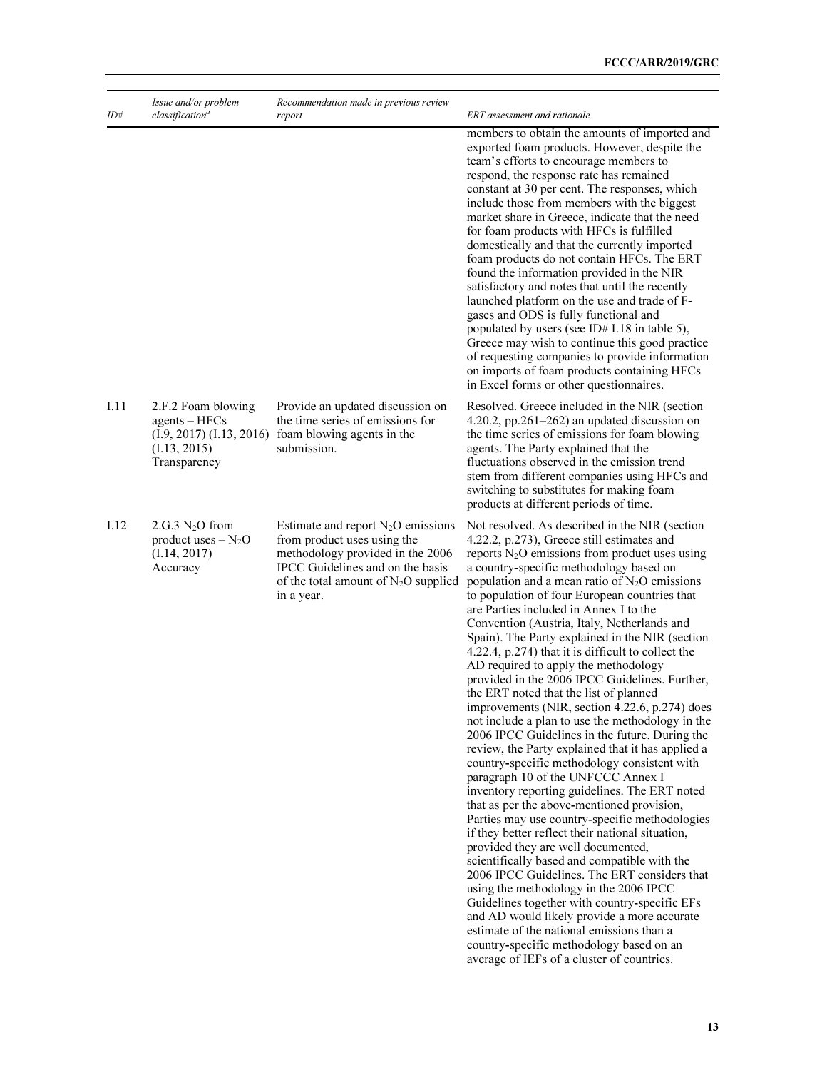| ID# | Issue and/or problem classification[a] | Recommendation made in previous review report | ERT assessment and rationale |
|---|---|---|---|
| | | | members to obtain the amounts of imported and exported foam products. However, despite the team's efforts to encourage members to respond, the response rate has remained constant at 30 per cent. The responses, which include those from members with the biggest market share in Greece, indicate that the need for foam products with HFCs is fulfilled domestically and that the currently imported foam products do not contain HFCs. The ERT found the information provided in the NIR satisfactory and notes that until the recently launched platform on the use and trade of F-gases and ODS is fully functional and populated by users (see ID# I.18 in table 5), Greece may wish to continue this good practice of requesting companies to provide information on imports of foam products containing HFCs in Excel forms or other questionnaires. |
| I.11 | 2.F.2 Foam blowing agents – HFCs (I.9, 2017) (I.13, 2016) (I.13, 2015) Transparency | Provide an updated discussion on the time series of emissions for foam blowing agents in the submission. | Resolved. Greece included in the NIR (section 4.20.2, pp.261–262) an updated discussion on the time series of emissions for foam blowing agents. The Party explained that the fluctuations observed in the emission trend stem from different companies using HFCs and switching to substitutes for making foam products at different periods of time. |
| I.12 | 2.G.3 $N_2O$ from product uses – $N_2O$ (I.14, 2017) Accuracy | Estimate and report $N_2O$ emissions from product uses using the methodology provided in the 2006 IPCC Guidelines and on the basis of the total amount of $N_2O$ supplied in a year. | Not resolved. As described in the NIR (section 4.22.2, p.273), Greece still estimates and reports $N_2O$ emissions from product uses using a country-specific methodology based on population and a mean ratio of $N_2O$ emissions to population of four European countries that are Parties included in Annex I to the Convention (Austria, Italy, Netherlands and Spain). The Party explained in the NIR (section 4.22.4, p.274) that it is difficult to collect the AD required to apply the methodology provided in the 2006 IPCC Guidelines. Further, the ERT noted that the list of planned improvements (NIR, section 4.22.6, p.274) does not include a plan to use the methodology in the 2006 IPCC Guidelines in the future. During the review, the Party explained that it has applied a country-specific methodology consistent with paragraph 10 of the UNFCCC Annex I inventory reporting guidelines. The ERT noted that as per the above-mentioned provision, Parties may use country-specific methodologies if they better reflect their national situation, provided they are well documented, scientifically based and compatible with the 2006 IPCC Guidelines. The ERT considers that using the methodology in the 2006 IPCC Guidelines together with country-specific EFs and AD would likely provide a more accurate estimate of the national emissions than a country-specific methodology based on an average of IEFs of a cluster of countries. |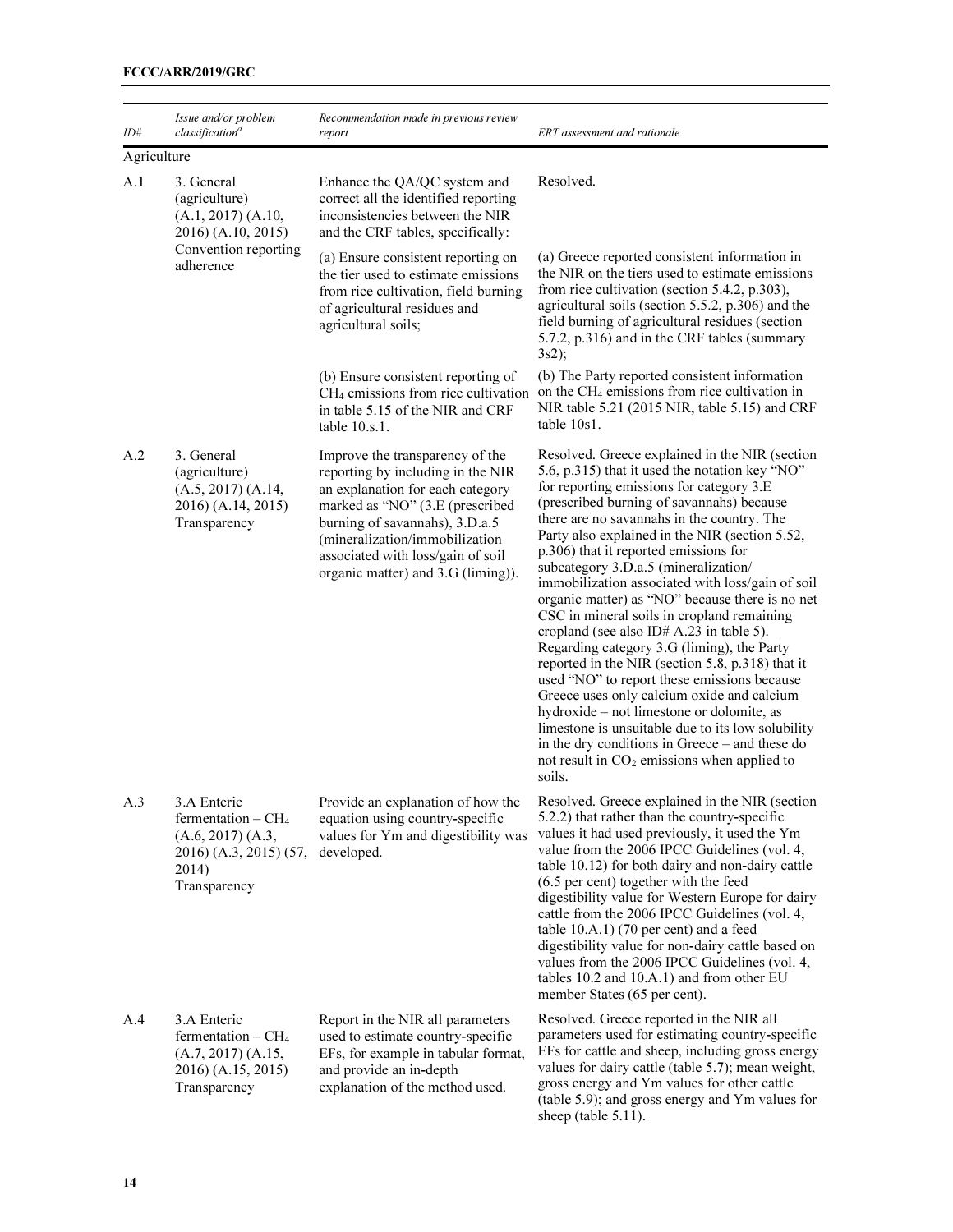| ID# | Issue and/or problem classification[a] | Recommendation made in previous review report | ERT assessment and rationale |
|---|---|---|---|
| Agriculture | | | |
| A.1 | 3. General (agriculture) (A.1, 2017) (A.10, 2016) (A.10, 2015) Convention reporting adherence | Enhance the QA/QC system and correct all the identified reporting inconsistencies between the NIR and the CRF tables, specifically: | Resolved. |
| | | (a) Ensure consistent reporting on the tier used to estimate emissions from rice cultivation, field burning of agricultural residues and agricultural soils; | (a) Greece reported consistent information in the NIR on the tiers used to estimate emissions from rice cultivation (section 5.4.2, p.303), agricultural soils (section 5.5.2, p.306) and the field burning of agricultural residues (section 5.7.2, p.316) and in the CRF tables (summary 3s2); |
| | | (b) Ensure consistent reporting of $CH_4$ emissions from rice cultivation in table 5.15 of the NIR and CRF table 10.s.1. | (b) The Party reported consistent information on the $CH_4$ emissions from rice cultivation in NIR table 5.21 (2015 NIR, table 5.15) and CRF table 10s1. |
| A.2 | 3. General (agriculture) (A.5, 2017) (A.14, 2016) (A.14, 2015) Transparency | Improve the transparency of the reporting by including in the NIR an explanation for each category marked as "NO" (3.E (prescribed burning of savannahs), 3.D.a.5 (mineralization/immobilization associated with loss/gain of soil organic matter) and 3.G (liming)). | Resolved. Greece explained in the NIR (section 5.6, p.315) that it used the notation key "NO" for reporting emissions for category 3.E (prescribed burning of savannahs) because there are no savannahs in the country. The Party also explained in the NIR (section 5.52, p.306) that it reported emissions for subcategory 3.D.a.5 (mineralization/ immobilization associated with loss/gain of soil organic matter) as "NO" because there is no net CSC in mineral soils in cropland remaining cropland (see also ID# A.23 in table 5). Regarding category 3.G (liming), the Party reported in the NIR (section 5.8, p.318) that it used "NO" to report these emissions because Greece uses only calcium oxide and calcium hydroxide – not limestone or dolomite, as limestone is unsuitable due to its low solubility in the dry conditions in Greece – and these do not result in $CO_2$ emissions when applied to soils. |
| A.3 | 3.A Enteric fermentation – $CH_4$ (A.6, 2017) (A.3, 2016) (A.3, 2015) (57, 2014) Transparency | Provide an explanation of how the equation using country-specific values for Ym and digestibility was developed. | Resolved. Greece explained in the NIR (section 5.2.2) that rather than the country-specific values it had used previously, it used the Ym value from the 2006 IPCC Guidelines (vol. 4, table 10.12) for both dairy and non-dairy cattle (6.5 per cent) together with the feed digestibility value for Western Europe for dairy cattle from the 2006 IPCC Guidelines (vol. 4, table 10.A.1) (70 per cent) and a feed digestibility value for non-dairy cattle based on values from the 2006 IPCC Guidelines (vol. 4, tables 10.2 and 10.A.1) and from other EU member States (65 per cent). |
| A.4 | 3.A Enteric fermentation – $CH_4$ (A.7, 2017) (A.15, 2016) (A.15, 2015) Transparency | Report in the NIR all parameters used to estimate country-specific EFs, for example in tabular format, and provide an in-depth explanation of the method used. | Resolved. Greece reported in the NIR all parameters used for estimating country-specific EFs for cattle and sheep, including gross energy values for dairy cattle (table 5.7); mean weight, gross energy and Ym values for other cattle (table 5.9); and gross energy and Ym values for sheep (table 5.11). |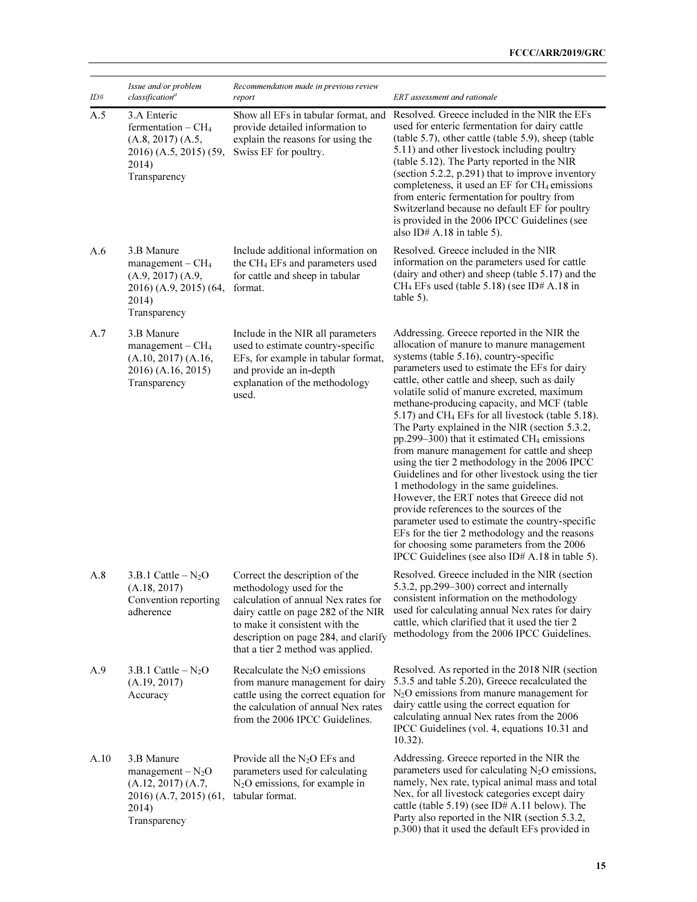| ID# | Issue and/or problem classification[a] | Recommendation made in previous review report | ERT assessment and rationale |
| --- | --- | --- | --- |
| A.5 | 3.A Enteric fermentation – $CH_4$ (A.8, 2017) (A.5, 2016) (A.5, 2015) (59, 2014) Transparency | Show all EFs in tabular format, and provide detailed information to explain the reasons for using the Swiss EF for poultry. | Resolved. Greece included in the NIR the EFs used for enteric fermentation for dairy cattle (table 5.7), other cattle (table 5.9), sheep (table 5.11) and other livestock including poultry (table 5.12). The Party reported in the NIR (section 5.2.2, p.291) that to improve inventory completeness, it used an EF for $CH_4$ emissions from enteric fermentation for poultry from Switzerland because no default EF for poultry is provided in the 2006 IPCC Guidelines (see also ID# A.18 in table 5). |
| A.6 | 3.B Manure management – $CH_4$ (A.9, 2017) (A.9, 2016) (A.9, 2015) (64, 2014) Transparency | Include additional information on the $CH_4$ EFs and parameters used for cattle and sheep in tabular format. | Resolved. Greece included in the NIR information on the parameters used for cattle (dairy and other) and sheep (table 5.17) and the $CH_4$ EFs used (table 5.18) (see ID# A.18 in table 5). |
| A.7 | 3.B Manure management – $CH_4$ (A.10, 2017) (A.16, 2016) (A.16, 2015) Transparency | Include in the NIR all parameters used to estimate country-specific EFs, for example in tabular format, and provide an in-depth explanation of the methodology used. | Addressing. Greece reported in the NIR the allocation of manure to manure management systems (table 5.16), country-specific parameters used to estimate the EFs for dairy cattle, other cattle and sheep, such as daily volatile solid of manure excreted, maximum methane-producing capacity, and MCF (table 5.17) and $CH_4$ EFs for all livestock (table 5.18). The Party explained in the NIR (section 5.3.2, pp.299–300) that it estimated $CH_4$ emissions from manure management for cattle and sheep using the tier 2 methodology in the 2006 IPCC Guidelines and for other livestock using the tier 1 methodology in the same guidelines. However, the ERT notes that Greece did not provide references to the sources of the parameter used to estimate the country-specific EFs for the tier 2 methodology and the reasons for choosing some parameters from the 2006 IPCC Guidelines (see also ID# A.18 in table 5). |
| A.8 | 3.B.1 Cattle – $N_2O$ (A.18, 2017) Convention reporting adherence | Correct the description of the methodology used for the calculation of annual Nex rates for dairy cattle on page 282 of the NIR to make it consistent with the description on page 284, and clarify that a tier 2 method was applied. | Resolved. Greece included in the NIR (section 5.3.2, pp.299–300) correct and internally consistent information on the methodology used for calculating annual Nex rates for dairy cattle, which clarified that it used the tier 2 methodology from the 2006 IPCC Guidelines. |
| A.9 | 3.B.1 Cattle – $N_2O$ (A.19, 2017) Accuracy | Recalculate the $N_2O$ emissions from manure management for dairy cattle using the correct equation for the calculation of annual Nex rates from the 2006 IPCC Guidelines. | Resolved. As reported in the 2018 NIR (section 5.3.5 and table 5.20), Greece recalculated the $N_2O$ emissions from manure management for dairy cattle using the correct equation for calculating annual Nex rates from the 2006 IPCC Guidelines (vol. 4, equations 10.31 and 10.32). |
| A.10 | 3.B Manure management – $N_2O$ (A.12, 2017) (A.7, 2016) (A.7, 2015) (61, 2014) Transparency | Provide all the $N_2O$ EFs and parameters used for calculating $N_2O$ emissions, for example in tabular format. | Addressing. Greece reported in the NIR the parameters used for calculating $N_2O$ emissions, namely, Nex rate, typical animal mass and total Nex, for all livestock categories except dairy cattle (table 5.19) (see ID# A.11 below). The Party also reported in the NIR (section 5.3.2, p.300) that it used the default EFs provided in |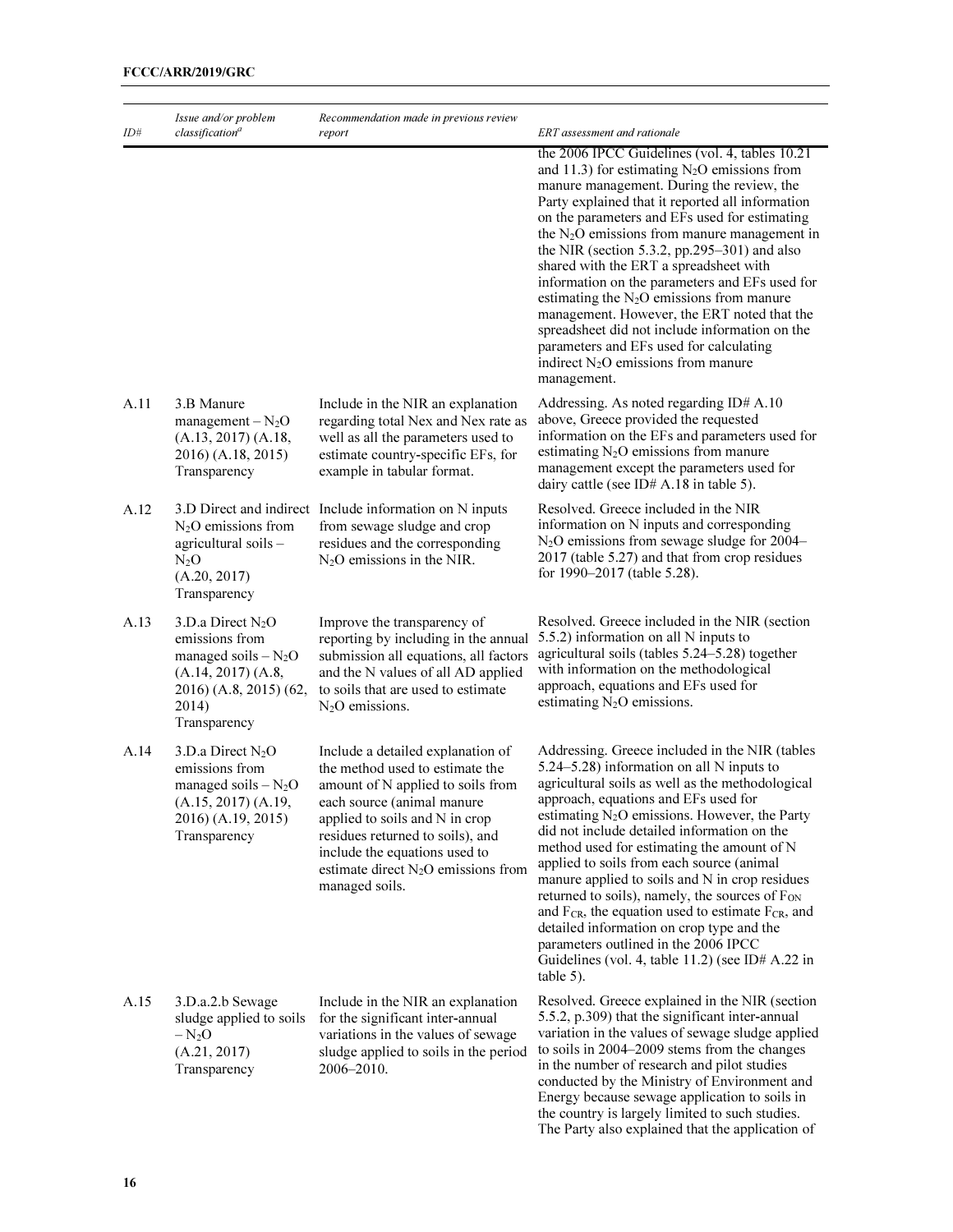| ID# | Issue and/or problem classification[a] | Recommendation made in previous review report | ERT assessment and rationale |
|---|---|---|---|
| | | | the 2006 IPCC Guidelines (vol. 4, tables 10.21 and 11.3) for estimating $N_2O$ emissions from manure management. During the review, the Party explained that it reported all information on the parameters and EFs used for estimating the $N_2O$ emissions from manure management in the NIR (section 5.3.2, pp.295–301) and also shared with the ERT a spreadsheet with information on the parameters and EFs used for estimating the $N_2O$ emissions from manure management. However, the ERT noted that the spreadsheet did not include information on the parameters and EFs used for calculating indirect $N_2O$ emissions from manure management. |
| A.11 | 3.B Manure management – $N_2O$ (A.13, 2017) (A.18, 2016) (A.18, 2015) Transparency | Include in the NIR an explanation regarding total Nex and Nex rate as well as all the parameters used to estimate country-specific EFs, for example in tabular format. | Addressing. As noted regarding ID# A.10 above, Greece provided the requested information on the EFs and parameters used for estimating $N_2O$ emissions from manure management except the parameters used for dairy cattle (see ID# A.18 in table 5). |
| A.12 | 3.D Direct and indirect $N_2O$ emissions from agricultural soils – $N_2O$ (A.20, 2017) Transparency | Include information on N inputs from sewage sludge and crop residues and the corresponding $N_2O$ emissions in the NIR. | Resolved. Greece included in the NIR information on N inputs and corresponding $N_2O$ emissions from sewage sludge for 2004–2017 (table 5.27) and that from crop residues for 1990–2017 (table 5.28). |
| A.13 | 3.D.a Direct $N_2O$ emissions from managed soils – $N_2O$ (A.14, 2017) (A.8, 2016) (A.8, 2015) (62, 2014) Transparency | Improve the transparency of reporting by including in the annual submission all equations, all factors and the N values of all AD applied to soils that are used to estimate $N_2O$ emissions. | Resolved. Greece included in the NIR (section 5.5.2) information on all N inputs to agricultural soils (tables 5.24–5.28) together with information on the methodological approach, equations and EFs used for estimating $N_2O$ emissions. |
| A.14 | 3.D.a Direct $N_2O$ emissions from managed soils – $N_2O$ (A.15, 2017) (A.19, 2016) (A.19, 2015) Transparency | Include a detailed explanation of the method used to estimate the amount of N applied to soils from each source (animal manure applied to soils and N in crop residues returned to soils), and include the equations used to estimate direct $N_2O$ emissions from managed soils. | Addressing. Greece included in the NIR (tables 5.24–5.28) information on all N inputs to agricultural soils as well as the methodological approach, equations and EFs used for estimating $N_2O$ emissions. However, the Party did not include detailed information on the method used for estimating the amount of N applied to soils from each source (animal manure applied to soils and N in crop residues returned to soils), namely, the sources of $F_{ON}$ and $F_{CR}$, the equation used to estimate $F_{CR}$, and detailed information on crop type and the parameters outlined in the 2006 IPCC Guidelines (vol. 4, table 11.2) (see ID# A.22 in table 5). |
| A.15 | 3.D.a.2.b Sewage sludge applied to soils – $N_2O$ (A.21, 2017) Transparency | Include in the NIR an explanation for the significant inter-annual variations in the values of sewage sludge applied to soils in the period 2006–2010. | Resolved. Greece explained in the NIR (section 5.5.2, p.309) that the significant inter-annual variation in the values of sewage sludge applied to soils in 2004–2009 stems from the changes in the number of research and pilot studies conducted by the Ministry of Environment and Energy because sewage application to soils in the country is largely limited to such studies. The Party also explained that the application of |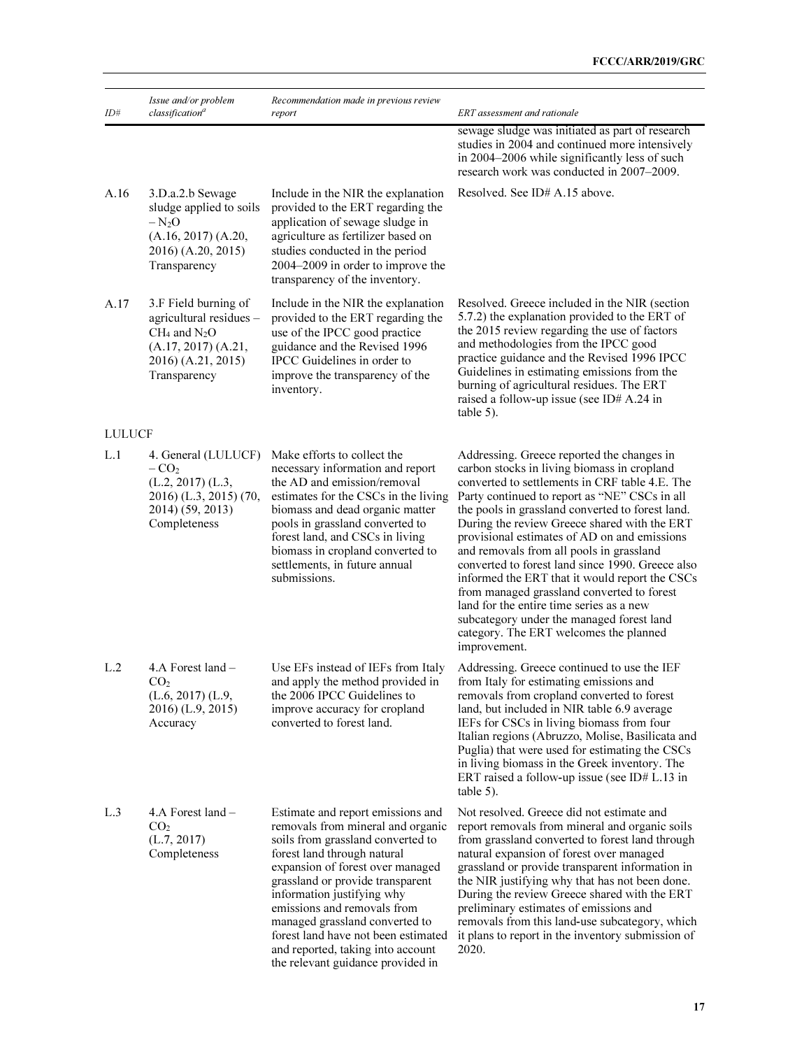| ID# | Issue and/or problem classification[a] | Recommendation made in previous review report | ERT assessment and rationale |
|---|---|---|---|
| | | | sewage sludge was initiated as part of research studies in 2004 and continued more intensively in 2004–2006 while significantly less of such research work was conducted in 2007–2009. |
| A.16 | 3.D.a.2.b Sewage sludge applied to soils – $N_2O$ (A.16, 2017) (A.20, 2016) (A.20, 2015) Transparency | Include in the NIR the explanation provided to the ERT regarding the application of sewage sludge in agriculture as fertilizer based on studies conducted in the period 2004–2009 in order to improve the transparency of the inventory. | Resolved. See ID# A.15 above. |
| A.17 | 3.F Field burning of agricultural residues – $CH_4$ and $N_2O$ (A.17, 2017) (A.21, 2016) (A.21, 2015) Transparency | Include in the NIR the explanation provided to the ERT regarding the use of the IPCC good practice guidance and the Revised 1996 IPCC Guidelines in order to improve the transparency of the inventory. | Resolved. Greece included in the NIR (section 5.7.2) the explanation provided to the ERT of the 2015 review regarding the use of factors and methodologies from the IPCC good practice guidance and the Revised 1996 IPCC Guidelines in estimating emissions from the burning of agricultural residues. The ERT raised a follow-up issue (see ID# A.24 in table 5). |
| LULUCF | | | |
| L.1 | 4. General (LULUCF) – $CO_2$ (L.2, 2017) (L.3, 2016) (L.3, 2015) (70, 2014) (59, 2013) Completeness | Make efforts to collect the necessary information and report the AD and emission/removal estimates for the CSCs in the living biomass and dead organic matter pools in grassland converted to forest land, and CSCs in living biomass in cropland converted to settlements, in future annual submissions. | Addressing. Greece reported the changes in carbon stocks in living biomass in cropland converted to settlements in CRF table 4.E. The Party continued to report as "NE" CSCs in all the pools in grassland converted to forest land. During the review Greece shared with the ERT provisional estimates of AD on and emissions and removals from all pools in grassland converted to forest land since 1990. Greece also informed the ERT that it would report the CSCs from managed grassland converted to forest land for the entire time series as a new subcategory under the managed forest land category. The ERT welcomes the planned improvement. |
| L.2 | 4.A Forest land – $CO_2$ (L.6, 2017) (L.9, 2016) (L.9, 2015) Accuracy | Use EFs instead of IEFs from Italy and apply the method provided in the 2006 IPCC Guidelines to improve accuracy for cropland converted to forest land. | Addressing. Greece continued to use the IEF from Italy for estimating emissions and removals from cropland converted to forest land, but included in NIR table 6.9 average IEFs for CSCs in living biomass from four Italian regions (Abruzzo, Molise, Basilicata and Puglia) that were used for estimating the CSCs in living biomass in the Greek inventory. The ERT raised a follow-up issue (see ID# L.13 in table 5). |
| L.3 | 4.A Forest land – $CO_2$ (L.7, 2017) Completeness | Estimate and report emissions and removals from mineral and organic soils from grassland converted to forest land through natural expansion of forest over managed grassland or provide transparent information justifying why emissions and removals from managed grassland converted to forest land have not been estimated and reported, taking into account the relevant guidance provided in | Not resolved. Greece did not estimate and report removals from mineral and organic soils from grassland converted to forest land through natural expansion of forest over managed grassland or provide transparent information in the NIR justifying why that has not been done. During the review Greece shared with the ERT preliminary estimates of emissions and removals from this land-use subcategory, which it plans to report in the inventory submission of 2020. |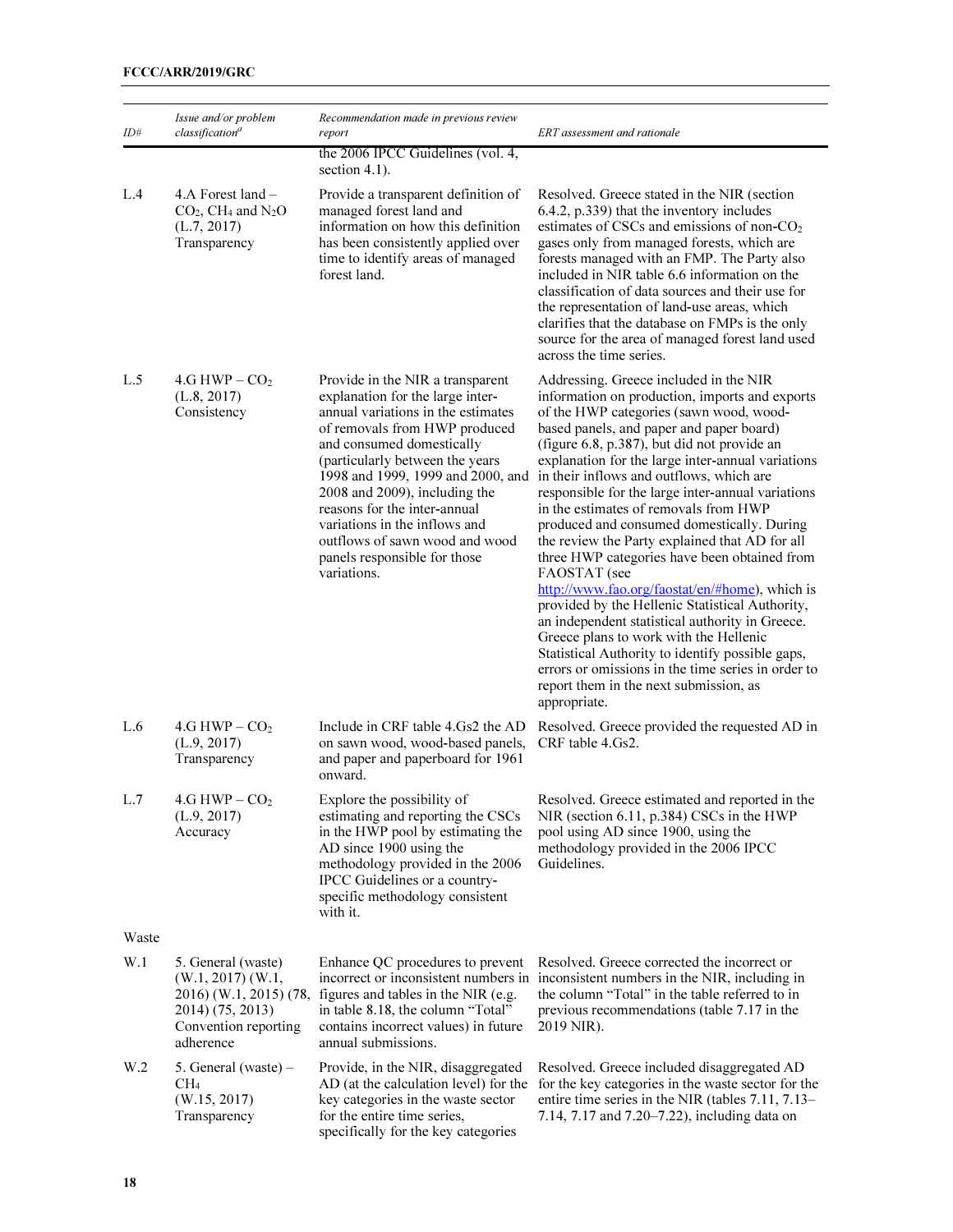| ID# | Issue and/or problem classification[a] | Recommendation made in previous review report | ERT assessment and rationale |
|---|---|---|---|
| | | the 2006 IPCC Guidelines (vol. 4, section 4.1). | |
| L.4 | 4.A Forest land – $CO_2$, $CH_4$ and $N_2O$ (L.7, 2017) Transparency | Provide a transparent definition of managed forest land and information on how this definition has been consistently applied over time to identify areas of managed forest land. | Resolved. Greece stated in the NIR (section 6.4.2, p.339) that the inventory includes estimates of CSCs and emissions of non-$CO_2$ gases only from managed forests, which are forests managed with an FMP. The Party also included in NIR table 6.6 information on the classification of data sources and their use for the representation of land-use areas, which clarifies that the database on FMPs is the only source for the area of managed forest land used across the time series. |
| L.5 | 4.G HWP – $CO_2$ (L.8, 2017) Consistency | Provide in the NIR a transparent explanation for the large inter-annual variations in the estimates of removals from HWP produced and consumed domestically (particularly between the years 1998 and 1999, 1999 and 2000, and 2008 and 2009), including the reasons for the inter-annual variations in the inflows and outflows of sawn wood and wood panels responsible for those variations. | Addressing. Greece included in the NIR information on production, imports and exports of the HWP categories (sawn wood, wood-based panels, and paper and paper board) (figure 6.8, p.387), but did not provide an explanation for the large inter-annual variations in their inflows and outflows, which are responsible for the large inter-annual variations in the estimates of removals from HWP produced and consumed domestically. During the review the Party explained that AD for all three HWP categories have been obtained from FAOSTAT (see http://www.fao.org/faostat/en/#home), which is provided by the Hellenic Statistical Authority, an independent statistical authority in Greece. Greece plans to work with the Hellenic Statistical Authority to identify possible gaps, errors or omissions in the time series in order to report them in the next submission, as appropriate. |
| L.6 | 4.G HWP – $CO_2$ (L.9, 2017) Transparency | Include in CRF table 4.Gs2 the AD on sawn wood, wood-based panels, and paper and paperboard for 1961 onward. | Resolved. Greece provided the requested AD in CRF table 4.Gs2. |
| L.7 | 4.G HWP – $CO_2$ (L.9, 2017) Accuracy | Explore the possibility of estimating and reporting the CSCs in the HWP pool by estimating the AD since 1900 using the methodology provided in the 2006 IPCC Guidelines or a country-specific methodology consistent with it. | Resolved. Greece estimated and reported in the NIR (section 6.11, p.384) CSCs in the HWP pool using AD since 1900, using the methodology provided in the 2006 IPCC Guidelines. |
| Waste | | | |
| W.1 | 5. General (waste) (W.1, 2017) (W.1, 2016) (W.1, 2015) (78, 2014) (75, 2013) Convention reporting adherence | Enhance QC procedures to prevent incorrect or inconsistent numbers in figures and tables in the NIR (e.g. in table 8.18, the column "Total" contains incorrect values) in future annual submissions. | Resolved. Greece corrected the incorrect or inconsistent numbers in the NIR, including in the column "Total" in the table referred to in previous recommendations (table 7.17 in the 2019 NIR). |
| W.2 | 5. General (waste) – $CH_4$ (W.15, 2017) Transparency | Provide, in the NIR, disaggregated AD (at the calculation level) for the key categories in the waste sector for the entire time series, specifically for the key categories | Resolved. Greece included disaggregated AD for the key categories in the waste sector for the entire time series in the NIR (tables 7.11, 7.13–7.14, 7.17 and 7.20–7.22), including data on |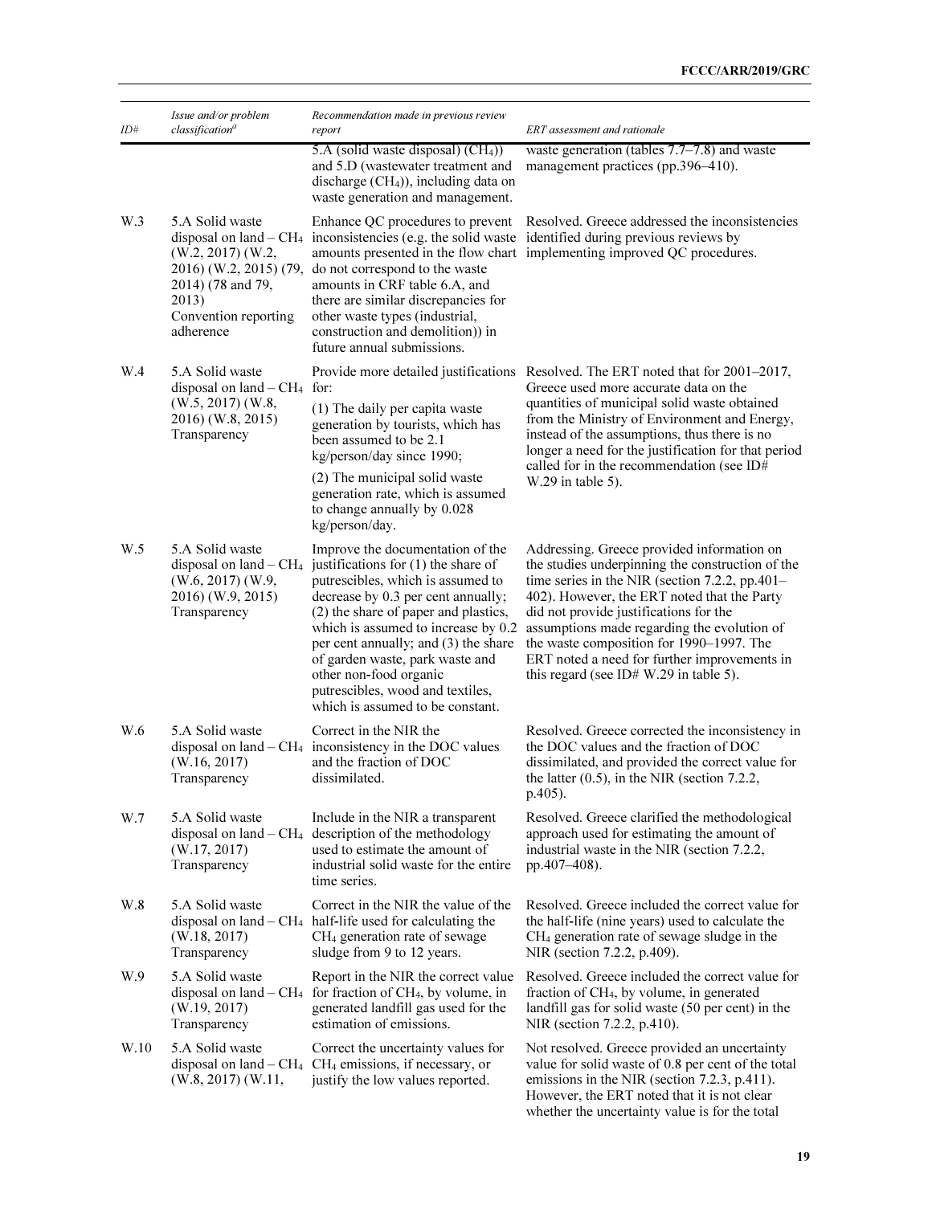| ID# | Issue and/or problem classification[a] | Recommendation made in previous review report | ERT assessment and rationale |
|---|---|---|---|
| | | 5.A (solid waste disposal) ($CH_4$)) and 5.D (wastewater treatment and discharge ($CH_4$)), including data on waste generation and management. | waste generation (tables 7.7–7.8) and waste management practices (pp.396–410). |
| W.3 | 5.A Solid waste disposal on land – $CH_4$ (W.2, 2017) (W.2, 2016) (W.2, 2015) (79, 2014) (78 and 79, 2013) Convention reporting adherence | Enhance QC procedures to prevent inconsistencies (e.g. the solid waste amounts presented in the flow chart do not correspond to the waste amounts in CRF table 6.A, and there are similar discrepancies for other waste types (industrial, construction and demolition)) in future annual submissions. | Resolved. Greece addressed the inconsistencies identified during previous reviews by implementing improved QC procedures. |
| W.4 | 5.A Solid waste disposal on land – $CH_4$ (W.5, 2017) (W.8, 2016) (W.8, 2015) Transparency | Provide more detailed justifications for:<br>(1) The daily per capita waste generation by tourists, which has been assumed to be 2.1 kg/person/day since 1990;<br>(2) The municipal solid waste generation rate, which is assumed to change annually by 0.028 kg/person/day. | Resolved. The ERT noted that for 2001–2017, Greece used more accurate data on the quantities of municipal solid waste obtained from the Ministry of Environment and Energy, instead of the assumptions, thus there is no longer a need for the justification for that period called for in the recommendation (see ID# W.29 in table 5). |
| W.5 | 5.A Solid waste disposal on land – $CH_4$ (W.6, 2017) (W.9, 2016) (W.9, 2015) Transparency | Improve the documentation of the justifications for (1) the share of putrescibles, which is assumed to decrease by 0.3 per cent annually; (2) the share of paper and plastics, which is assumed to increase by 0.2 per cent annually; and (3) the share of garden waste, park waste and other non-food organic putrescibles, wood and textiles, which is assumed to be constant. | Addressing. Greece provided information on the studies underpinning the construction of the time series in the NIR (section 7.2.2, pp.401–402). However, the ERT noted that the Party did not provide justifications for the assumptions made regarding the evolution of the waste composition for 1990–1997. The ERT noted a need for further improvements in this regard (see ID# W.29 in table 5). |
| W.6 | 5.A Solid waste disposal on land – $CH_4$ (W.16, 2017) Transparency | Correct in the NIR the inconsistency in the DOC values and the fraction of DOC dissimilated. | Resolved. Greece corrected the inconsistency in the DOC values and the fraction of DOC dissimilated, and provided the correct value for the latter (0.5), in the NIR (section 7.2.2, p.405). |
| W.7 | 5.A Solid waste disposal on land – $CH_4$ (W.17, 2017) Transparency | Include in the NIR a transparent description of the methodology used to estimate the amount of industrial solid waste for the entire time series. | Resolved. Greece clarified the methodological approach used for estimating the amount of industrial waste in the NIR (section 7.2.2, pp.407–408). |
| W.8 | 5.A Solid waste disposal on land – $CH_4$ (W.18, 2017) Transparency | Correct in the NIR the value of the half-life used for calculating the $CH_4$ generation rate of sewage sludge from 9 to 12 years. | Resolved. Greece included the correct value for the half-life (nine years) used to calculate the $CH_4$ generation rate of sewage sludge in the NIR (section 7.2.2, p.409). |
| W.9 | 5.A Solid waste disposal on land – $CH_4$ (W.19, 2017) Transparency | Report in the NIR the correct value for fraction of $CH_4$, by volume, in generated landfill gas used for the estimation of emissions. | Resolved. Greece included the correct value for fraction of $CH_4$, by volume, in generated landfill gas for solid waste (50 per cent) in the NIR (section 7.2.2, p.410). |
| W.10 | 5.A Solid waste disposal on land – $CH_4$ (W.8, 2017) (W.11, | Correct the uncertainty values for $CH_4$ emissions, if necessary, or justify the low values reported. | Not resolved. Greece provided an uncertainty value for solid waste of 0.8 per cent of the total emissions in the NIR (section 7.2.3, p.411). However, the ERT noted that it is not clear whether the uncertainty value is for the total |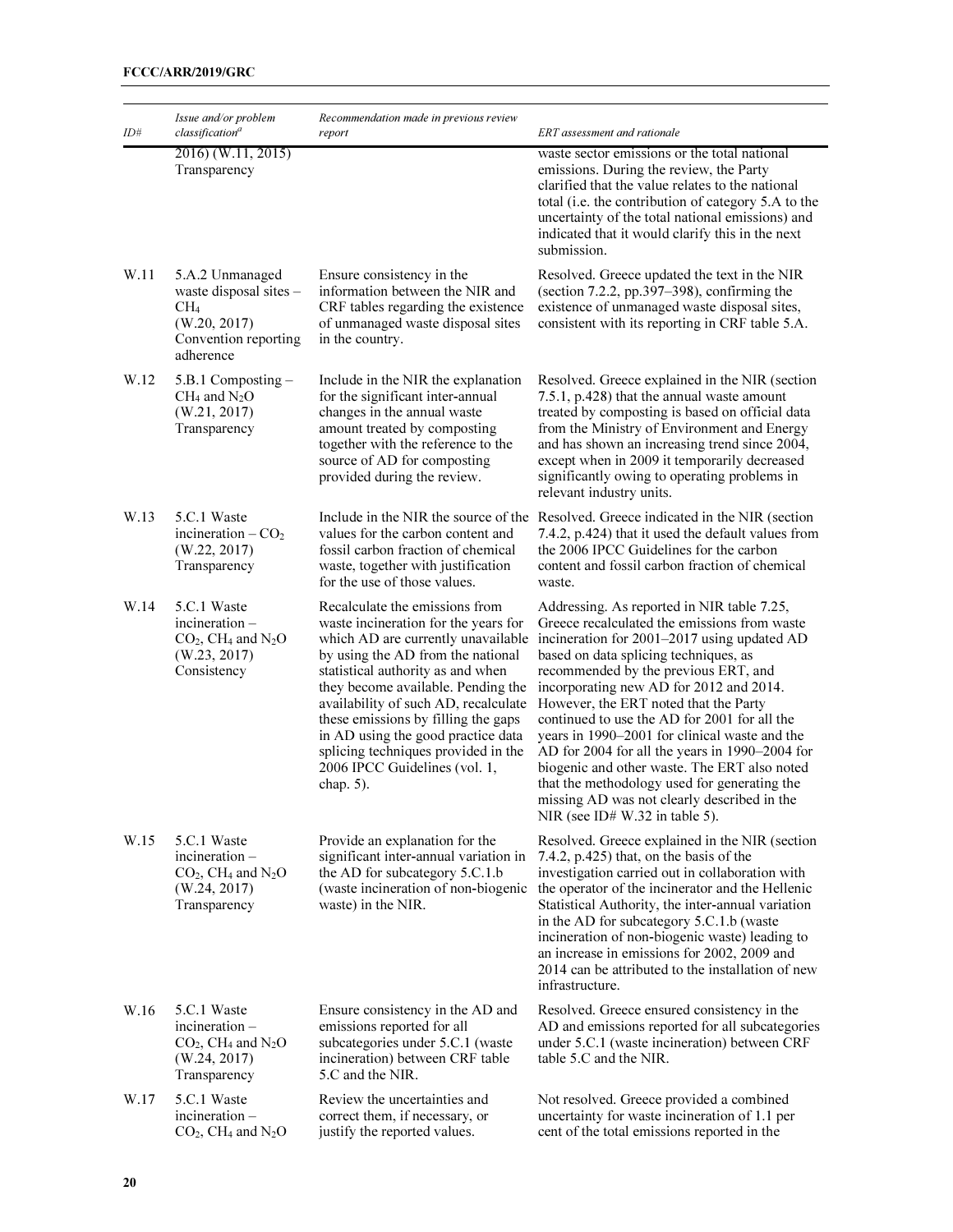| ID# | Issue and/or problem classification[a] | Recommendation made in previous review report | ERT assessment and rationale |
|---|---|---|---|
| | 2016) (W.11, 2015) Transparency | | waste sector emissions or the total national emissions. During the review, the Party clarified that the value relates to the national total (i.e. the contribution of category 5.A to the uncertainty of the total national emissions) and indicated that it would clarify this in the next submission. |
| W.11 | 5.A.2 Unmanaged waste disposal sites – $CH_4$ (W.20, 2017) Convention reporting adherence | Ensure consistency in the information between the NIR and CRF tables regarding the existence of unmanaged waste disposal sites in the country. | Resolved. Greece updated the text in the NIR (section 7.2.2, pp.397–398), confirming the existence of unmanaged waste disposal sites, consistent with its reporting in CRF table 5.A. |
| W.12 | 5.B.1 Composting – $CH_4$ and $N_2O$ (W.21, 2017) Transparency | Include in the NIR the explanation for the significant inter-annual changes in the annual waste amount treated by composting together with the reference to the source of AD for composting provided during the review. | Resolved. Greece explained in the NIR (section 7.5.1, p.428) that the annual waste amount treated by composting is based on official data from the Ministry of Environment and Energy and has shown an increasing trend since 2004, except when in 2009 it temporarily decreased significantly owing to operating problems in relevant industry units. |
| W.13 | 5.C.1 Waste incineration – $CO_2$ (W.22, 2017) Transparency | Include in the NIR the source of the values for the carbon content and fossil carbon fraction of chemical waste, together with justification for the use of those values. | Resolved. Greece indicated in the NIR (section 7.4.2, p.424) that it used the default values from the 2006 IPCC Guidelines for the carbon content and fossil carbon fraction of chemical waste. |
| W.14 | 5.C.1 Waste incineration – $CO_2$, $CH_4$ and $N_2O$ (W.23, 2017) Consistency | Recalculate the emissions from waste incineration for the years for which AD are currently unavailable by using the AD from the national statistical authority as and when they become available. Pending the availability of such AD, recalculate these emissions by filling the gaps in AD using the good practice data splicing techniques provided in the 2006 IPCC Guidelines (vol. 1, chap. 5). | Addressing. As reported in NIR table 7.25, Greece recalculated the emissions from waste incineration for 2001–2017 using updated AD based on data splicing techniques, as recommended by the previous ERT, and incorporating new AD for 2012 and 2014. However, the ERT noted that the Party continued to use the AD for 2001 for all the years in 1990–2001 for clinical waste and the AD for 2004 for all the years in 1990–2004 for biogenic and other waste. The ERT also noted that the methodology used for generating the missing AD was not clearly described in the NIR (see ID# W.32 in table 5). |
| W.15 | 5.C.1 Waste incineration – $CO_2$, $CH_4$ and $N_2O$ (W.24, 2017) Transparency | Provide an explanation for the significant inter-annual variation in the AD for subcategory 5.C.1.b (waste incineration of non-biogenic waste) in the NIR. | Resolved. Greece explained in the NIR (section 7.4.2, p.425) that, on the basis of the investigation carried out in collaboration with the operator of the incinerator and the Hellenic Statistical Authority, the inter-annual variation in the AD for subcategory 5.C.1.b (waste incineration of non-biogenic waste) leading to an increase in emissions for 2002, 2009 and 2014 can be attributed to the installation of new infrastructure. |
| W.16 | 5.C.1 Waste incineration – $CO_2$, $CH_4$ and $N_2O$ (W.24, 2017) Transparency | Ensure consistency in the AD and emissions reported for all subcategories under 5.C.1 (waste incineration) between CRF table 5.C and the NIR. | Resolved. Greece ensured consistency in the AD and emissions reported for all subcategories under 5.C.1 (waste incineration) between CRF table 5.C and the NIR. |
| W.17 | 5.C.1 Waste incineration – $CO_2$, $CH_4$ and $N_2O$ | Review the uncertainties and correct them, if necessary, or justify the reported values. | Not resolved. Greece provided a combined uncertainty for waste incineration of 1.1 per cent of the total emissions reported in the |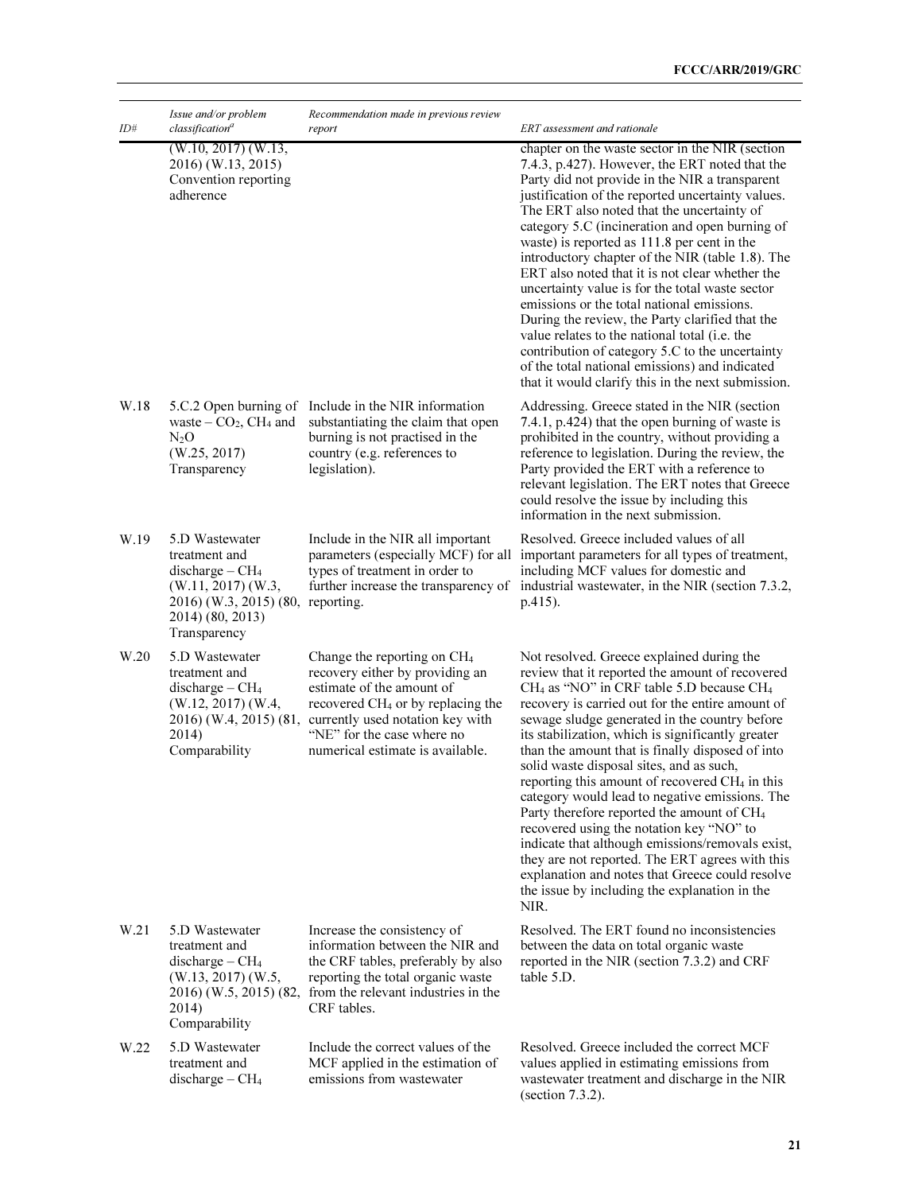| ID# | *Issue and/or problem classification*[a] | *Recommendation made in previous review report* | *ERT assessment and rationale* |
|---|---|---|---|
| | (W.10, 2017) (W.13, 2016) (W.13, 2015) Convention reporting adherence | | chapter on the waste sector in the NIR (section 7.4.3, p.427). However, the ERT noted that the Party did not provide in the NIR a transparent justification of the reported uncertainty values. The ERT also noted that the uncertainty of category 5.C (incineration and open burning of waste) is reported as 111.8 per cent in the introductory chapter of the NIR (table 1.8). The ERT also noted that it is not clear whether the uncertainty value is for the total waste sector emissions or the total national emissions. During the review, the Party clarified that the value relates to the national total (i.e. the contribution of category 5.C to the uncertainty of the total national emissions) and indicated that it would clarify this in the next submission. |
| W.18 | 5.C.2 Open burning of waste – $CO_2$, $CH_4$ and $N_2O$ (W.25, 2017) Transparency | Include in the NIR information substantiating the claim that open burning is not practised in the country (e.g. references to legislation). | Addressing. Greece stated in the NIR (section 7.4.1, p.424) that the open burning of waste is prohibited in the country, without providing a reference to legislation. During the review, the Party provided the ERT with a reference to relevant legislation. The ERT notes that Greece could resolve the issue by including this information in the next submission. |
| W.19 | 5.D Wastewater treatment and discharge – $CH_4$ (W.11, 2017) (W.3, 2016) (W.3, 2015) (80, 2014) (80, 2013) Transparency | Include in the NIR all important parameters (especially MCF) for all types of treatment in order to further increase the transparency of reporting. | Resolved. Greece included values of all important parameters for all types of treatment, including MCF values for domestic and industrial wastewater, in the NIR (section 7.3.2, p.415). |
| W.20 | 5.D Wastewater treatment and discharge – $CH_4$ (W.12, 2017) (W.4, 2016) (W.4, 2015) (81, 2014) Comparability | Change the reporting on $CH_4$ recovery either by providing an estimate of the amount of recovered $CH_4$ or by replacing the currently used notation key with "NE" for the case where no numerical estimate is available. | Not resolved. Greece explained during the review that it reported the amount of recovered $CH_4$ as "NO" in CRF table 5.D because $CH_4$ recovery is carried out for the entire amount of sewage sludge generated in the country before its stabilization, which is significantly greater than the amount that is finally disposed of into solid waste disposal sites, and as such, reporting this amount of recovered $CH_4$ in this category would lead to negative emissions. The Party therefore reported the amount of $CH_4$ recovered using the notation key "NO" to indicate that although emissions/removals exist, they are not reported. The ERT agrees with this explanation and notes that Greece could resolve the issue by including the explanation in the NIR. |
| W.21 | 5.D Wastewater treatment and discharge – $CH_4$ (W.13, 2017) (W.5, 2016) (W.5, 2015) (82, 2014) Comparability | Increase the consistency of information between the NIR and the CRF tables, preferably by also reporting the total organic waste from the relevant industries in the CRF tables. | Resolved. The ERT found no inconsistencies between the data on total organic waste reported in the NIR (section 7.3.2) and CRF table 5.D. |
| W.22 | 5.D Wastewater treatment and discharge – $CH_4$ | Include the correct values of the MCF applied in the estimation of emissions from wastewater | Resolved. Greece included the correct MCF values applied in estimating emissions from wastewater treatment and discharge in the NIR (section 7.3.2). |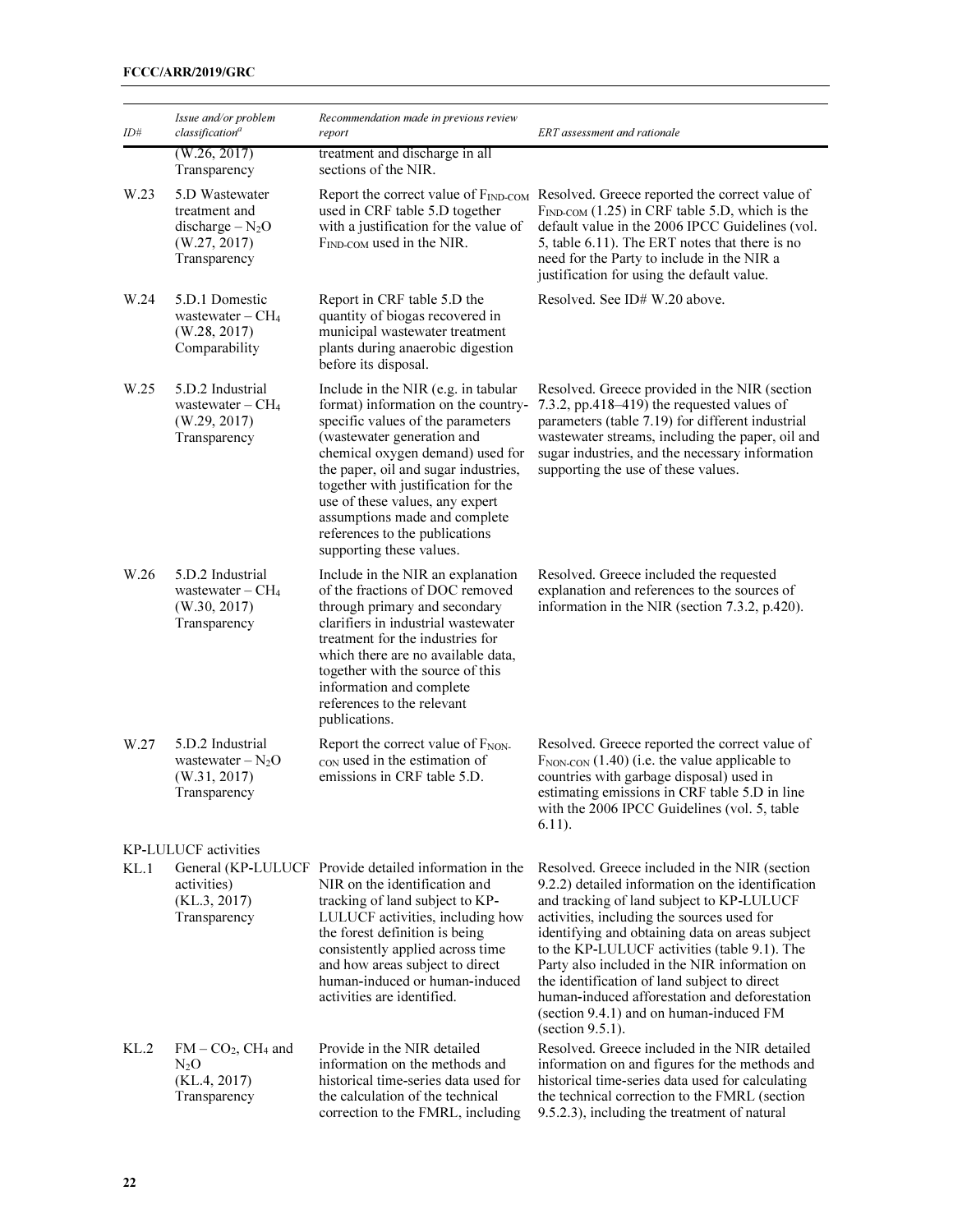| ID# | Issue and/or problem classification[a] | Recommendation made in previous review report | ERT assessment and rationale |
|---|---|---|---|
| | (W.26, 2017) Transparency | treatment and discharge in all sections of the NIR. | |
| W.23 | 5.D Wastewater treatment and discharge – $N_2O$ (W.27, 2017) Transparency | Report the correct value of $F_{IND-COM}$ used in CRF table 5.D together with a justification for the value of $F_{IND-COM}$ used in the NIR. | Resolved. Greece reported the correct value of $F_{IND-COM}$ (1.25) in CRF table 5.D, which is the default value in the 2006 IPCC Guidelines (vol. 5, table 6.11). The ERT notes that there is no need for the Party to include in the NIR a justification for using the default value. |
| W.24 | 5.D.1 Domestic wastewater – $CH_4$ (W.28, 2017) Comparability | Report in CRF table 5.D the quantity of biogas recovered in municipal wastewater treatment plants during anaerobic digestion before its disposal. | Resolved. See ID# W.20 above. |
| W.25 | 5.D.2 Industrial wastewater – $CH_4$ (W.29, 2017) Transparency | Include in the NIR (e.g. in tabular format) information on the country-specific values of the parameters (wastewater generation and chemical oxygen demand) used for the paper, oil and sugar industries, together with justification for the use of these values, any expert assumptions made and complete references to the publications supporting these values. | Resolved. Greece provided in the NIR (section 7.3.2, pp.418–419) the requested values of parameters (table 7.19) for different industrial wastewater streams, including the paper, oil and sugar industries, and the necessary information supporting the use of these values. |
| W.26 | 5.D.2 Industrial wastewater – $CH_4$ (W.30, 2017) Transparency | Include in the NIR an explanation of the fractions of DOC removed through primary and secondary clarifiers in industrial wastewater treatment for the industries for which there are no available data, together with the source of this information and complete references to the relevant publications. | Resolved. Greece included the requested explanation and references to the sources of information in the NIR (section 7.3.2, p.420). |
| W.27 | 5.D.2 Industrial wastewater – $N_2O$ (W.31, 2017) Transparency | Report the correct value of $F_{NON-CON}$ used in the estimation of emissions in CRF table 5.D. | Resolved. Greece reported the correct value of $F_{NON-CON}$ (1.40) (i.e. the value applicable to countries with garbage disposal) used in estimating emissions in CRF table 5.D in line with the 2006 IPCC Guidelines (vol. 5, table 6.11). |
| KP-LULUCF activities | | | |
| KL.1 | General (KP-LULUCF activities) (KL.3, 2017) Transparency | Provide detailed information in the NIR on the identification and tracking of land subject to KP-LULUCF activities, including how the forest definition is being consistently applied across time and how areas subject to direct human-induced or human-induced activities are identified. | Resolved. Greece included in the NIR (section 9.2.2) detailed information on the identification and tracking of land subject to KP-LULUCF activities, including the sources used for identifying and obtaining data on areas subject to the KP-LULUCF activities (table 9.1). The Party also included in the NIR information on the identification of land subject to direct human-induced afforestation and deforestation (section 9.4.1) and on human-induced FM (section 9.5.1). |
| KL.2 | FM – $CO_2$, $CH_4$ and $N_2O$ (KL.4, 2017) Transparency | Provide in the NIR detailed information on the methods and historical time-series data used for the calculation of the technical correction to the FMRL, including | Resolved. Greece included in the NIR detailed information on and figures for the methods and historical time-series data used for calculating the technical correction to the FMRL (section 9.5.2.3), including the treatment of natural |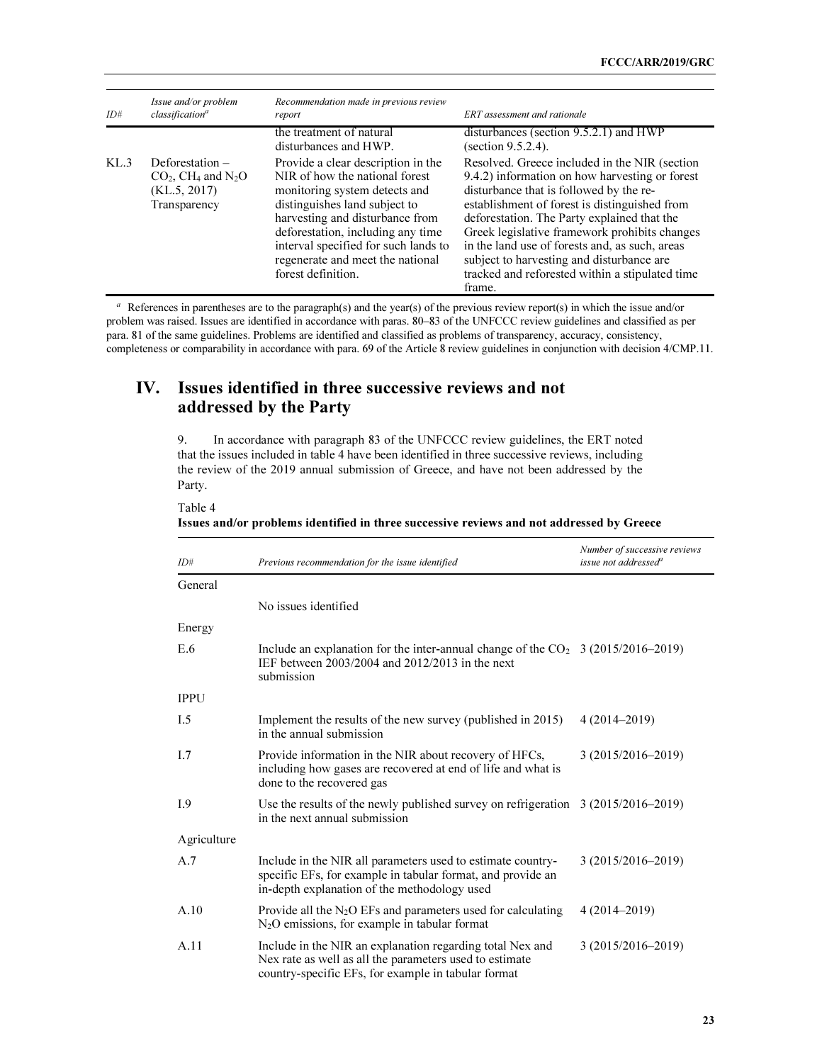| ID# | Issue and/or problem classification[a] | Recommendation made in previous review report | ERT assessment and rationale |
|---|---|---|---|
| | | the treatment of natural disturbances and HWP. | disturbances (section 9.5.2.1) and HWP (section 9.5.2.4). |
| KL.3 | Deforestation – $CO_2$, $CH_4$ and $N_2O$ (KL.5, 2017) Transparency | Provide a clear description in the NIR of how the national forest monitoring system detects and distinguishes land subject to harvesting and disturbance from deforestation, including any time interval specified for such lands to regenerate and meet the national forest definition. | Resolved. Greece included in the NIR (section 9.4.2) information on how harvesting or forest disturbance that is followed by the re-establishment of forest is distinguished from deforestation. The Party explained that the Greek legislative framework prohibits changes in the land use of forests and, as such, areas subject to harvesting and disturbance are tracked and reforested within a stipulated time frame. |

[a] References in parentheses are to the paragraph(s) and the year(s) of the previous review report(s) in which the issue and/or problem was raised. Issues are identified in accordance with paras. 80–83 of the UNFCCC review guidelines and classified as per para. 81 of the same guidelines. Problems are identified and classified as problems of transparency, accuracy, consistency, completeness or comparability in accordance with para. 69 of the Article 8 review guidelines in conjunction with decision 4/CMP.11.

# IV. Issues identified in three successive reviews and not addressed by the Party

9. In accordance with paragraph 83 of the UNFCCC review guidelines, the ERT noted that the issues included in table 4 have been identified in three successive reviews, including the review of the 2019 annual submission of Greece, and have not been addressed by the Party.

Table 4
**Issues and/or problems identified in three successive reviews and not addressed by Greece**

| ID# | Previous recommendation for the issue identified | Number of successive reviews issue not addressed[a] |
|---|---|---|
| General | | |
| | No issues identified | |
| Energy | | |
| E.6 | Include an explanation for the inter-annual change of the $CO_2$ IEF between 2003/2004 and 2012/2013 in the next submission | 3 (2015/2016–2019) |
| IPPU | | |
| I.5 | Implement the results of the new survey (published in 2015) in the annual submission | 4 (2014–2019) |
| I.7 | Provide information in the NIR about recovery of HFCs, including how gases are recovered at end of life and what is done to the recovered gas | 3 (2015/2016–2019) |
| I.9 | Use the results of the newly published survey on refrigeration in the next annual submission | 3 (2015/2016–2019) |
| Agriculture | | |
| A.7 | Include in the NIR all parameters used to estimate country-specific EFs, for example in tabular format, and provide an in-depth explanation of the methodology used | 3 (2015/2016–2019) |
| A.10 | Provide all the $N_2O$ EFs and parameters used for calculating $N_2O$ emissions, for example in tabular format | 4 (2014–2019) |
| A.11 | Include in the NIR an explanation regarding total Nex and Nex rate as well as all the parameters used to estimate country-specific EFs, for example in tabular format | 3 (2015/2016–2019) |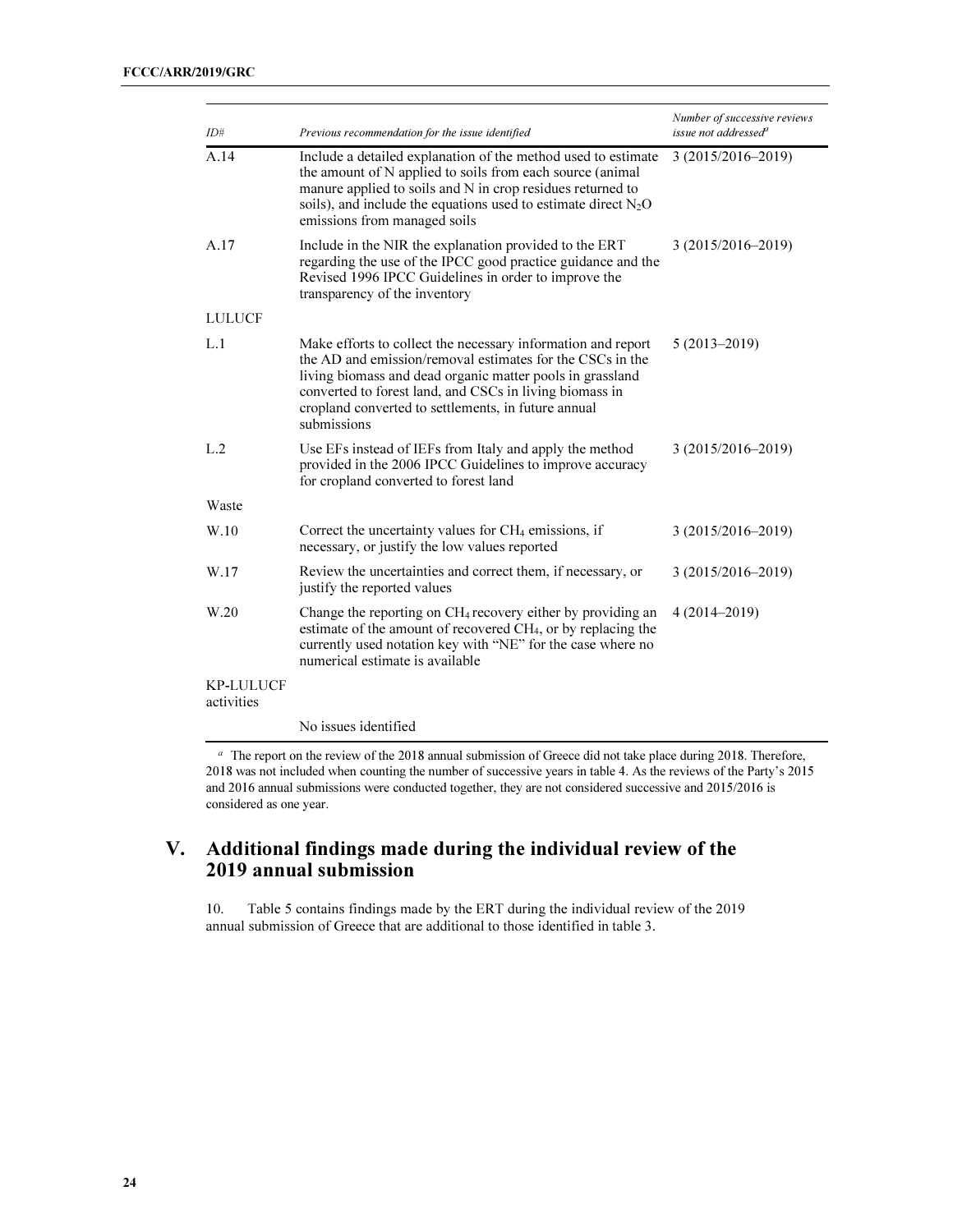| *ID#* | *Previous recommendation for the issue identified* | *Number of successive reviews issue not addressed*[a] |
|---|---|---|
| A.14 | Include a detailed explanation of the method used to estimate the amount of N applied to soils from each source (animal manure applied to soils and N in crop residues returned to soils), and include the equations used to estimate direct $N_2O$ emissions from managed soils | 3 (2015/2016–2019) |
| A.17 | Include in the NIR the explanation provided to the ERT regarding the use of the IPCC good practice guidance and the Revised 1996 IPCC Guidelines in order to improve the transparency of the inventory | 3 (2015/2016–2019) |
| LULUCF | | |
| L.1 | Make efforts to collect the necessary information and report the AD and emission/removal estimates for the CSCs in the living biomass and dead organic matter pools in grassland converted to forest land, and CSCs in living biomass in cropland converted to settlements, in future annual submissions | 5 (2013–2019) |
| L.2 | Use EFs instead of IEFs from Italy and apply the method provided in the 2006 IPCC Guidelines to improve accuracy for cropland converted to forest land | 3 (2015/2016–2019) |
| Waste | | |
| W.10 | Correct the uncertainty values for $CH_4$ emissions, if necessary, or justify the low values reported | 3 (2015/2016–2019) |
| W.17 | Review the uncertainties and correct them, if necessary, or justify the reported values | 3 (2015/2016–2019) |
| W.20 | Change the reporting on $CH_4$ recovery either by providing an estimate of the amount of recovered $CH_4$, or by replacing the currently used notation key with "NE" for the case where no numerical estimate is available | 4 (2014–2019) |
| KP-LULUCF activities | | |
| | No issues identified | |

[a] The report on the review of the 2018 annual submission of Greece did not take place during 2018. Therefore, 2018 was not included when counting the number of successive years in table 4. As the reviews of the Party's 2015 and 2016 annual submissions were conducted together, they are not considered successive and 2015/2016 is considered as one year.

# V. Additional findings made during the individual review of the 2019 annual submission

10. Table 5 contains findings made by the ERT during the individual review of the 2019 annual submission of Greece that are additional to those identified in table 3.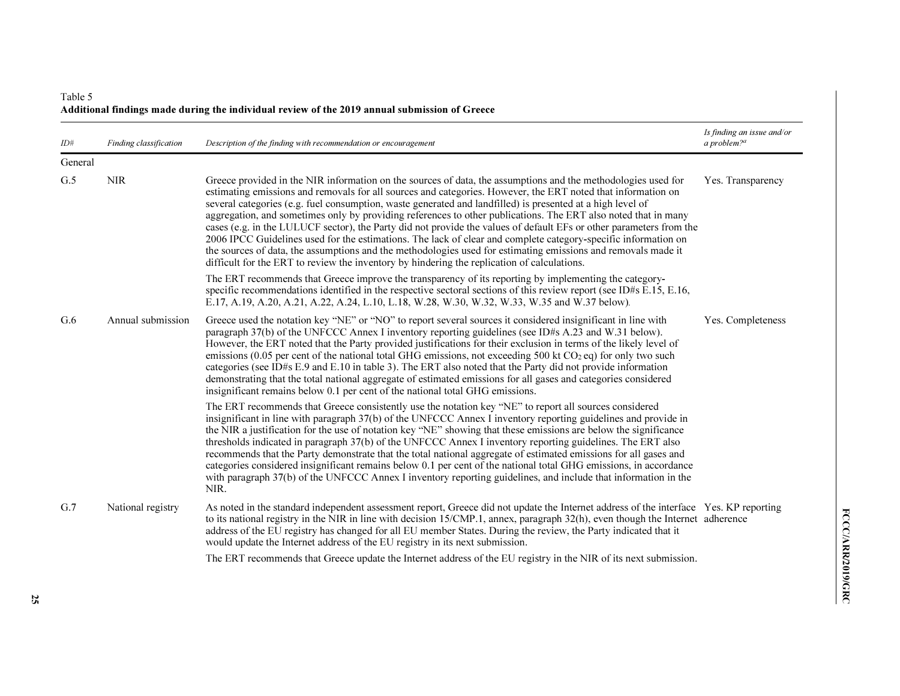Table 5
**Additional findings made during the individual review of the 2019 annual submission of Greece**

| ID# | Finding classification | Description of the finding with recommendation or encouragement | Is finding an issue and/or a problem?[a] |
|---|---|---|---|
| General | | | |
| G.5 | NIR | Greece provided in the NIR information on the sources of data, the assumptions and the methodologies used for estimating emissions and removals for all sources and categories. However, the ERT noted that information on several categories (e.g. fuel consumption, waste generated and landfilled) is presented at a high level of aggregation, and sometimes only by providing references to other publications. The ERT also noted that in many cases (e.g. in the LULUCF sector), the Party did not provide the values of default EFs or other parameters from the 2006 IPCC Guidelines used for the estimations. The lack of clear and complete category-specific information on the sources of data, the assumptions and the methodologies used for estimating emissions and removals made it difficult for the ERT to review the inventory by hindering the replication of calculations.<br><br>The ERT recommends that Greece improve the transparency of its reporting by implementing the category-specific recommendations identified in the respective sectoral sections of this review report (see ID#s E.15, E.16, E.17, A.19, A.20, A.21, A.22, A.24, L.10, L.18, W.28, W.30, W.32, W.33, W.35 and W.37 below). | Yes. Transparency |
| G.6 | Annual submission | Greece used the notation key "NE" or "NO" to report several sources it considered insignificant in line with paragraph 37(b) of the UNFCCC Annex I inventory reporting guidelines (see ID#s A.23 and W.31 below). However, the ERT noted that the Party provided justifications for their exclusion in terms of the likely level of emissions (0.05 per cent of the national total GHG emissions, not exceeding 500 kt $CO_2$ eq) for only two such categories (see ID#s E.9 and E.10 in table 3). The ERT also noted that the Party did not provide information demonstrating that the total national aggregate of estimated emissions for all gases and categories considered insignificant remains below 0.1 per cent of the national total GHG emissions.<br><br>The ERT recommends that Greece consistently use the notation key "NE" to report all sources considered insignificant in line with paragraph 37(b) of the UNFCCC Annex I inventory reporting guidelines and provide in the NIR a justification for the use of notation key "NE" showing that these emissions are below the significance thresholds indicated in paragraph 37(b) of the UNFCCC Annex I inventory reporting guidelines. The ERT also recommends that the Party demonstrate that the total national aggregate of estimated emissions for all gases and categories considered insignificant remains below 0.1 per cent of the national total GHG emissions, in accordance with paragraph 37(b) of the UNFCCC Annex I inventory reporting guidelines, and include that information in the NIR. | Yes. Completeness |
| G.7 | National registry | As noted in the standard independent assessment report, Greece did not update the Internet address of the interface to its national registry in the NIR in line with decision 15/CMP.1, annex, paragraph 32(h), even though the Internet address of the EU registry has changed for all EU member States. During the review, the Party indicated that it would update the Internet address of the EU registry in its next submission.<br><br>The ERT recommends that Greece update the Internet address of the EU registry in the NIR of its next submission. | Yes. KP reporting adherence |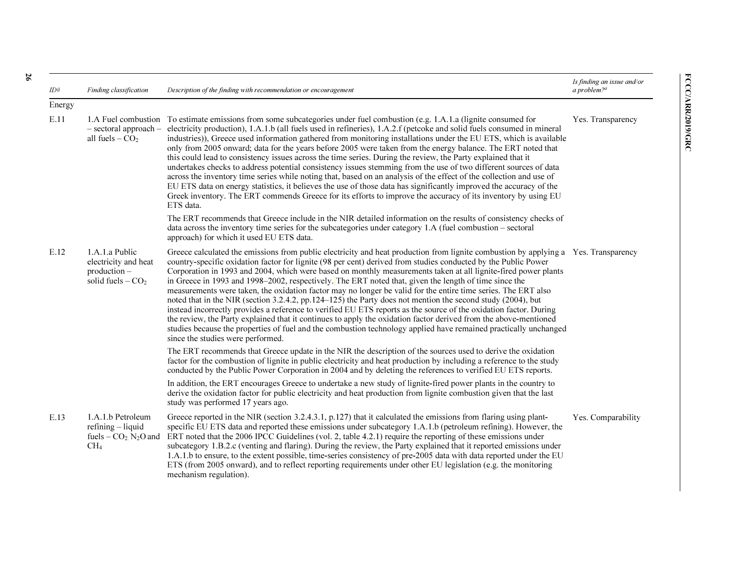| ID# | Finding classification | Description of the finding with recommendation or encouragement | Is finding an issue and/or a problem?[a] |
|---|---|---|---|
| Energy | | | |
| E.11 | 1.A Fuel combustion – sectoral approach – all fuels – $CO_2$ | To estimate emissions from some subcategories under fuel combustion (e.g. 1.A.1.a (lignite consumed for electricity production), 1.A.1.b (all fuels used in refineries), 1.A.2.f (petcoke and solid fuels consumed in mineral industries)), Greece used information gathered from monitoring installations under the EU ETS, which is available only from 2005 onward; data for the years before 2005 were taken from the energy balance. The ERT noted that this could lead to consistency issues across the time series. During the review, the Party explained that it undertakes checks to address potential consistency issues stemming from the use of two different sources of data across the inventory time series while noting that, based on an analysis of the effect of the collection and use of EU ETS data on energy statistics, it believes the use of those data has significantly improved the accuracy of the Greek inventory. The ERT commends Greece for its efforts to improve the accuracy of its inventory by using EU ETS data.<br><br>The ERT recommends that Greece include in the NIR detailed information on the results of consistency checks of data across the inventory time series for the subcategories under category 1.A (fuel combustion – sectoral approach) for which it used EU ETS data. | Yes. Transparency |
| E.12 | 1.A.1.a Public electricity and heat production – solid fuels – $CO_2$ | Greece calculated the emissions from public electricity and heat production from lignite combustion by applying a country-specific oxidation factor for lignite (98 per cent) derived from studies conducted by the Public Power Corporation in 1993 and 2004, which were based on monthly measurements taken at all lignite-fired power plants in Greece in 1993 and 1998–2002, respectively. The ERT noted that, given the length of time since the measurements were taken, the oxidation factor may no longer be valid for the entire time series. The ERT also noted that in the NIR (section 3.2.4.2, pp.124–125) the Party does not mention the second study (2004), but instead incorrectly provides a reference to verified EU ETS reports as the source of the oxidation factor. During the review, the Party explained that it continues to apply the oxidation factor derived from the above-mentioned studies because the properties of fuel and the combustion technology applied have remained practically unchanged since the studies were performed.<br><br>The ERT recommends that Greece update in the NIR the description of the sources used to derive the oxidation factor for the combustion of lignite in public electricity and heat production by including a reference to the study conducted by the Public Power Corporation in 2004 and by deleting the references to verified EU ETS reports.<br><br>In addition, the ERT encourages Greece to undertake a new study of lignite-fired power plants in the country to derive the oxidation factor for public electricity and heat production from lignite combustion given that the last study was performed 17 years ago. | Yes. Transparency |
| E.13 | 1.A.1.b Petroleum refining – liquid fuels – $CO_2$, $N_2O$ and $CH_4$ | Greece reported in the NIR (section 3.2.4.3.1, p.127) that it calculated the emissions from flaring using plant-specific EU ETS data and reported these emissions under subcategory 1.A.1.b (petroleum refining). However, the ERT noted that the 2006 IPCC Guidelines (vol. 2, table 4.2.1) require the reporting of these emissions under subcategory 1.B.2.c (venting and flaring). During the review, the Party explained that it reported emissions under 1.A.1.b to ensure, to the extent possible, time-series consistency of pre-2005 data with data reported under the EU ETS (from 2005 onward), and to reflect reporting requirements under other EU legislation (e.g. the monitoring mechanism regulation). | Yes. Comparability |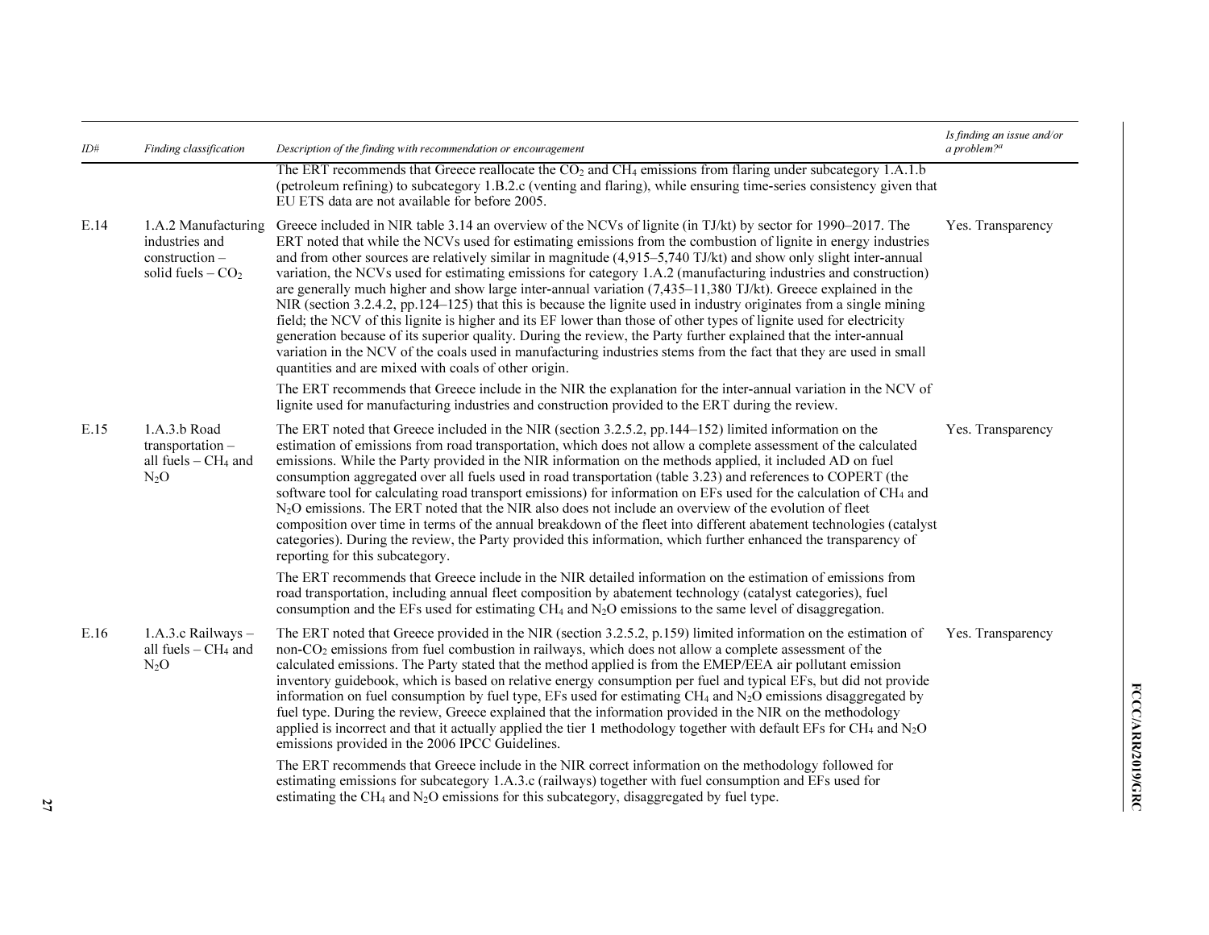| ID# | Finding classification | Description of the finding with recommendation or encouragement | Is finding an issue and/or a problem?[a] |
|---|---|---|---|
| | | The ERT recommends that Greece reallocate the $CO_2$ and $CH_4$ emissions from flaring under subcategory 1.A.1.b (petroleum refining) to subcategory 1.B.2.c (venting and flaring), while ensuring time-series consistency given that EU ETS data are not available for before 2005. | |
| E.14 | 1.A.2 Manufacturing industries and construction – solid fuels – $CO_2$ | Greece included in NIR table 3.14 an overview of the NCVs of lignite (in TJ/kt) by sector for 1990–2017. The ERT noted that while the NCVs used for estimating emissions from the combustion of lignite in energy industries and from other sources are relatively similar in magnitude (4,915–5,740 TJ/kt) and show only slight inter-annual variation, the NCVs used for estimating emissions for category 1.A.2 (manufacturing industries and construction) are generally much higher and show large inter-annual variation (7,435–11,380 TJ/kt). Greece explained in the NIR (section 3.2.4.2, pp.124–125) that this is because the lignite used in industry originates from a single mining field; the NCV of this lignite is higher and its EF lower than those of other types of lignite used for electricity generation because of its superior quality. During the review, the Party further explained that the inter-annual variation in the NCV of the coals used in manufacturing industries stems from the fact that they are used in small quantities and are mixed with coals of other origin.<br><br>The ERT recommends that Greece include in the NIR the explanation for the inter-annual variation in the NCV of lignite used for manufacturing industries and construction provided to the ERT during the review. | Yes. Transparency |
| E.15 | 1.A.3.b Road transportation – all fuels – $CH_4$ and $N_2O$ | The ERT noted that Greece included in the NIR (section 3.2.5.2, pp.144–152) limited information on the estimation of emissions from road transportation, which does not allow a complete assessment of the calculated emissions. While the Party provided in the NIR information on the methods applied, it included AD on fuel consumption aggregated over all fuels used in road transportation (table 3.23) and references to COPERT (the software tool for calculating road transport emissions) for information on EFs used for the calculation of $CH_4$ and $N_2O$ emissions. The ERT noted that the NIR also does not include an overview of the evolution of fleet composition over time in terms of the annual breakdown of the fleet into different abatement technologies (catalyst categories). During the review, the Party provided this information, which further enhanced the transparency of reporting for this subcategory.<br><br>The ERT recommends that Greece include in the NIR detailed information on the estimation of emissions from road transportation, including annual fleet composition by abatement technology (catalyst categories), fuel consumption and the EFs used for estimating $CH_4$ and $N_2O$ emissions to the same level of disaggregation. | Yes. Transparency |
| E.16 | 1.A.3.c Railways – all fuels – $CH_4$ and $N_2O$ | The ERT noted that Greece provided in the NIR (section 3.2.5.2, p.159) limited information on the estimation of non-$CO_2$ emissions from fuel combustion in railways, which does not allow a complete assessment of the calculated emissions. The Party stated that the method applied is from the EMEP/EEA air pollutant emission inventory guidebook, which is based on relative energy consumption per fuel and typical EFs, but did not provide information on fuel consumption by fuel type, EFs used for estimating $CH_4$ and $N_2O$ emissions disaggregated by fuel type. During the review, Greece explained that the information provided in the NIR on the methodology applied is incorrect and that it actually applied the tier 1 methodology together with default EFs for $CH_4$ and $N_2O$ emissions provided in the 2006 IPCC Guidelines.<br><br>The ERT recommends that Greece include in the NIR correct information on the methodology followed for estimating emissions for subcategory 1.A.3.c (railways) together with fuel consumption and EFs used for estimating the $CH_4$ and $N_2O$ emissions for this subcategory, disaggregated by fuel type. | Yes. Transparency |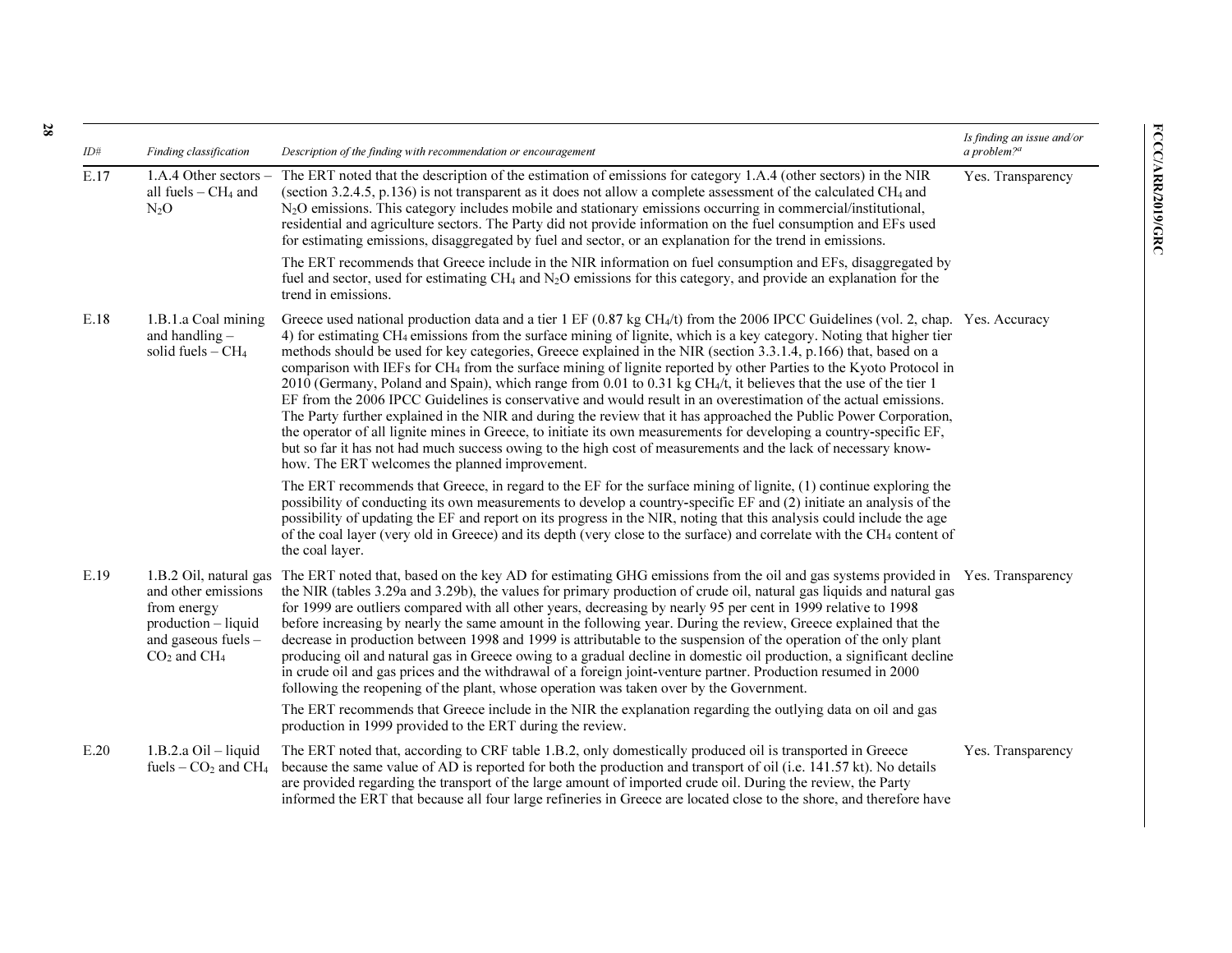| ID# | Finding classification | Description of the finding with recommendation or encouragement | Is finding an issue and/or a problem?[a] |
|---|---|---|---|
| E.17 | 1.A.4 Other sectors – all fuels – $CH_4$ and $N_2O$ | The ERT noted that the description of the estimation of emissions for category 1.A.4 (other sectors) in the NIR (section 3.2.4.5, p.136) is not transparent as it does not allow a complete assessment of the calculated $CH_4$ and $N_2O$ emissions. This category includes mobile and stationary emissions occurring in commercial/institutional, residential and agriculture sectors. The Party did not provide information on the fuel consumption and EFs used for estimating emissions, disaggregated by fuel and sector, or an explanation for the trend in emissions.<br><br>The ERT recommends that Greece include in the NIR information on fuel consumption and EFs, disaggregated by fuel and sector, used for estimating $CH_4$ and $N_2O$ emissions for this category, and provide an explanation for the trend in emissions. | Yes. Transparency |
| E.18 | 1.B.1.a Coal mining and handling – solid fuels – $CH_4$ | Greece used national production data and a tier 1 EF (0.87 kg $CH_4$/t) from the 2006 IPCC Guidelines (vol. 2, chap. 4) for estimating $CH_4$ emissions from the surface mining of lignite, which is a key category. Noting that higher tier methods should be used for key categories, Greece explained in the NIR (section 3.3.1.4, p.166) that, based on a comparison with IEFs for $CH_4$ from the surface mining of lignite reported by other Parties to the Kyoto Protocol in 2010 (Germany, Poland and Spain), which range from 0.01 to 0.31 kg $CH_4$/t, it believes that the use of the tier 1 EF from the 2006 IPCC Guidelines is conservative and would result in an overestimation of the actual emissions. The Party further explained in the NIR and during the review that it has approached the Public Power Corporation, the operator of all lignite mines in Greece, to initiate its own measurements for developing a country-specific EF, but so far it has not had much success owing to the high cost of measurements and the lack of necessary know-how. The ERT welcomes the planned improvement.<br><br>The ERT recommends that Greece, in regard to the EF for the surface mining of lignite, (1) continue exploring the possibility of conducting its own measurements to develop a country-specific EF and (2) initiate an analysis of the possibility of updating the EF and report on its progress in the NIR, noting that this analysis could include the age of the coal layer (very old in Greece) and its depth (very close to the surface) and correlate with the $CH_4$ content of the coal layer. | Yes. Accuracy |
| E.19 | 1.B.2 Oil, natural gas and other emissions from energy production – liquid and gaseous fuels – $CO_2$ and $CH_4$ | The ERT noted that, based on the key AD for estimating GHG emissions from the oil and gas systems provided in the NIR (tables 3.29a and 3.29b), the values for primary production of crude oil, natural gas liquids and natural gas for 1999 are outliers compared with all other years, decreasing by nearly 95 per cent in 1999 relative to 1998 before increasing by nearly the same amount in the following year. During the review, Greece explained that the decrease in production between 1998 and 1999 is attributable to the suspension of the operation of the only plant producing oil and natural gas in Greece owing to a gradual decline in domestic oil production, a significant decline in crude oil and gas prices and the withdrawal of a foreign joint-venture partner. Production resumed in 2000 following the reopening of the plant, whose operation was taken over by the Government.<br><br>The ERT recommends that Greece include in the NIR the explanation regarding the outlying data on oil and gas production in 1999 provided to the ERT during the review. | Yes. Transparency |
| E.20 | 1.B.2.a Oil – liquid fuels – $CO_2$ and $CH_4$ | The ERT noted that, according to CRF table 1.B.2, only domestically produced oil is transported in Greece because the same value of AD is reported for both the production and transport of oil (i.e. 141.57 kt). No details are provided regarding the transport of the large amount of imported crude oil. During the review, the Party informed the ERT that because all four large refineries in Greece are located close to the shore, and therefore have | Yes. Transparency |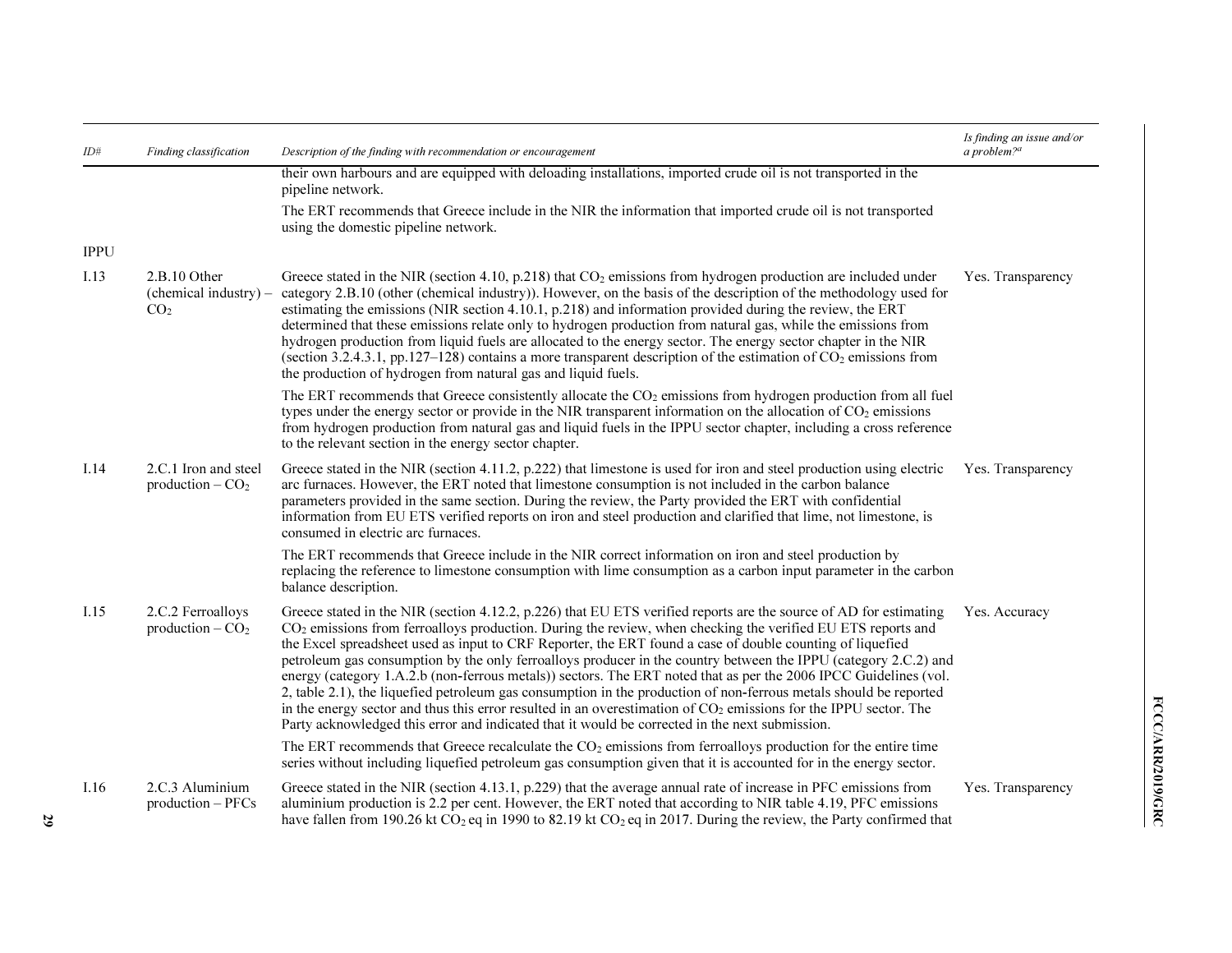| ID# | Finding classification | Description of the finding with recommendation or encouragement | Is finding an issue and/or a problem?[a] |
| --- | --- | --- | --- |
| | | their own harbours and are equipped with deloading installations, imported crude oil is not transported in the pipeline network.<br><br>The ERT recommends that Greece include in the NIR the information that imported crude oil is not transported using the domestic pipeline network. | |
| IPPU | | | |
| I.13 | 2.B.10 Other (chemical industry) – $CO_2$ | Greece stated in the NIR (section 4.10, p.218) that $CO_2$ emissions from hydrogen production are included under category 2.B.10 (other (chemical industry)). However, on the basis of the description of the methodology used for estimating the emissions (NIR section 4.10.1, p.218) and information provided during the review, the ERT determined that these emissions relate only to hydrogen production from natural gas, while the emissions from hydrogen production from liquid fuels are allocated to the energy sector. The energy sector chapter in the NIR (section 3.2.4.3.1, pp.127–128) contains a more transparent description of the estimation of $CO_2$ emissions from the production of hydrogen from natural gas and liquid fuels.<br><br>The ERT recommends that Greece consistently allocate the $CO_2$ emissions from hydrogen production from all fuel types under the energy sector or provide in the NIR transparent information on the allocation of $CO_2$ emissions from hydrogen production from natural gas and liquid fuels in the IPPU sector chapter, including a cross reference to the relevant section in the energy sector chapter. | Yes. Transparency |
| I.14 | 2.C.1 Iron and steel production – $CO_2$ | Greece stated in the NIR (section 4.11.2, p.222) that limestone is used for iron and steel production using electric arc furnaces. However, the ERT noted that limestone consumption is not included in the carbon balance parameters provided in the same section. During the review, the Party provided the ERT with confidential information from EU ETS verified reports on iron and steel production and clarified that lime, not limestone, is consumed in electric arc furnaces.<br><br>The ERT recommends that Greece include in the NIR correct information on iron and steel production by replacing the reference to limestone consumption with lime consumption as a carbon input parameter in the carbon balance description. | Yes. Transparency |
| I.15 | 2.C.2 Ferroalloys production – $CO_2$ | Greece stated in the NIR (section 4.12.2, p.226) that EU ETS verified reports are the source of AD for estimating $CO_2$ emissions from ferroalloys production. During the review, when checking the verified EU ETS reports and the Excel spreadsheet used as input to CRF Reporter, the ERT found a case of double counting of liquefied petroleum gas consumption by the only ferroalloys producer in the country between the IPPU (category 2.C.2) and energy (category 1.A.2.b (non-ferrous metals)) sectors. The ERT noted that as per the 2006 IPCC Guidelines (vol. 2, table 2.1), the liquefied petroleum gas consumption in the production of non-ferrous metals should be reported in the energy sector and thus this error resulted in an overestimation of $CO_2$ emissions for the IPPU sector. The Party acknowledged this error and indicated that it would be corrected in the next submission.<br><br>The ERT recommends that Greece recalculate the $CO_2$ emissions from ferroalloys production for the entire time series without including liquefied petroleum gas consumption given that it is accounted for in the energy sector. | Yes. Accuracy |
| I.16 | 2.C.3 Aluminium production – PFCs | Greece stated in the NIR (section 4.13.1, p.229) that the average annual rate of increase in PFC emissions from aluminium production is 2.2 per cent. However, the ERT noted that according to NIR table 4.19, PFC emissions have fallen from 190.26 kt $CO_2$ eq in 1990 to 82.19 kt $CO_2$ eq in 2017. During the review, the Party confirmed that | Yes. Transparency |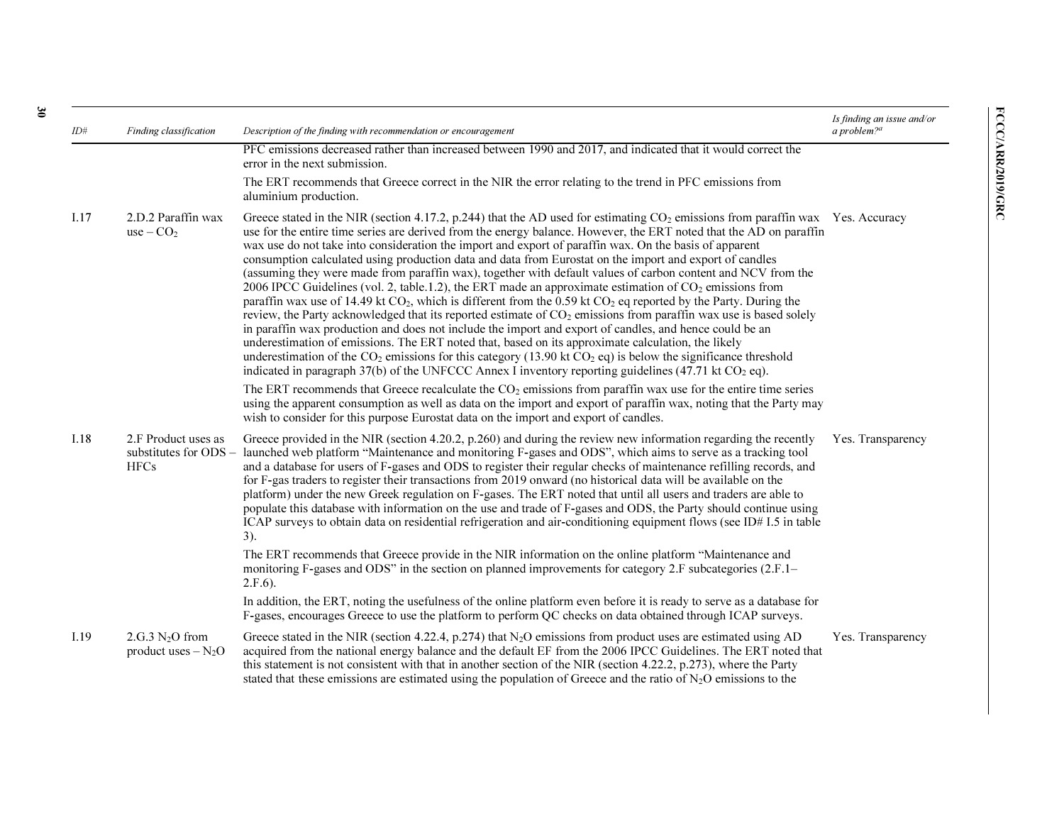| ID# | Finding classification | Description of the finding with recommendation or encouragement | Is finding an issue and/or a problem?[a] |
|---|---|---|---|
| | | PFC emissions decreased rather than increased between 1990 and 2017, and indicated that it would correct the error in the next submission.<br><br>The ERT recommends that Greece correct in the NIR the error relating to the trend in PFC emissions from aluminium production. | |
| I.17 | 2.D.2 Paraffin wax use – $CO_2$ | Greece stated in the NIR (section 4.17.2, p.244) that the AD used for estimating $CO_2$ emissions from paraffin wax use for the entire time series are derived from the energy balance. However, the ERT noted that the AD on paraffin wax use do not take into consideration the import and export of paraffin wax. On the basis of apparent consumption calculated using production data and data from Eurostat on the import and export of candles (assuming they were made from paraffin wax), together with default values of carbon content and NCV from the 2006 IPCC Guidelines (vol. 2, table.1.2), the ERT made an approximate estimation of $CO_2$ emissions from paraffin wax use of 14.49 kt $CO_2$, which is different from the 0.59 kt $CO_2$ eq reported by the Party. During the review, the Party acknowledged that its reported estimate of $CO_2$ emissions from paraffin wax use is based solely in paraffin wax production and does not include the import and export of candles, and hence could be an underestimation of emissions. The ERT noted that, based on its approximate calculation, the likely underestimation of the $CO_2$ emissions for this category (13.90 kt $CO_2$ eq) is below the significance threshold indicated in paragraph 37(b) of the UNFCCC Annex I inventory reporting guidelines (47.71 kt $CO_2$ eq).<br><br>The ERT recommends that Greece recalculate the $CO_2$ emissions from paraffin wax use for the entire time series using the apparent consumption as well as data on the import and export of paraffin wax, noting that the Party may wish to consider for this purpose Eurostat data on the import and export of candles. | Yes. Accuracy |
| I.18 | 2.F Product uses as substitutes for ODS – HFCs | Greece provided in the NIR (section 4.20.2, p.260) and during the review new information regarding the recently launched web platform "Maintenance and monitoring F-gases and ODS", which aims to serve as a tracking tool and a database for users of F-gases and ODS to register their regular checks of maintenance refilling records, and for F-gas traders to register their transactions from 2019 onward (no historical data will be available on the platform) under the new Greek regulation on F-gases. The ERT noted that until all users and traders are able to populate this database with information on the use and trade of F-gases and ODS, the Party should continue using ICAP surveys to obtain data on residential refrigeration and air-conditioning equipment flows (see ID# I.5 in table 3).<br><br>The ERT recommends that Greece provide in the NIR information on the online platform "Maintenance and monitoring F-gases and ODS" in the section on planned improvements for category 2.F subcategories (2.F.1–2.F.6).<br><br>In addition, the ERT, noting the usefulness of the online platform even before it is ready to serve as a database for F-gases, encourages Greece to use the platform to perform QC checks on data obtained through ICAP surveys. | Yes. Transparency |
| I.19 | 2.G.3 $N_2O$ from product uses – $N_2O$ | Greece stated in the NIR (section 4.22.4, p.274) that $N_2O$ emissions from product uses are estimated using AD acquired from the national energy balance and the default EF from the 2006 IPCC Guidelines. The ERT noted that this statement is not consistent with that in another section of the NIR (section 4.22.2, p.273), where the Party stated that these emissions are estimated using the population of Greece and the ratio of $N_2O$ emissions to the | Yes. Transparency |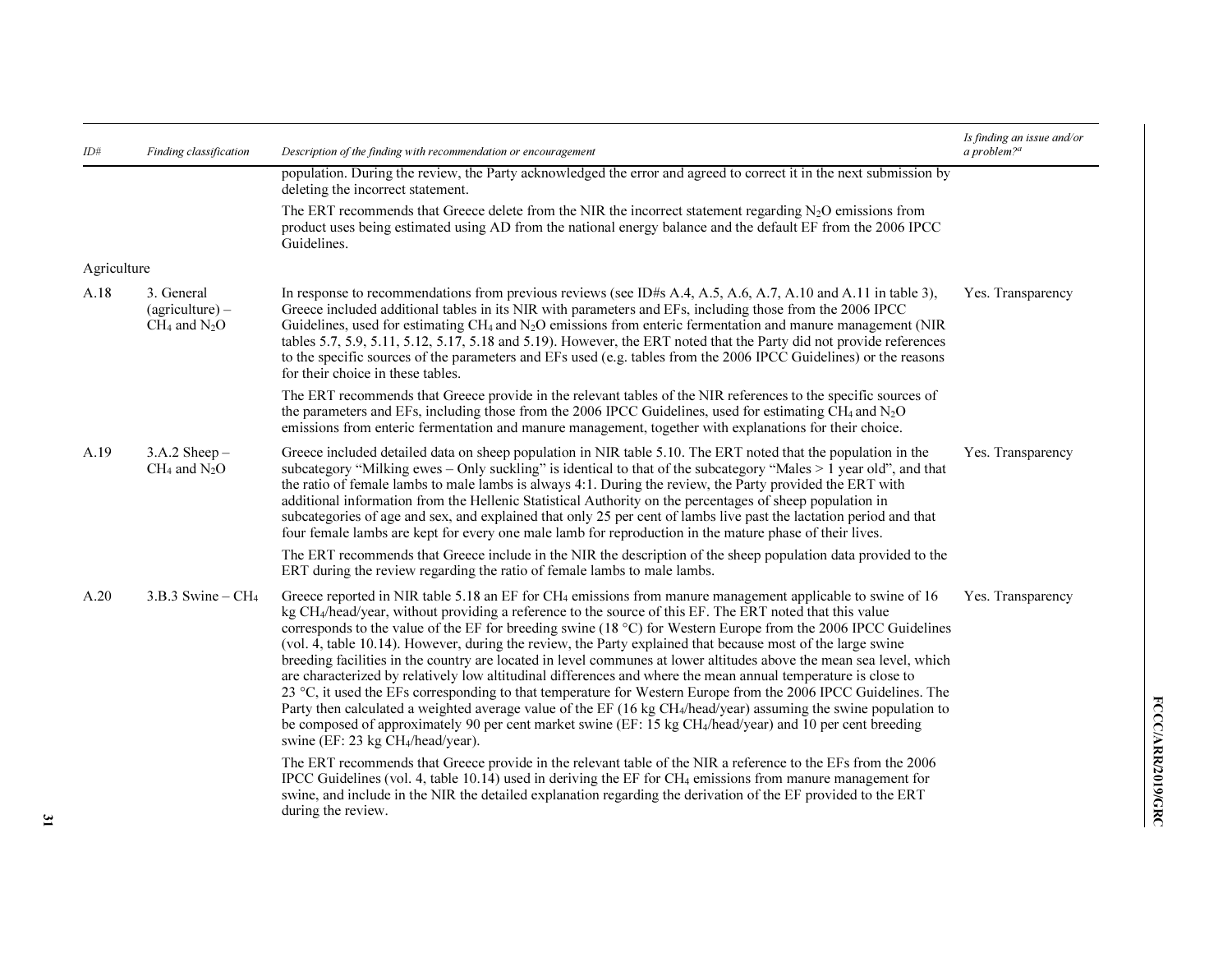| ID# | Finding classification | Description of the finding with recommendation or encouragement | Is finding an issue and/or a problem?[a] |
|---|---|---|---|
| | | population. During the review, the Party acknowledged the error and agreed to correct it in the next submission by deleting the incorrect statement.<br><br>The ERT recommends that Greece delete from the NIR the incorrect statement regarding $N_2O$ emissions from product uses being estimated using AD from the national energy balance and the default EF from the 2006 IPCC Guidelines. | |
| Agriculture | | | |
| A.18 | 3. General (agriculture) – $CH_4$ and $N_2O$ | In response to recommendations from previous reviews (see ID#s A.4, A.5, A.6, A.7, A.10 and A.11 in table 3), Greece included additional tables in its NIR with parameters and EFs, including those from the 2006 IPCC Guidelines, used for estimating $CH_4$ and $N_2O$ emissions from enteric fermentation and manure management (NIR tables 5.7, 5.9, 5.11, 5.12, 5.17, 5.18 and 5.19). However, the ERT noted that the Party did not provide references to the specific sources of the parameters and EFs used (e.g. tables from the 2006 IPCC Guidelines) or the reasons for their choice in these tables.<br><br>The ERT recommends that Greece provide in the relevant tables of the NIR references to the specific sources of the parameters and EFs, including those from the 2006 IPCC Guidelines, used for estimating $CH_4$ and $N_2O$ emissions from enteric fermentation and manure management, together with explanations for their choice. | Yes. Transparency |
| A.19 | 3.A.2 Sheep – $CH_4$ and $N_2O$ | Greece included detailed data on sheep population in NIR table 5.10. The ERT noted that the population in the subcategory "Milking ewes – Only suckling" is identical to that of the subcategory "Males > 1 year old", and that the ratio of female lambs to male lambs is always 4:1. During the review, the Party provided the ERT with additional information from the Hellenic Statistical Authority on the percentages of sheep population in subcategories of age and sex, and explained that only 25 per cent of lambs live past the lactation period and that four female lambs are kept for every one male lamb for reproduction in the mature phase of their lives.<br><br>The ERT recommends that Greece include in the NIR the description of the sheep population data provided to the ERT during the review regarding the ratio of female lambs to male lambs. | Yes. Transparency |
| A.20 | 3.B.3 Swine – $CH_4$ | Greece reported in NIR table 5.18 an EF for $CH_4$ emissions from manure management applicable to swine of 16 kg $CH_4$/head/year, without providing a reference to the source of this EF. The ERT noted that this value corresponds to the value of the EF for breeding swine (18 °C) for Western Europe from the 2006 IPCC Guidelines (vol. 4, table 10.14). However, during the review, the Party explained that because most of the large swine breeding facilities in the country are located in level communes at lower altitudes above the mean sea level, which are characterized by relatively low altitudinal differences and where the mean annual temperature is close to 23 °C, it used the EFs corresponding to that temperature for Western Europe from the 2006 IPCC Guidelines. The Party then calculated a weighted average value of the EF (16 kg $CH_4$/head/year) assuming the swine population to be composed of approximately 90 per cent market swine (EF: 15 kg $CH_4$/head/year) and 10 per cent breeding swine (EF: 23 kg $CH_4$/head/year).<br><br>The ERT recommends that Greece provide in the relevant table of the NIR a reference to the EFs from the 2006 IPCC Guidelines (vol. 4, table 10.14) used in deriving the EF for $CH_4$ emissions from manure management for swine, and include in the NIR the detailed explanation regarding the derivation of the EF provided to the ERT during the review. | Yes. Transparency |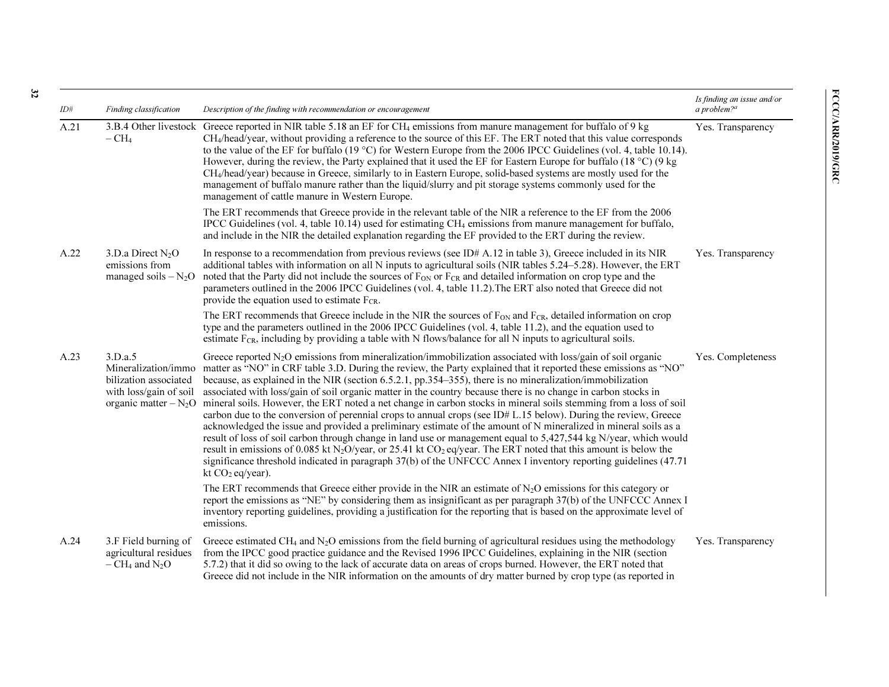| ID# | Finding classification | Description of the finding with recommendation or encouragement | Is finding an issue and/or a problem?[a] |
| --- | --- | --- | --- |
| A.21 | 3.B.4 Other livestock – $CH_4$ | Greece reported in NIR table 5.18 an EF for $CH_4$ emissions from manure management for buffalo of 9 kg $CH_4$/head/year, without providing a reference to the source of this EF. The ERT noted that this value corresponds to the value of the EF for buffalo (19 °C) for Western Europe from the 2006 IPCC Guidelines (vol. 4, table 10.14). However, during the review, the Party explained that it used the EF for Eastern Europe for buffalo (18 °C) (9 kg $CH_4$/head/year) because in Greece, similarly to in Eastern Europe, solid-based systems are mostly used for the management of buffalo manure rather than the liquid/slurry and pit storage systems commonly used for the management of cattle manure in Western Europe.<br><br>The ERT recommends that Greece provide in the relevant table of the NIR a reference to the EF from the 2006 IPCC Guidelines (vol. 4, table 10.14) used for estimating $CH_4$ emissions from manure management for buffalo, and include in the NIR the detailed explanation regarding the EF provided to the ERT during the review. | Yes. Transparency |
| A.22 | 3.D.a Direct $N_2O$ emissions from managed soils – $N_2O$ | In response to a recommendation from previous reviews (see ID# A.12 in table 3), Greece included in its NIR additional tables with information on all N inputs to agricultural soils (NIR tables 5.24–5.28). However, the ERT noted that the Party did not include the sources of $F_{ON}$ or $F_{CR}$ and detailed information on crop type and the parameters outlined in the 2006 IPCC Guidelines (vol. 4, table 11.2).The ERT also noted that Greece did not provide the equation used to estimate $F_{CR}$.<br><br>The ERT recommends that Greece include in the NIR the sources of $F_{ON}$ and $F_{CR}$, detailed information on crop type and the parameters outlined in the 2006 IPCC Guidelines (vol. 4, table 11.2), and the equation used to estimate $F_{CR}$, including by providing a table with N flows/balance for all N inputs to agricultural soils. | Yes. Transparency |
| A.23 | 3.D.a.5 Mineralization/immobilization associated with loss/gain of soil organic matter – $N_2O$ | Greece reported $N_2O$ emissions from mineralization/immobilization associated with loss/gain of soil organic matter as "NO" in CRF table 3.D. During the review, the Party explained that it reported these emissions as "NO" because, as explained in the NIR (section 6.5.2.1, pp.354–355), there is no mineralization/immobilization associated with loss/gain of soil organic matter in the country because there is no change in carbon stocks in mineral soils. However, the ERT noted a net change in carbon stocks in mineral soils stemming from a loss of soil carbon due to the conversion of perennial crops to annual crops (see ID# L.15 below). During the review, Greece acknowledged the issue and provided a preliminary estimate of the amount of N mineralized in mineral soils as a result of loss of soil carbon through change in land use or management equal to 5,427,544 kg N/year, which would result in emissions of 0.085 kt $N_2O$/year, or 25.41 kt $CO_2$ eq/year. The ERT noted that this amount is below the significance threshold indicated in paragraph 37(b) of the UNFCCC Annex I inventory reporting guidelines (47.71 kt $CO_2$ eq/year).<br><br>The ERT recommends that Greece either provide in the NIR an estimate of $N_2O$ emissions for this category or report the emissions as "NE" by considering them as insignificant as per paragraph 37(b) of the UNFCCC Annex I inventory reporting guidelines, providing a justification for the reporting that is based on the approximate level of emissions. | Yes. Completeness |
| A.24 | 3.F Field burning of agricultural residues – $CH_4$ and $N_2O$ | Greece estimated $CH_4$ and $N_2O$ emissions from the field burning of agricultural residues using the methodology from the IPCC good practice guidance and the Revised 1996 IPCC Guidelines, explaining in the NIR (section 5.7.2) that it did so owing to the lack of accurate data on areas of crops burned. However, the ERT noted that Greece did not include in the NIR information on the amounts of dry matter burned by crop type (as reported in | Yes. Transparency |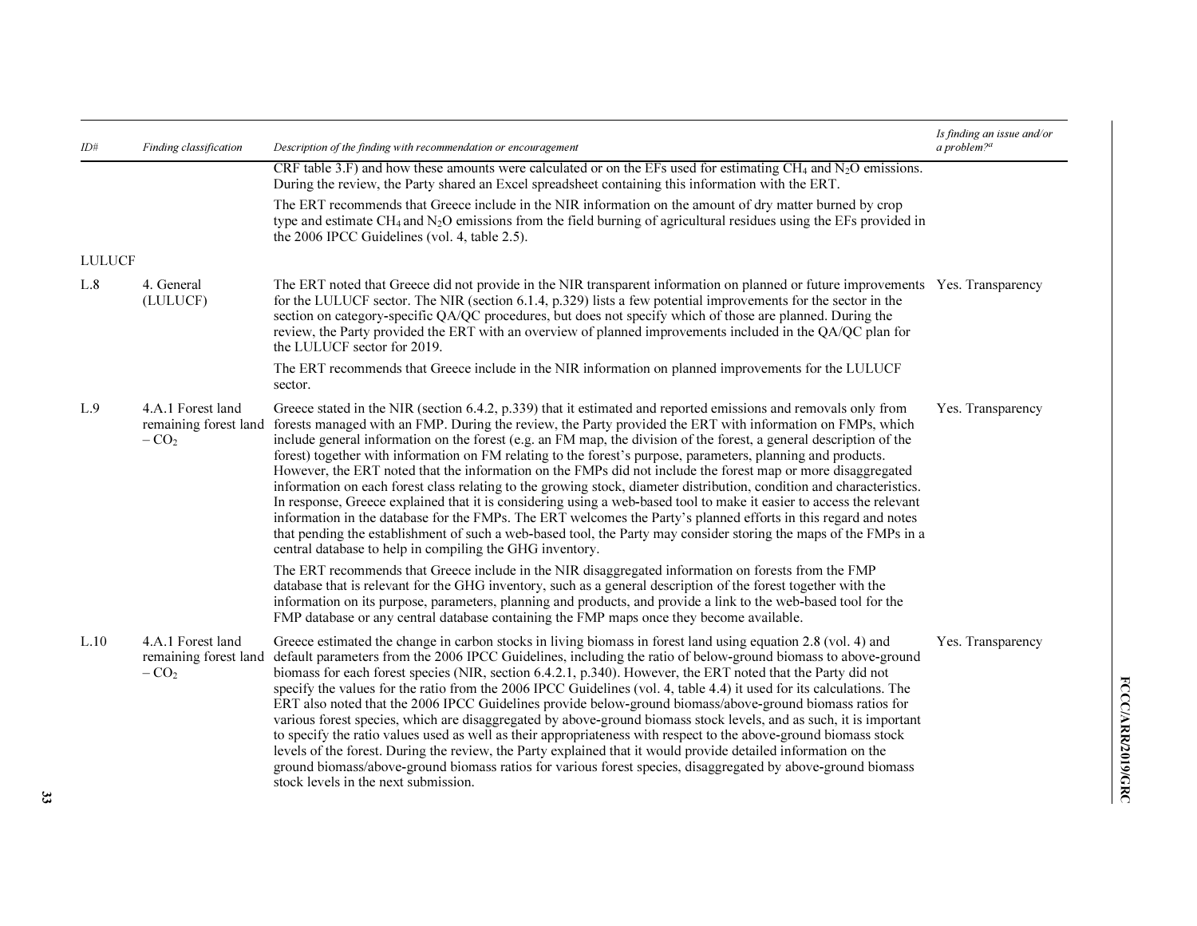| ID# | Finding classification | Description of the finding with recommendation or encouragement | Is finding an issue and/or a problem?[a] |
|---|---|---|---|
| | | CRF table 3.F) and how these amounts were calculated or on the EFs used for estimating $CH_4$ and $N_2O$ emissions. During the review, the Party shared an Excel spreadsheet containing this information with the ERT.<br><br>The ERT recommends that Greece include in the NIR information on the amount of dry matter burned by crop type and estimate $CH_4$ and $N_2O$ emissions from the field burning of agricultural residues using the EFs provided in the 2006 IPCC Guidelines (vol. 4, table 2.5). | |
| LULUCF | | | |
| L.8 | 4. General (LULUCF) | The ERT noted that Greece did not provide in the NIR transparent information on planned or future improvements for the LULUCF sector. The NIR (section 6.1.4, p.329) lists a few potential improvements for the sector in the section on category-specific QA/QC procedures, but does not specify which of those are planned. During the review, the Party provided the ERT with an overview of planned improvements included in the QA/QC plan for the LULUCF sector for 2019.<br><br>The ERT recommends that Greece include in the NIR information on planned improvements for the LULUCF sector. | Yes. Transparency |
| L.9 | 4.A.1 Forest land remaining forest land – $CO_2$ | Greece stated in the NIR (section 6.4.2, p.339) that it estimated and reported emissions and removals only from forests managed with an FMP. During the review, the Party provided the ERT with information on FMPs, which include general information on the forest (e.g. an FM map, the division of the forest, a general description of the forest) together with information on FM relating to the forest's purpose, parameters, planning and products. However, the ERT noted that the information on the FMPs did not include the forest map or more disaggregated information on each forest class relating to the growing stock, diameter distribution, condition and characteristics. In response, Greece explained that it is considering using a web-based tool to make it easier to access the relevant information in the database for the FMPs. The ERT welcomes the Party's planned efforts in this regard and notes that pending the establishment of such a web-based tool, the Party may consider storing the maps of the FMPs in a central database to help in compiling the GHG inventory.<br><br>The ERT recommends that Greece include in the NIR disaggregated information on forests from the FMP database that is relevant for the GHG inventory, such as a general description of the forest together with the information on its purpose, parameters, planning and products, and provide a link to the web-based tool for the FMP database or any central database containing the FMP maps once they become available. | Yes. Transparency |
| L.10 | 4.A.1 Forest land remaining forest land – $CO_2$ | Greece estimated the change in carbon stocks in living biomass in forest land using equation 2.8 (vol. 4) and default parameters from the 2006 IPCC Guidelines, including the ratio of below-ground biomass to above-ground biomass for each forest species (NIR, section 6.4.2.1, p.340). However, the ERT noted that the Party did not specify the values for the ratio from the 2006 IPCC Guidelines (vol. 4, table 4.4) it used for its calculations. The ERT also noted that the 2006 IPCC Guidelines provide below-ground biomass/above-ground biomass ratios for various forest species, which are disaggregated by above-ground biomass stock levels, and as such, it is important to specify the ratio values used as well as their appropriateness with respect to the above-ground biomass stock levels of the forest. During the review, the Party explained that it would provide detailed information on the ground biomass/above-ground biomass ratios for various forest species, disaggregated by above-ground biomass stock levels in the next submission. | Yes. Transparency |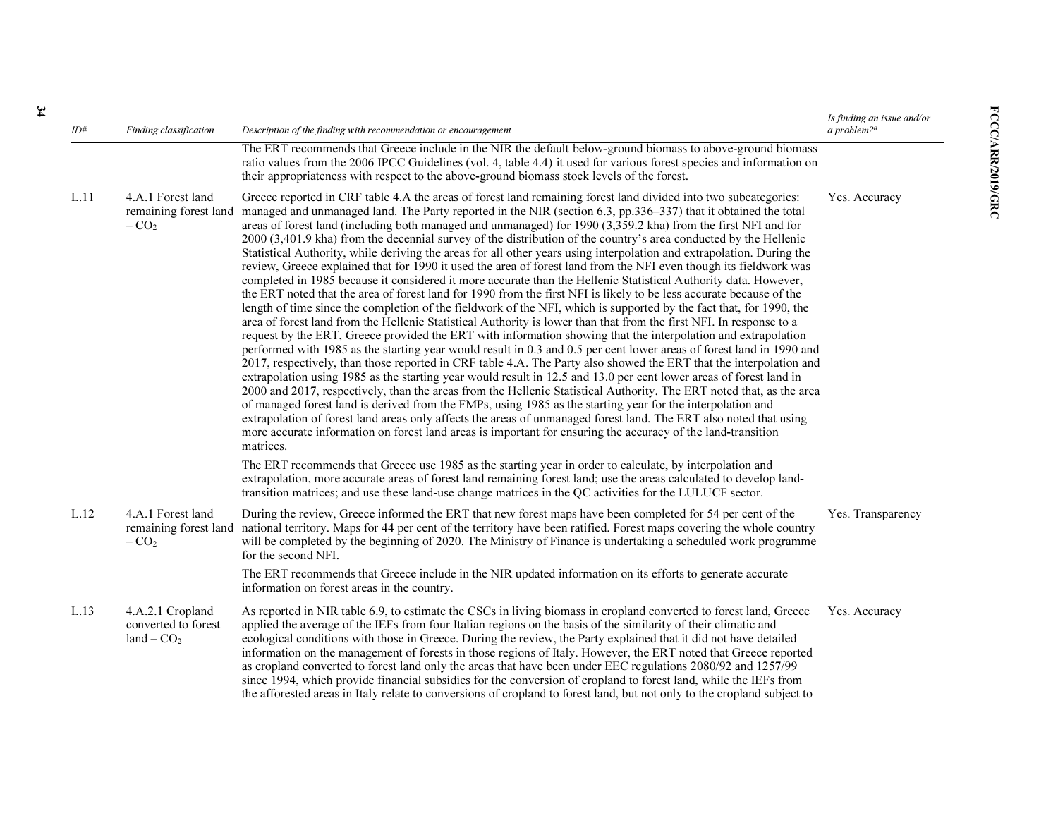| ID# | Finding classification | Description of the finding with recommendation or encouragement | Is finding an issue and/or a problem?[a] |
|---|---|---|---|
| | | The ERT recommends that Greece include in the NIR the default below-ground biomass to above-ground biomass ratio values from the 2006 IPCC Guidelines (vol. 4, table 4.4) it used for various forest species and information on their appropriateness with respect to the above-ground biomass stock levels of the forest. | |
| L.11 | 4.A.1 Forest land remaining forest land – $CO_2$ | Greece reported in CRF table 4.A the areas of forest land remaining forest land divided into two subcategories: managed and unmanaged land. The Party reported in the NIR (section 6.3, pp.336–337) that it obtained the total areas of forest land (including both managed and unmanaged) for 1990 (3,359.2 kha) from the first NFI and for 2000 (3,401.9 kha) from the decennial survey of the distribution of the country's area conducted by the Hellenic Statistical Authority, while deriving the areas for all other years using interpolation and extrapolation. During the review, Greece explained that for 1990 it used the area of forest land from the NFI even though its fieldwork was completed in 1985 because it considered it more accurate than the Hellenic Statistical Authority data. However, the ERT noted that the area of forest land for 1990 from the first NFI is likely to be less accurate because of the length of time since the completion of the fieldwork of the NFI, which is supported by the fact that, for 1990, the area of forest land from the Hellenic Statistical Authority is lower than that from the first NFI. In response to a request by the ERT, Greece provided the ERT with information showing that the interpolation and extrapolation performed with 1985 as the starting year would result in 0.3 and 0.5 per cent lower areas of forest land in 1990 and 2017, respectively, than those reported in CRF table 4.A. The Party also showed the ERT that the interpolation and extrapolation using 1985 as the starting year would result in 12.5 and 13.0 per cent lower areas of forest land in 2000 and 2017, respectively, than the areas from the Hellenic Statistical Authority. The ERT noted that, as the area of managed forest land is derived from the FMPs, using 1985 as the starting year for the interpolation and extrapolation of forest land areas only affects the areas of unmanaged forest land. The ERT also noted that using more accurate information on forest land areas is important for ensuring the accuracy of the land-transition matrices.<br><br>The ERT recommends that Greece use 1985 as the starting year in order to calculate, by interpolation and extrapolation, more accurate areas of forest land remaining forest land; use the areas calculated to develop land-transition matrices; and use these land-use change matrices in the QC activities for the LULUCF sector. | Yes. Accuracy |
| L.12 | 4.A.1 Forest land remaining forest land – $CO_2$ | During the review, Greece informed the ERT that new forest maps have been completed for 54 per cent of the national territory. Maps for 44 per cent of the territory have been ratified. Forest maps covering the whole country will be completed by the beginning of 2020. The Ministry of Finance is undertaking a scheduled work programme for the second NFI.<br><br>The ERT recommends that Greece include in the NIR updated information on its efforts to generate accurate information on forest areas in the country. | Yes. Transparency |
| L.13 | 4.A.2.1 Cropland converted to forest land – $CO_2$ | As reported in NIR table 6.9, to estimate the CSCs in living biomass in cropland converted to forest land, Greece applied the average of the IEFs from four Italian regions on the basis of the similarity of their climatic and ecological conditions with those in Greece. During the review, the Party explained that it did not have detailed information on the management of forests in those regions of Italy. However, the ERT noted that Greece reported as cropland converted to forest land only the areas that have been under EEC regulations 2080/92 and 1257/99 since 1994, which provide financial subsidies for the conversion of cropland to forest land, while the IEFs from the afforested areas in Italy relate to conversions of cropland to forest land, but not only to the cropland subject to | Yes. Accuracy |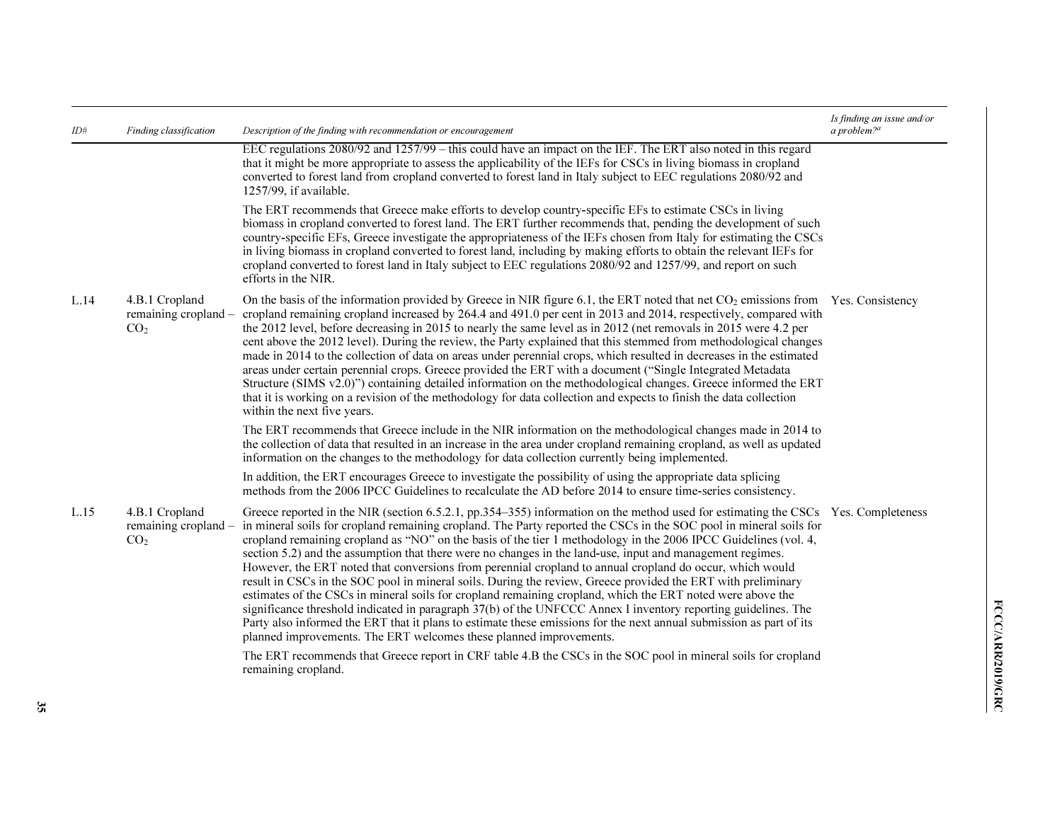| ID# | Finding classification | Description of the finding with recommendation or encouragement | Is finding an issue and/or a problem?[a] |
|---|---|---|---|
| | | EEC regulations 2080/92 and 1257/99 – this could have an impact on the IEF. The ERT also noted in this regard that it might be more appropriate to assess the applicability of the IEFs for CSCs in living biomass in cropland converted to forest land from cropland converted to forest land in Italy subject to EEC regulations 2080/92 and 1257/99, if available.<br><br>The ERT recommends that Greece make efforts to develop country-specific EFs to estimate CSCs in living biomass in cropland converted to forest land. The ERT further recommends that, pending the development of such country-specific EFs, Greece investigate the appropriateness of the IEFs chosen from Italy for estimating the CSCs in living biomass in cropland converted to forest land, including by making efforts to obtain the relevant IEFs for cropland converted to forest land in Italy subject to EEC regulations 2080/92 and 1257/99, and report on such efforts in the NIR. | |
| L.14 | 4.B.1 Cropland remaining cropland – $CO_2$ | On the basis of the information provided by Greece in NIR figure 6.1, the ERT noted that net $CO_2$ emissions from cropland remaining cropland increased by 264.4 and 491.0 per cent in 2013 and 2014, respectively, compared with the 2012 level, before decreasing in 2015 to nearly the same level as in 2012 (net removals in 2015 were 4.2 per cent above the 2012 level). During the review, the Party explained that this stemmed from methodological changes made in 2014 to the collection of data on areas under perennial crops, which resulted in decreases in the estimated areas under certain perennial crops. Greece provided the ERT with a document ("Single Integrated Metadata Structure (SIMS v2.0)") containing detailed information on the methodological changes. Greece informed the ERT that it is working on a revision of the methodology for data collection and expects to finish the data collection within the next five years.<br><br>The ERT recommends that Greece include in the NIR information on the methodological changes made in 2014 to the collection of data that resulted in an increase in the area under cropland remaining cropland, as well as updated information on the changes to the methodology for data collection currently being implemented.<br><br>In addition, the ERT encourages Greece to investigate the possibility of using the appropriate data splicing methods from the 2006 IPCC Guidelines to recalculate the AD before 2014 to ensure time-series consistency. | Yes. Consistency |
| L.15 | 4.B.1 Cropland remaining cropland – $CO_2$ | Greece reported in the NIR (section 6.5.2.1, pp.354–355) information on the method used for estimating the CSCs in mineral soils for cropland remaining cropland. The Party reported the CSCs in the SOC pool in mineral soils for cropland remaining cropland as "NO" on the basis of the tier 1 methodology in the 2006 IPCC Guidelines (vol. 4, section 5.2) and the assumption that there were no changes in the land-use, input and management regimes. However, the ERT noted that conversions from perennial cropland to annual cropland do occur, which would result in CSCs in the SOC pool in mineral soils. During the review, Greece provided the ERT with preliminary estimates of the CSCs in mineral soils for cropland remaining cropland, which the ERT noted were above the significance threshold indicated in paragraph 37(b) of the UNFCCC Annex I inventory reporting guidelines. The Party also informed the ERT that it plans to estimate these emissions for the next annual submission as part of its planned improvements. The ERT welcomes these planned improvements.<br><br>The ERT recommends that Greece report in CRF table 4.B the CSCs in the SOC pool in mineral soils for cropland remaining cropland. | Yes. Completeness |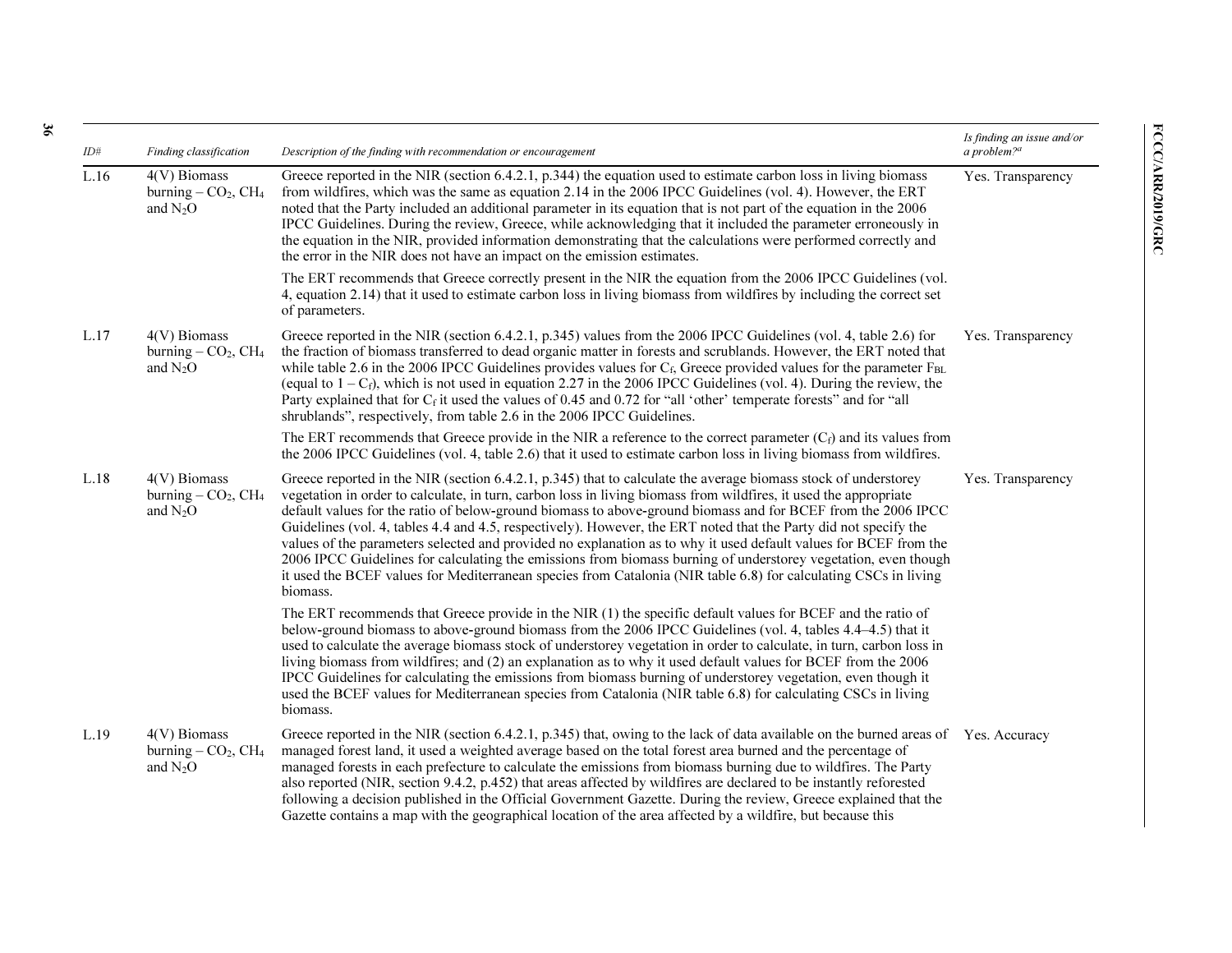| ID# | Finding classification | Description of the finding with recommendation or encouragement | Is finding an issue and/or a problem?[a] |
|---|---|---|---|
| L.16 | 4(V) Biomass burning – $CO_2$, $CH_4$ and $N_2O$ | Greece reported in the NIR (section 6.4.2.1, p.344) the equation used to estimate carbon loss in living biomass from wildfires, which was the same as equation 2.14 in the 2006 IPCC Guidelines (vol. 4). However, the ERT noted that the Party included an additional parameter in its equation that is not part of the equation in the 2006 IPCC Guidelines. During the review, Greece, while acknowledging that it included the parameter erroneously in the equation in the NIR, provided information demonstrating that the calculations were performed correctly and the error in the NIR does not have an impact on the emission estimates.<br><br>The ERT recommends that Greece correctly present in the NIR the equation from the 2006 IPCC Guidelines (vol. 4, equation 2.14) that it used to estimate carbon loss in living biomass from wildfires by including the correct set of parameters. | Yes. Transparency |
| L.17 | 4(V) Biomass burning – $CO_2$, $CH_4$ and $N_2O$ | Greece reported in the NIR (section 6.4.2.1, p.345) values from the 2006 IPCC Guidelines (vol. 4, table 2.6) for the fraction of biomass transferred to dead organic matter in forests and scrublands. However, the ERT noted that while table 2.6 in the 2006 IPCC Guidelines provides values for $C_f$, Greece provided values for the parameter $F_{BL}$ (equal to $1 – C_f$), which is not used in equation 2.27 in the 2006 IPCC Guidelines (vol. 4). During the review, the Party explained that for $C_f$ it used the values of 0.45 and 0.72 for "all 'other' temperate forests" and for "all shrublands", respectively, from table 2.6 in the 2006 IPCC Guidelines.<br><br>The ERT recommends that Greece provide in the NIR a reference to the correct parameter ($C_f$) and its values from the 2006 IPCC Guidelines (vol. 4, table 2.6) that it used to estimate carbon loss in living biomass from wildfires. | Yes. Transparency |
| L.18 | 4(V) Biomass burning – $CO_2$, $CH_4$ and $N_2O$ | Greece reported in the NIR (section 6.4.2.1, p.345) that to calculate the average biomass stock of understorey vegetation in order to calculate, in turn, carbon loss in living biomass from wildfires, it used the appropriate default values for the ratio of below-ground biomass to above-ground biomass and for BCEF from the 2006 IPCC Guidelines (vol. 4, tables 4.4 and 4.5, respectively). However, the ERT noted that the Party did not specify the values of the parameters selected and provided no explanation as to why it used default values for BCEF from the 2006 IPCC Guidelines for calculating the emissions from biomass burning of understorey vegetation, even though it used the BCEF values for Mediterranean species from Catalonia (NIR table 6.8) for calculating CSCs in living biomass.<br><br>The ERT recommends that Greece provide in the NIR (1) the specific default values for BCEF and the ratio of below-ground biomass to above-ground biomass from the 2006 IPCC Guidelines (vol. 4, tables 4.4–4.5) that it used to calculate the average biomass stock of understorey vegetation in order to calculate, in turn, carbon loss in living biomass from wildfires; and (2) an explanation as to why it used default values for BCEF from the 2006 IPCC Guidelines for calculating the emissions from biomass burning of understorey vegetation, even though it used the BCEF values for Mediterranean species from Catalonia (NIR table 6.8) for calculating CSCs in living biomass. | Yes. Transparency |
| L.19 | 4(V) Biomass burning – $CO_2$, $CH_4$ and $N_2O$ | Greece reported in the NIR (section 6.4.2.1, p.345) that, owing to the lack of data available on the burned areas of managed forest land, it used a weighted average based on the total forest area burned and the percentage of managed forests in each prefecture to calculate the emissions from biomass burning due to wildfires. The Party also reported (NIR, section 9.4.2, p.452) that areas affected by wildfires are declared to be instantly reforested following a decision published in the Official Government Gazette. During the review, Greece explained that the Gazette contains a map with the geographical location of the area affected by a wildfire, but because this | Yes. Accuracy |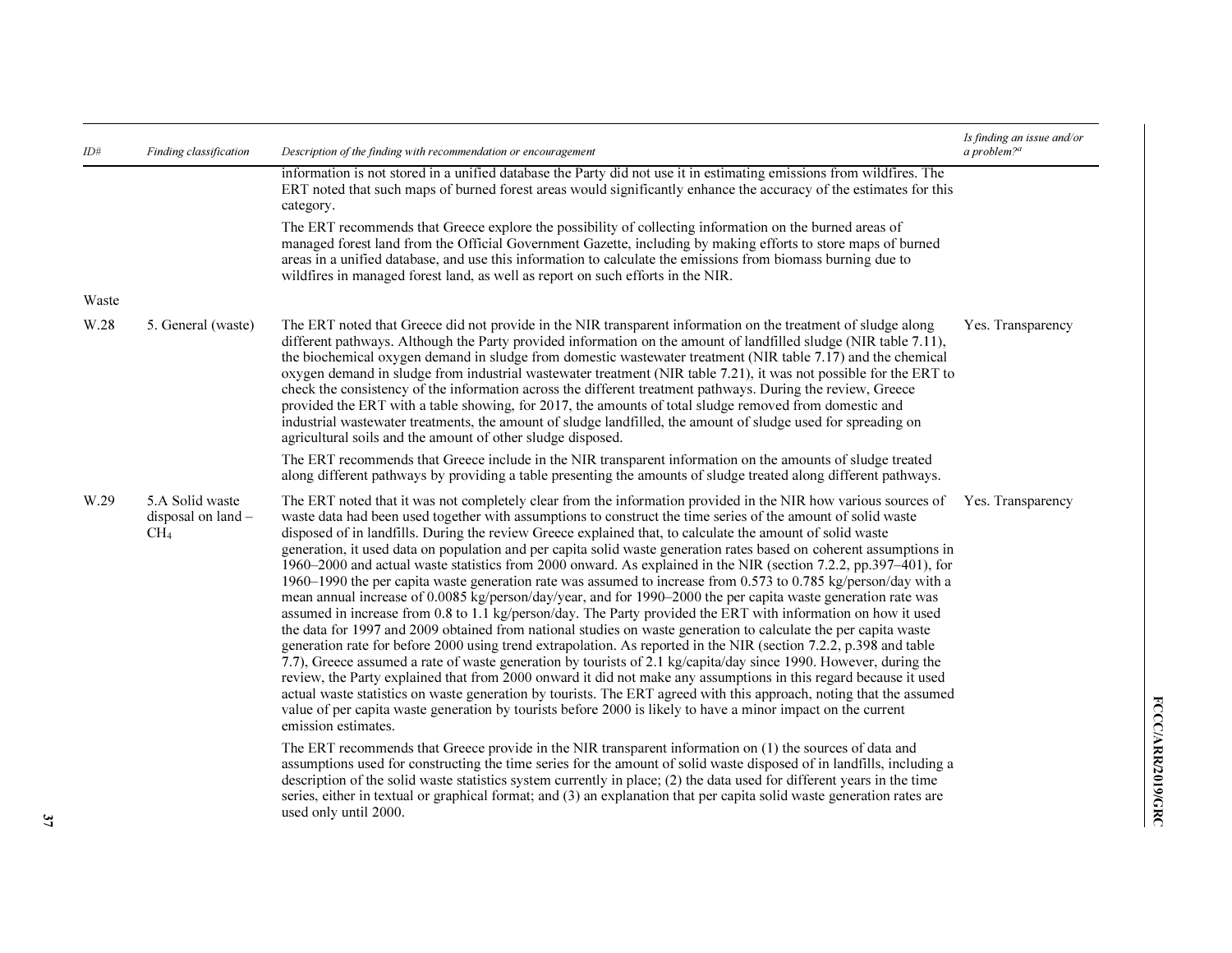| ID# | Finding classification | Description of the finding with recommendation or encouragement | Is finding an issue and/or a problem?[a] |
|---|---|---|---|
| | | information is not stored in a unified database the Party did not use it in estimating emissions from wildfires. The ERT noted that such maps of burned forest areas would significantly enhance the accuracy of the estimates for this category.<br><br>The ERT recommends that Greece explore the possibility of collecting information on the burned areas of managed forest land from the Official Government Gazette, including by making efforts to store maps of burned areas in a unified database, and use this information to calculate the emissions from biomass burning due to wildfires in managed forest land, as well as report on such efforts in the NIR. | |
| Waste | | | |
| W.28 | 5. General (waste) | The ERT noted that Greece did not provide in the NIR transparent information on the treatment of sludge along different pathways. Although the Party provided information on the amount of landfilled sludge (NIR table 7.11), the biochemical oxygen demand in sludge from domestic wastewater treatment (NIR table 7.17) and the chemical oxygen demand in sludge from industrial wastewater treatment (NIR table 7.21), it was not possible for the ERT to check the consistency of the information across the different treatment pathways. During the review, Greece provided the ERT with a table showing, for 2017, the amounts of total sludge removed from domestic and industrial wastewater treatments, the amount of sludge landfilled, the amount of sludge used for spreading on agricultural soils and the amount of other sludge disposed.<br><br>The ERT recommends that Greece include in the NIR transparent information on the amounts of sludge treated along different pathways by providing a table presenting the amounts of sludge treated along different pathways. | Yes. Transparency |
| W.29 | 5.A Solid waste disposal on land – $CH_4$ | The ERT noted that it was not completely clear from the information provided in the NIR how various sources of waste data had been used together with assumptions to construct the time series of the amount of solid waste disposed of in landfills. During the review Greece explained that, to calculate the amount of solid waste generation, it used data on population and per capita solid waste generation rates based on coherent assumptions in 1960–2000 and actual waste statistics from 2000 onward. As explained in the NIR (section 7.2.2, pp.397–401), for 1960–1990 the per capita waste generation rate was assumed to increase from 0.573 to 0.785 kg/person/day with a mean annual increase of 0.0085 kg/person/day/year, and for 1990–2000 the per capita waste generation rate was assumed in increase from 0.8 to 1.1 kg/person/day. The Party provided the ERT with information on how it used the data for 1997 and 2009 obtained from national studies on waste generation to calculate the per capita waste generation rate for before 2000 using trend extrapolation. As reported in the NIR (section 7.2.2, p.398 and table 7.7), Greece assumed a rate of waste generation by tourists of 2.1 kg/capita/day since 1990. However, during the review, the Party explained that from 2000 onward it did not make any assumptions in this regard because it used actual waste statistics on waste generation by tourists. The ERT agreed with this approach, noting that the assumed value of per capita waste generation by tourists before 2000 is likely to have a minor impact on the current emission estimates.<br><br>The ERT recommends that Greece provide in the NIR transparent information on (1) the sources of data and assumptions used for constructing the time series for the amount of solid waste disposed of in landfills, including a description of the solid waste statistics system currently in place; (2) the data used for different years in the time series, either in textual or graphical format; and (3) an explanation that per capita solid waste generation rates are used only until 2000. | Yes. Transparency |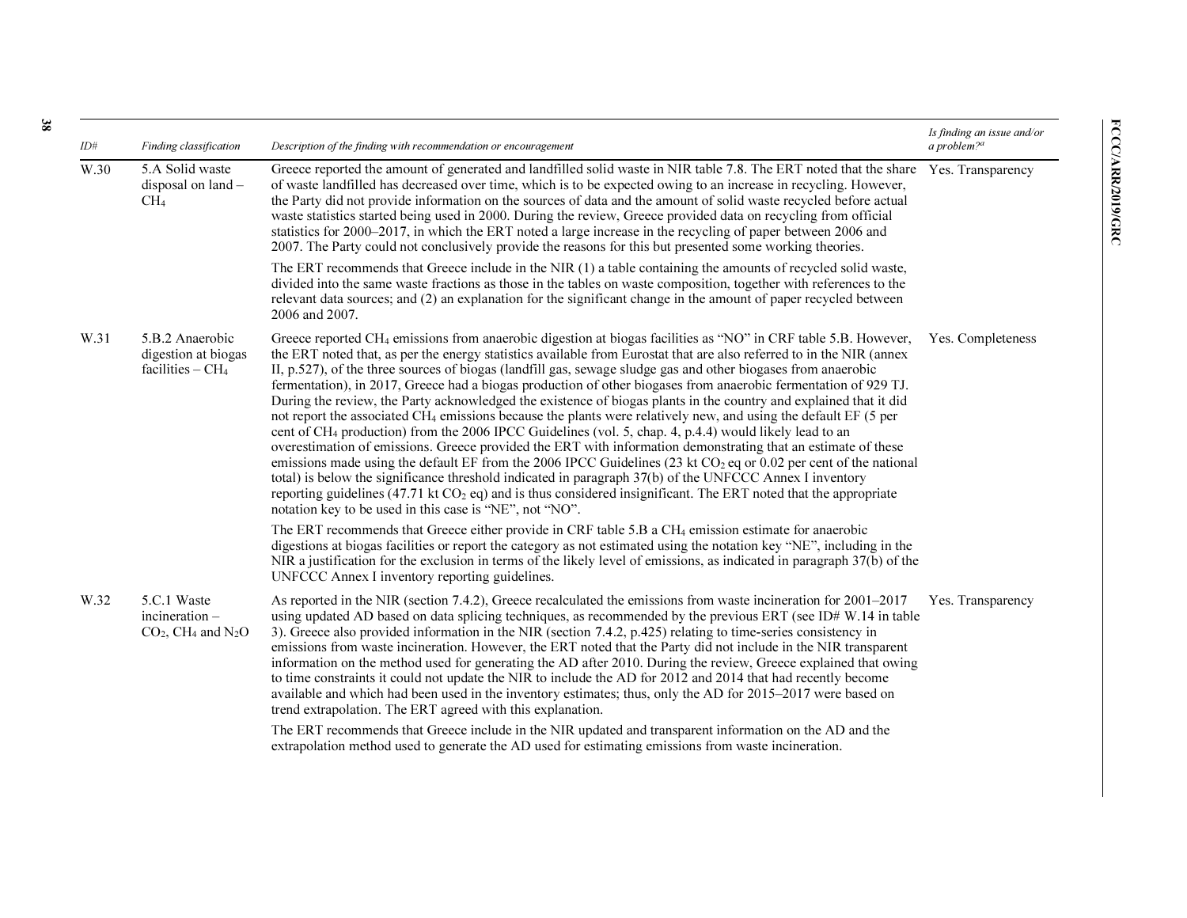| ID# | Finding classification | Description of the finding with recommendation or encouragement | Is finding an issue and/or a problem?[a] |
|---|---|---|---|
| W.30 | 5.A Solid waste disposal on land – $CH_4$ | Greece reported the amount of generated and landfilled solid waste in NIR table 7.8. The ERT noted that the share of waste landfilled has decreased over time, which is to be expected owing to an increase in recycling. However, the Party did not provide information on the sources of data and the amount of solid waste recycled before actual waste statistics started being used in 2000. During the review, Greece provided data on recycling from official statistics for 2000–2017, in which the ERT noted a large increase in the recycling of paper between 2006 and 2007. The Party could not conclusively provide the reasons for this but presented some working theories.<br><br>The ERT recommends that Greece include in the NIR (1) a table containing the amounts of recycled solid waste, divided into the same waste fractions as those in the tables on waste composition, together with references to the relevant data sources; and (2) an explanation for the significant change in the amount of paper recycled between 2006 and 2007. | Yes. Transparency |
| W.31 | 5.B.2 Anaerobic digestion at biogas facilities – $CH_4$ | Greece reported $CH_4$ emissions from anaerobic digestion at biogas facilities as "NO" in CRF table 5.B. However, the ERT noted that, as per the energy statistics available from Eurostat that are also referred to in the NIR (annex II, p.527), of the three sources of biogas (landfill gas, sewage sludge gas and other biogases from anaerobic fermentation), in 2017, Greece had a biogas production of other biogases from anaerobic fermentation of 929 TJ. During the review, the Party acknowledged the existence of biogas plants in the country and explained that it did not report the associated $CH_4$ emissions because the plants were relatively new, and using the default EF (5 per cent of $CH_4$ production) from the 2006 IPCC Guidelines (vol. 5, chap. 4, p.4.4) would likely lead to an overestimation of emissions. Greece provided the ERT with information demonstrating that an estimate of these emissions made using the default EF from the 2006 IPCC Guidelines (23 kt $CO_2$ eq or 0.02 per cent of the national total) is below the significance threshold indicated in paragraph 37(b) of the UNFCCC Annex I inventory reporting guidelines (47.71 kt $CO_2$ eq) and is thus considered insignificant. The ERT noted that the appropriate notation key to be used in this case is "NE", not "NO".<br><br>The ERT recommends that Greece either provide in CRF table 5.B a $CH_4$ emission estimate for anaerobic digestions at biogas facilities or report the category as not estimated using the notation key "NE", including in the NIR a justification for the exclusion in terms of the likely level of emissions, as indicated in paragraph 37(b) of the UNFCCC Annex I inventory reporting guidelines. | Yes. Completeness |
| W.32 | 5.C.1 Waste incineration – $CO_2$, $CH_4$ and $N_2O$ | As reported in the NIR (section 7.4.2), Greece recalculated the emissions from waste incineration for 2001–2017 using updated AD based on data splicing techniques, as recommended by the previous ERT (see ID# W.14 in table 3). Greece also provided information in the NIR (section 7.4.2, p.425) relating to time-series consistency in emissions from waste incineration. However, the ERT noted that the Party did not include in the NIR transparent information on the method used for generating the AD after 2010. During the review, Greece explained that owing to time constraints it could not update the NIR to include the AD for 2012 and 2014 that had recently become available and which had been used in the inventory estimates; thus, only the AD for 2015–2017 were based on trend extrapolation. The ERT agreed with this explanation.<br><br>The ERT recommends that Greece include in the NIR updated and transparent information on the AD and the extrapolation method used to generate the AD used for estimating emissions from waste incineration. | Yes. Transparency |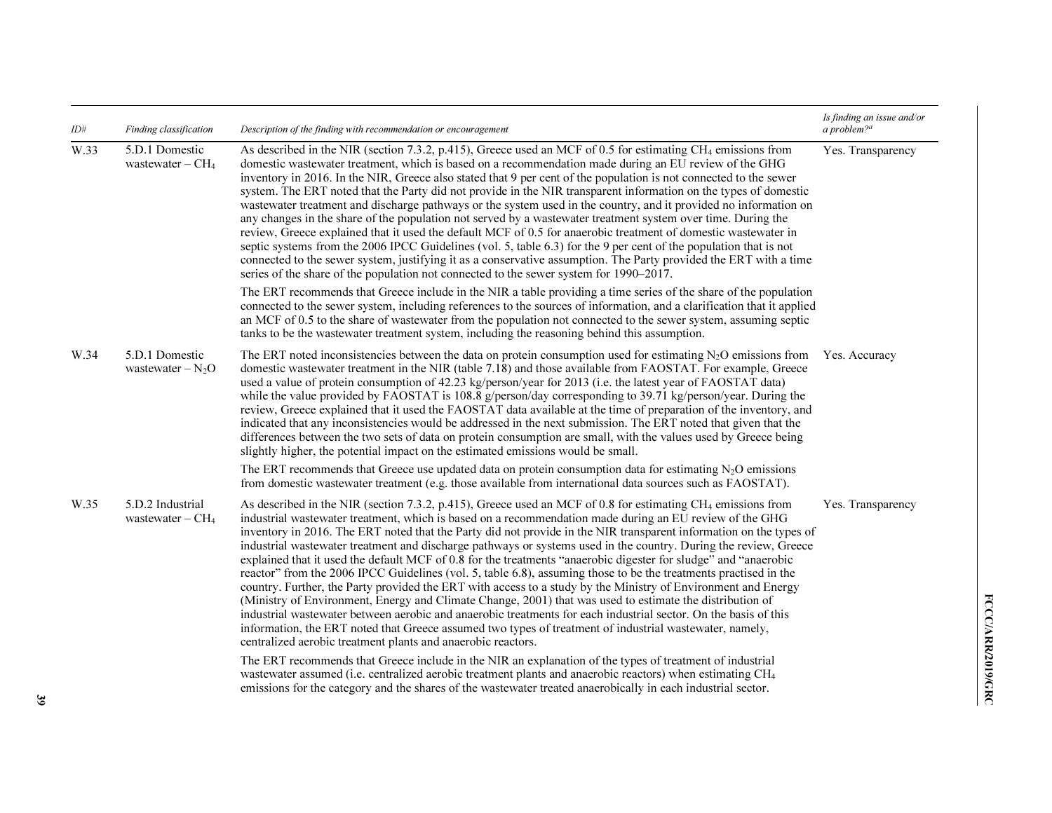| ID# | Finding classification | Description of the finding with recommendation or encouragement | Is finding an issue and/or a problem?[a] |
| --- | --- | --- | --- |
| W.33 | 5.D.1 Domestic wastewater – $CH_4$ | As described in the NIR (section 7.3.2, p.415), Greece used an MCF of 0.5 for estimating $CH_4$ emissions from domestic wastewater treatment, which is based on a recommendation made during an EU review of the GHG inventory in 2016. In the NIR, Greece also stated that 9 per cent of the population is not connected to the sewer system. The ERT noted that the Party did not provide in the NIR transparent information on the types of domestic wastewater treatment and discharge pathways or the system used in the country, and it provided no information on any changes in the share of the population not served by a wastewater treatment system over time. During the review, Greece explained that it used the default MCF of 0.5 for anaerobic treatment of domestic wastewater in septic systems from the 2006 IPCC Guidelines (vol. 5, table 6.3) for the 9 per cent of the population that is not connected to the sewer system, justifying it as a conservative assumption. The Party provided the ERT with a time series of the share of the population not connected to the sewer system for 1990–2017.<br><br>The ERT recommends that Greece include in the NIR a table providing a time series of the share of the population connected to the sewer system, including references to the sources of information, and a clarification that it applied an MCF of 0.5 to the share of wastewater from the population not connected to the sewer system, assuming septic tanks to be the wastewater treatment system, including the reasoning behind this assumption. | Yes. Transparency |
| W.34 | 5.D.1 Domestic wastewater – $N_2O$ | The ERT noted inconsistencies between the data on protein consumption used for estimating $N_2O$ emissions from domestic wastewater treatment in the NIR (table 7.18) and those available from FAOSTAT. For example, Greece used a value of protein consumption of 42.23 kg/person/year for 2013 (i.e. the latest year of FAOSTAT data) while the value provided by FAOSTAT is 108.8 g/person/day corresponding to 39.71 kg/person/year. During the review, Greece explained that it used the FAOSTAT data available at the time of preparation of the inventory, and indicated that any inconsistencies would be addressed in the next submission. The ERT noted that given that the differences between the two sets of data on protein consumption are small, with the values used by Greece being slightly higher, the potential impact on the estimated emissions would be small.<br><br>The ERT recommends that Greece use updated data on protein consumption data for estimating $N_2O$ emissions from domestic wastewater treatment (e.g. those available from international data sources such as FAOSTAT). | Yes. Accuracy |
| W.35 | 5.D.2 Industrial wastewater – $CH_4$ | As described in the NIR (section 7.3.2, p.415), Greece used an MCF of 0.8 for estimating $CH_4$ emissions from industrial wastewater treatment, which is based on a recommendation made during an EU review of the GHG inventory in 2016. The ERT noted that the Party did not provide in the NIR transparent information on the types of industrial wastewater treatment and discharge pathways or systems used in the country. During the review, Greece explained that it used the default MCF of 0.8 for the treatments "anaerobic digester for sludge" and "anaerobic reactor" from the 2006 IPCC Guidelines (vol. 5, table 6.8), assuming those to be the treatments practised in the country. Further, the Party provided the ERT with access to a study by the Ministry of Environment and Energy (Ministry of Environment, Energy and Climate Change, 2001) that was used to estimate the distribution of industrial wastewater between aerobic and anaerobic treatments for each industrial sector. On the basis of this information, the ERT noted that Greece assumed two types of treatment of industrial wastewater, namely, centralized aerobic treatment plants and anaerobic reactors.<br><br>The ERT recommends that Greece include in the NIR an explanation of the types of treatment of industrial wastewater assumed (i.e. centralized aerobic treatment plants and anaerobic reactors) when estimating $CH_4$ emissions for the category and the shares of the wastewater treated anaerobically in each industrial sector. | Yes. Transparency |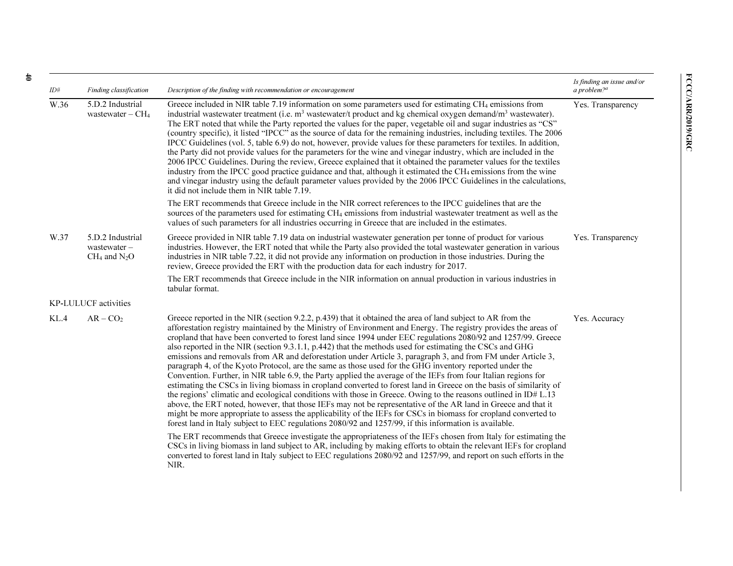| ID# | Finding classification | Description of the finding with recommendation or encouragement | Is finding an issue and/or a problem?[a] |
|---|---|---|---|
| W.36 | 5.D.2 Industrial wastewater – $CH_4$ | Greece included in NIR table 7.19 information on some parameters used for estimating $CH_4$ emissions from industrial wastewater treatment (i.e. $m^3$ wastewater/t product and kg chemical oxygen demand/$m^3$ wastewater). The ERT noted that while the Party reported the values for the paper, vegetable oil and sugar industries as "CS" (country specific), it listed "IPCC" as the source of data for the remaining industries, including textiles. The 2006 IPCC Guidelines (vol. 5, table 6.9) do not, however, provide values for these parameters for textiles. In addition, the Party did not provide values for the parameters for the wine and vinegar industry, which are included in the 2006 IPCC Guidelines. During the review, Greece explained that it obtained the parameter values for the textiles industry from the IPCC good practice guidance and that, although it estimated the $CH_4$ emissions from the wine and vinegar industry using the default parameter values provided by the 2006 IPCC Guidelines in the calculations, it did not include them in NIR table 7.19.<br><br>The ERT recommends that Greece include in the NIR correct references to the IPCC guidelines that are the sources of the parameters used for estimating $CH_4$ emissions from industrial wastewater treatment as well as the values of such parameters for all industries occurring in Greece that are included in the estimates. | Yes. Transparency |
| W.37 | 5.D.2 Industrial wastewater – $CH_4$ and $N_2O$ | Greece provided in NIR table 7.19 data on industrial wastewater generation per tonne of product for various industries. However, the ERT noted that while the Party also provided the total wastewater generation in various industries in NIR table 7.22, it did not provide any information on production in those industries. During the review, Greece provided the ERT with the production data for each industry for 2017.<br><br>The ERT recommends that Greece include in the NIR information on annual production in various industries in tabular format. | Yes. Transparency |
| KP-LULUCF activities | | | |
| KL.4 | AR – $CO_2$ | Greece reported in the NIR (section 9.2.2, p.439) that it obtained the area of land subject to AR from the afforestation registry maintained by the Ministry of Environment and Energy. The registry provides the areas of cropland that have been converted to forest land since 1994 under EEC regulations 2080/92 and 1257/99. Greece also reported in the NIR (section 9.3.1.1, p.442) that the methods used for estimating the CSCs and GHG emissions and removals from AR and deforestation under Article 3, paragraph 3, and from FM under Article 3, paragraph 4, of the Kyoto Protocol, are the same as those used for the GHG inventory reported under the Convention. Further, in NIR table 6.9, the Party applied the average of the IEFs from four Italian regions for estimating the CSCs in living biomass in cropland converted to forest land in Greece on the basis of similarity of the regions' climatic and ecological conditions with those in Greece. Owing to the reasons outlined in ID# L.13 above, the ERT noted, however, that those IEFs may not be representative of the AR land in Greece and that it might be more appropriate to assess the applicability of the IEFs for CSCs in biomass for cropland converted to forest land in Italy subject to EEC regulations 2080/92 and 1257/99, if this information is available.<br><br>The ERT recommends that Greece investigate the appropriateness of the IEFs chosen from Italy for estimating the CSCs in living biomass in land subject to AR, including by making efforts to obtain the relevant IEFs for cropland converted to forest land in Italy subject to EEC regulations 2080/92 and 1257/99, and report on such efforts in the NIR. | Yes. Accuracy |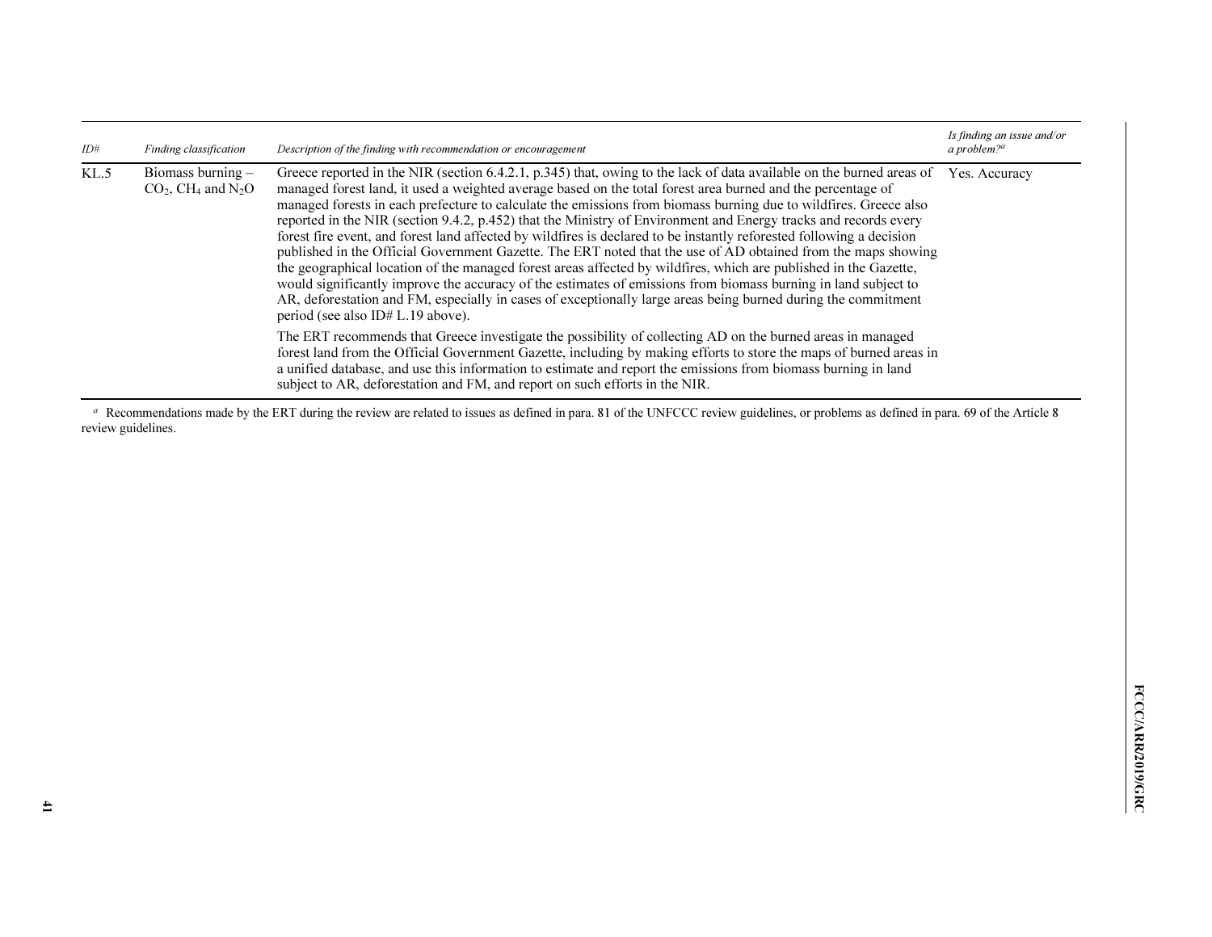| ID# | Finding classification | Description of the finding with recommendation or encouragement | Is finding an issue and/or a problem?[a] |
|---|---|---|---|
| KL.5 | Biomass burning – $CO_2$, $CH_4$ and $N_2O$ | Greece reported in the NIR (section 6.4.2.1, p.345) that, owing to the lack of data available on the burned areas of managed forest land, it used a weighted average based on the total forest area burned and the percentage of managed forests in each prefecture to calculate the emissions from biomass burning due to wildfires. Greece also reported in the NIR (section 9.4.2, p.452) that the Ministry of Environment and Energy tracks and records every forest fire event, and forest land affected by wildfires is declared to be instantly reforested following a decision published in the Official Government Gazette. The ERT noted that the use of AD obtained from the maps showing the geographical location of the managed forest areas affected by wildfires, which are published in the Gazette, would significantly improve the accuracy of the estimates of emissions from biomass burning in land subject to AR, deforestation and FM, especially in cases of exceptionally large areas being burned during the commitment period (see also ID# L.19 above).<br><br>The ERT recommends that Greece investigate the possibility of collecting AD on the burned areas in managed forest land from the Official Government Gazette, including by making efforts to store the maps of burned areas in a unified database, and use this information to estimate and report the emissions from biomass burning in land subject to AR, deforestation and FM, and report on such efforts in the NIR. | Yes. Accuracy |

[a] Recommendations made by the ERT during the review are related to issues as defined in para. 81 of the UNFCCC review guidelines, or problems as defined in para. 69 of the Article 8 review guidelines.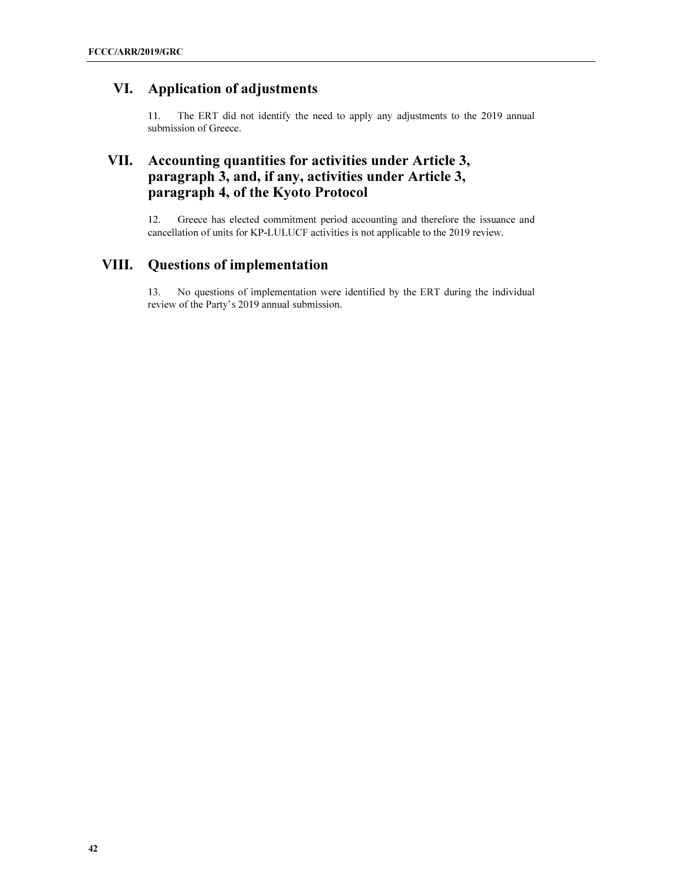## VI. Application of adjustments

11. The ERT did not identify the need to apply any adjustments to the 2019 annual submission of Greece.

## VII. Accounting quantities for activities under Article 3, paragraph 3, and, if any, activities under Article 3, paragraph 4, of the Kyoto Protocol

12. Greece has elected commitment period accounting and therefore the issuance and cancellation of units for KP-LULUCF activities is not applicable to the 2019 review.

## VIII. Questions of implementation

13. No questions of implementation were identified by the ERT during the individual review of the Party's 2019 annual submission.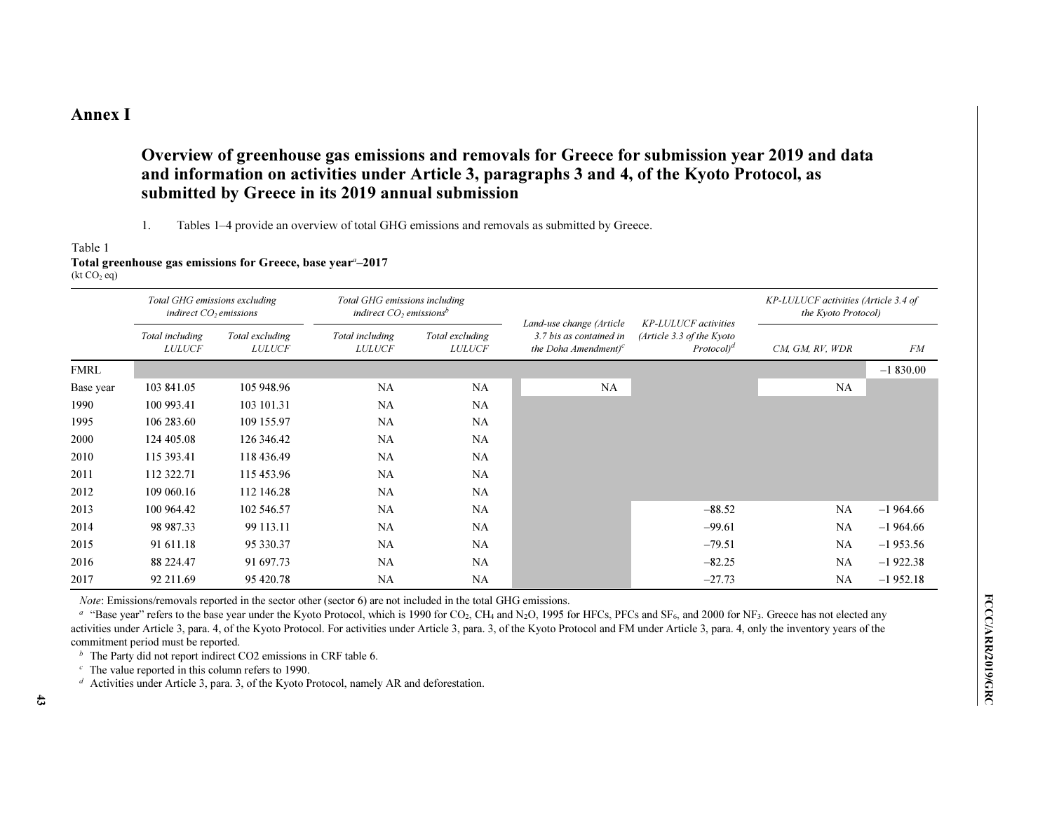# Annex I

## Overview of greenhouse gas emissions and removals for Greece for submission year 2019 and data and information on activities under Article 3, paragraphs 3 and 4, of the Kyoto Protocol, as submitted by Greece in its 2019 annual submission

1. Tables 1–4 provide an overview of total GHG emissions and removals as submitted by Greece.

Table 1

**Total greenhouse gas emissions for Greece, base year[a]–2017**

(kt $CO_2$ eq)

| | *Total GHG emissions excluding indirect $CO_2$ emissions* | | *Total GHG emissions including indirect $CO_2$ emissions[b]* | | *Land-use change (Article 3.7 bis as contained in the Doha Amendment)[c]* | *KP-LULUCF activities (Article 3.3 of the Kyoto Protocol)[d]* | *KP-LULUCF activities (Article 3.4 of the Kyoto Protocol)* | |
|---|---|---|---|---|---|---|---|---|
| | *Total including LULUCF* | *Total excluding LULUCF* | *Total including LULUCF* | *Total excluding LULUCF* | | | *CM, GM, RV, WDR* | *FM* |
| FMRL | | | | | | | | –1 830.00 |
| Base year | 103 841.05 | 105 948.96 | NA | NA | NA | | NA | |
| 1990 | 100 993.41 | 103 101.31 | NA | NA | | | | |
| 1995 | 106 283.60 | 109 155.97 | NA | NA | | | | |
| 2000 | 124 405.08 | 126 346.42 | NA | NA | | | | |
| 2010 | 115 393.41 | 118 436.49 | NA | NA | | | | |
| 2011 | 112 322.71 | 115 453.96 | NA | NA | | | | |
| 2012 | 109 060.16 | 112 146.28 | NA | NA | | | | |
| 2013 | 100 964.42 | 102 546.57 | NA | NA | | –88.52 | NA | –1 964.66 |
| 2014 | 98 987.33 | 99 113.11 | NA | NA | | –99.61 | NA | –1 964.66 |
| 2015 | 91 611.18 | 95 330.37 | NA | NA | | –79.51 | NA | –1 953.56 |
| 2016 | 88 224.47 | 91 697.73 | NA | NA | | –82.25 | NA | –1 922.38 |
| 2017 | 92 211.69 | 95 420.78 | NA | NA | | –27.73 | NA | –1 952.18 |

*Note*: Emissions/removals reported in the sector other (sector 6) are not included in the total GHG emissions.

[a] "Base year" refers to the base year under the Kyoto Protocol, which is 1990 for $CO_2$, $CH_4$ and $N_2O$, 1995 for HFCs, PFCs and $SF_6$, and 2000 for $NF_3$. Greece has not elected any activities under Article 3, para. 4, of the Kyoto Protocol. For activities under Article 3, para. 3, of the Kyoto Protocol and FM under Article 3, para. 4, only the inventory years of the commitment period must be reported.

[b] The Party did not report indirect CO2 emissions in CRF table 6.

[c] The value reported in this column refers to 1990.

[d] Activities under Article 3, para. 3, of the Kyoto Protocol, namely AR and deforestation.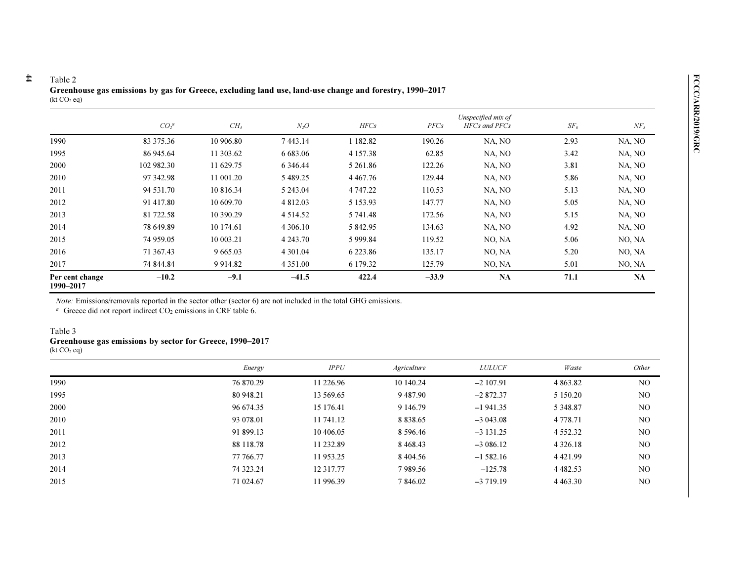Table 2

**Greenhouse gas emissions by gas for Greece, excluding land use, land-use change and forestry, 1990–2017**
(kt $CO_2$ eq)

| | *$CO_2$*[a] | *$CH_4$* | *$N_2O$* | *HFCs* | *PFCs* | *Unspecified mix of HFCs and PFCs* | *$SF_6$* | *$NF_3$* |
|---|---|---|---|---|---|---|---|---|
| 1990 | 83 375.36 | 10 906.80 | 7 443.14 | 1 182.82 | 190.26 | NA, NO | 2.93 | NA, NO |
| 1995 | 86 945.64 | 11 303.62 | 6 683.06 | 4 157.38 | 62.85 | NA, NO | 3.42 | NA, NO |
| 2000 | 102 982.30 | 11 629.75 | 6 346.44 | 5 261.86 | 122.26 | NA, NO | 3.81 | NA, NO |
| 2010 | 97 342.98 | 11 001.20 | 5 489.25 | 4 467.76 | 129.44 | NA, NO | 5.86 | NA, NO |
| 2011 | 94 531.70 | 10 816.34 | 5 243.04 | 4 747.22 | 110.53 | NA, NO | 5.13 | NA, NO |
| 2012 | 91 417.80 | 10 609.70 | 4 812.03 | 5 153.93 | 147.77 | NA, NO | 5.05 | NA, NO |
| 2013 | 81 722.58 | 10 390.29 | 4 514.52 | 5 741.48 | 172.56 | NA, NO | 5.15 | NA, NO |
| 2014 | 78 649.89 | 10 174.61 | 4 306.10 | 5 842.95 | 134.63 | NA, NO | 4.92 | NA, NO |
| 2015 | 74 959.05 | 10 003.21 | 4 243.70 | 5 999.84 | 119.52 | NO, NA | 5.06 | NO, NA |
| 2016 | 71 367.43 | 9 665.03 | 4 301.04 | 6 223.86 | 135.17 | NO, NA | 5.20 | NO, NA |
| 2017 | 74 844.84 | 9 914.82 | 4 351.00 | 6 179.32 | 125.79 | NO, NA | 5.01 | NO, NA |
| **Per cent change 1990–2017** | **–10.2** | **–9.1** | **–41.5** | **422.4** | **–33.9** | **NA** | **71.1** | **NA** |

*Note:* Emissions/removals reported in the sector other (sector 6) are not included in the total GHG emissions.

[a] Greece did not report indirect $CO_2$ emissions in CRF table 6.

Table 3

**Greenhouse gas emissions by sector for Greece, 1990–2017**
(kt $CO_2$ eq)

| | *Energy* | *IPPU* | *Agriculture* | *LULUCF* | *Waste* | *Other* |
|---|---|---|---|---|---|---|
| 1990 | 76 870.29 | 11 226.96 | 10 140.24 | –2 107.91 | 4 863.82 | NO |
| 1995 | 80 948.21 | 13 569.65 | 9 487.90 | –2 872.37 | 5 150.20 | NO |
| 2000 | 96 674.35 | 15 176.41 | 9 146.79 | –1 941.35 | 5 348.87 | NO |
| 2010 | 93 078.01 | 11 741.12 | 8 838.65 | –3 043.08 | 4 778.71 | NO |
| 2011 | 91 899.13 | 10 406.05 | 8 596.46 | –3 131.25 | 4 552.32 | NO |
| 2012 | 88 118.78 | 11 232.89 | 8 468.43 | –3 086.12 | 4 326.18 | NO |
| 2013 | 77 766.77 | 11 953.25 | 8 404.56 | –1 582.16 | 4 421.99 | NO |
| 2014 | 74 323.24 | 12 317.77 | 7 989.56 | –125.78 | 4 482.53 | NO |
| 2015 | 71 024.67 | 11 996.39 | 7 846.02 | –3 719.19 | 4 463.30 | NO |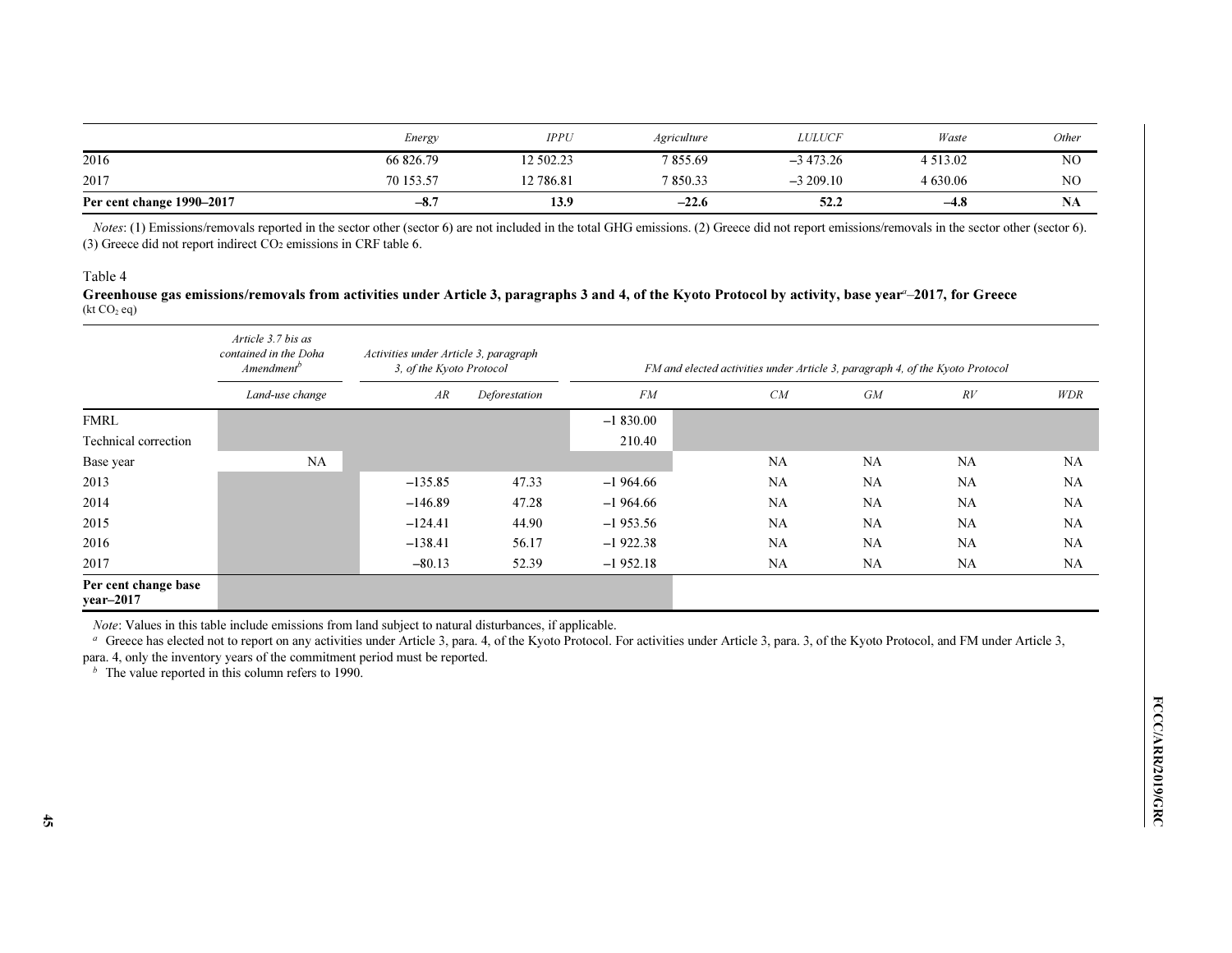| | Energy | IPPU | Agriculture | LULUCF | Waste | Other |
|---|---|---|---|---|---|---|
| 2016 | 66 826.79 | 12 502.23 | 7 855.69 | –3 473.26 | 4 513.02 | NO |
| 2017 | 70 153.57 | 12 786.81 | 7 850.33 | –3 209.10 | 4 630.06 | NO |
| **Per cent change 1990–2017** | **–8.7** | **13.9** | **–22.6** | **52.2** | **–4.8** | **NA** |

*Notes*: (1) Emissions/removals reported in the sector other (sector 6) are not included in the total GHG emissions. (2) Greece did not report emissions/removals in the sector other (sector 6). (3) Greece did not report indirect $CO_2$ emissions in CRF table 6.

Table 4

**Greenhouse gas emissions/removals from activities under Article 3, paragraphs 3 and 4, of the Kyoto Protocol by activity, base year[a]–2017, for Greece**
(kt $CO_2$ eq)

| | *Article 3.7 bis as contained in the Doha Amendment[b]* | *Activities under Article 3, paragraph 3, of the Kyoto Protocol* | | *FM and elected activities under Article 3, paragraph 4, of the Kyoto Protocol* | | | | |
|---|---|---|---|---|---|---|---|---|
| | *Land-use change* | *AR* | *Deforestation* | *FM* | *CM* | *GM* | *RV* | *WDR* |
| FMRL | | | | –1 830.00 | | | | |
| Technical correction | | | | 210.40 | | | | |
| Base year | NA | | | | NA | NA | NA | NA |
| 2013 | | –135.85 | 47.33 | –1 964.66 | NA | NA | NA | NA |
| 2014 | | –146.89 | 47.28 | –1 964.66 | NA | NA | NA | NA |
| 2015 | | –124.41 | 44.90 | –1 953.56 | NA | NA | NA | NA |
| 2016 | | –138.41 | 56.17 | –1 922.38 | NA | NA | NA | NA |
| 2017 | | –80.13 | 52.39 | –1 952.18 | NA | NA | NA | NA |
| **Per cent change base year–2017** | | | | | | | | |

*Note*: Values in this table include emissions from land subject to natural disturbances, if applicable.

[a] Greece has elected not to report on any activities under Article 3, para. 4, of the Kyoto Protocol. For activities under Article 3, para. 3, of the Kyoto Protocol, and FM under Article 3, para. 4, only the inventory years of the commitment period must be reported.

[b] The value reported in this column refers to 1990.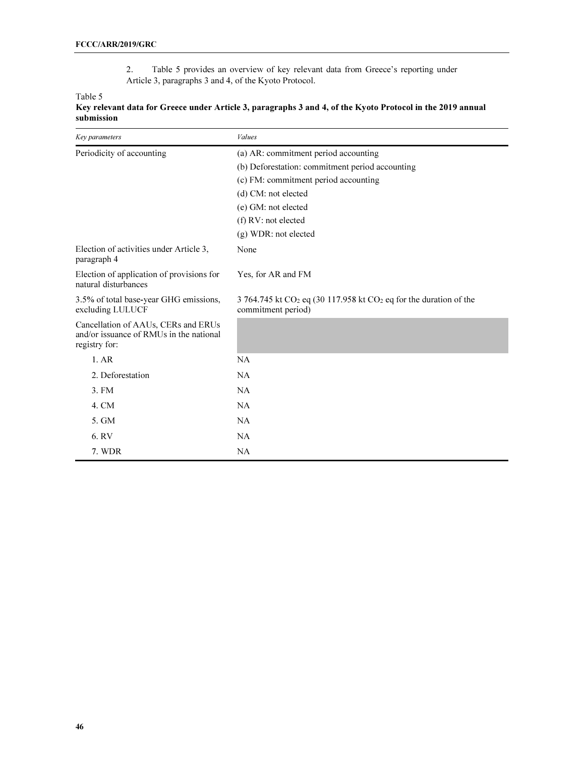2. Table 5 provides an overview of key relevant data from Greece's reporting under Article 3, paragraphs 3 and 4, of the Kyoto Protocol.

Table 5
**Key relevant data for Greece under Article 3, paragraphs 3 and 4, of the Kyoto Protocol in the 2019 annual submission**

| *Key parameters* | *Values* |
|---|---|
| Periodicity of accounting | (a) AR: commitment period accounting<br>(b) Deforestation: commitment period accounting<br>(c) FM: commitment period accounting<br>(d) CM: not elected<br>(e) GM: not elected<br>(f) RV: not elected<br>(g) WDR: not elected |
| Election of activities under Article 3, paragraph 4 | None |
| Election of application of provisions for natural disturbances | Yes, for AR and FM |
| 3.5% of total base-year GHG emissions, excluding LULUCF | 3 764.745 kt $CO_2$ eq (30 117.958 kt $CO_2$ eq for the duration of the commitment period) |
| Cancellation of AAUs, CERs and ERUs and/or issuance of RMUs in the national registry for: | |
| 1. AR | NA |
| 2. Deforestation | NA |
| 3. FM | NA |
| 4. CM | NA |
| 5. GM | NA |
| 6. RV | NA |
| 7. WDR | NA |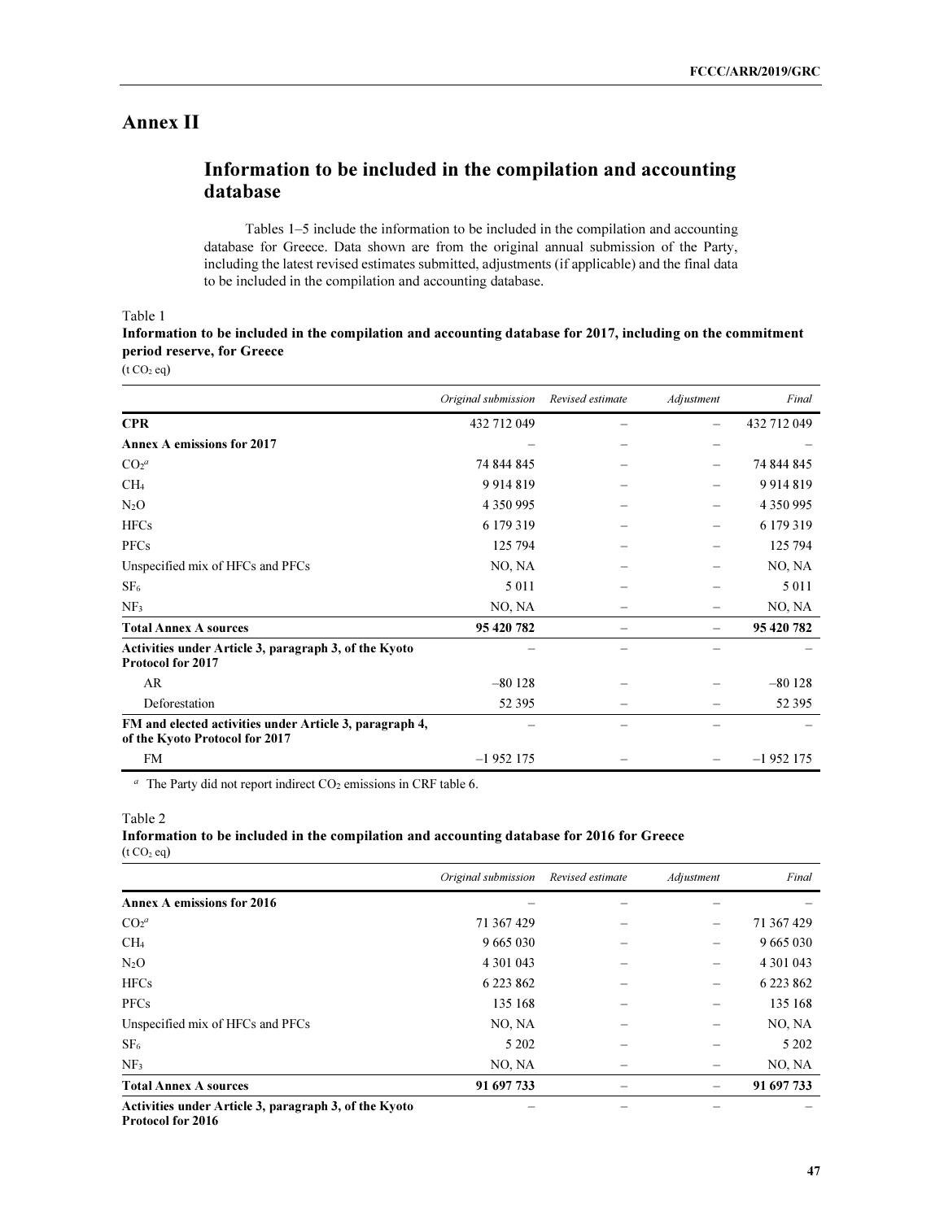# Annex II

## Information to be included in the compilation and accounting database

Tables 1–5 include the information to be included in the compilation and accounting database for Greece. Data shown are from the original annual submission of the Party, including the latest revised estimates submitted, adjustments (if applicable) and the final data to be included in the compilation and accounting database.

Table 1

**Information to be included in the compilation and accounting database for 2017, including on the commitment period reserve, for Greece**

(t $CO_2$ eq)

| | *Original submission* | *Revised estimate* | *Adjustment* | *Final* |
|---|---|---|---|---|
| **CPR** | 432 712 049 | – | – | 432 712 049 |
| **Annex A emissions for 2017** | – | – | – | – |
| $CO_2$[a] | 74 844 845 | – | – | 74 844 845 |
| $CH_4$ | 9 914 819 | – | – | 9 914 819 |
| $N_2O$ | 4 350 995 | – | – | 4 350 995 |
| HFCs | 6 179 319 | – | – | 6 179 319 |
| PFCs | 125 794 | – | – | 125 794 |
| Unspecified mix of HFCs and PFCs | NO, NA | – | – | NO, NA |
| $SF_6$ | 5 011 | – | – | 5 011 |
| $NF_3$ | NO, NA | – | – | NO, NA |
| **Total Annex A sources** | **95 420 782** | – | – | **95 420 782** |
| **Activities under Article 3, paragraph 3, of the Kyoto Protocol for 2017** | – | – | – | – |
| AR | –80 128 | – | – | –80 128 |
| Deforestation | 52 395 | – | – | 52 395 |
| **FM and elected activities under Article 3, paragraph 4, of the Kyoto Protocol for 2017** | – | – | – | – |
| FM | –1 952 175 | – | – | –1 952 175 |

[a] The Party did not report indirect $CO_2$ emissions in CRF table 6.

Table 2

**Information to be included in the compilation and accounting database for 2016 for Greece**

(t $CO_2$ eq)

| | *Original submission* | *Revised estimate* | *Adjustment* | *Final* |
|---|---|---|---|---|
| **Annex A emissions for 2016** | – | – | – | – |
| $CO_2$[a] | 71 367 429 | – | – | 71 367 429 |
| $CH_4$ | 9 665 030 | – | – | 9 665 030 |
| $N_2O$ | 4 301 043 | – | – | 4 301 043 |
| HFCs | 6 223 862 | – | – | 6 223 862 |
| PFCs | 135 168 | – | – | 135 168 |
| Unspecified mix of HFCs and PFCs | NO, NA | – | – | NO, NA |
| $SF_6$ | 5 202 | – | – | 5 202 |
| $NF_3$ | NO, NA | – | – | NO, NA |
| **Total Annex A sources** | **91 697 733** | – | – | **91 697 733** |
| **Activities under Article 3, paragraph 3, of the Kyoto Protocol for 2016** | – | – | – | – |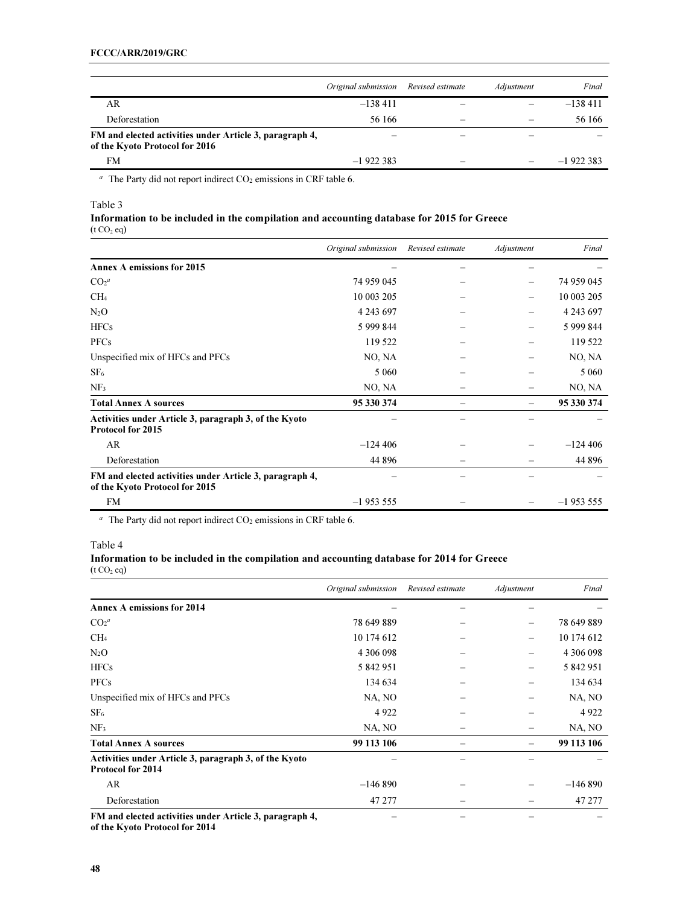| | *Original submission* | *Revised estimate* | *Adjustment* | *Final* |
|---|---|---|---|---|
| AR | –138 411 | – | – | –138 411 |
| Deforestation | 56 166 | – | – | 56 166 |
| **FM and elected activities under Article 3, paragraph 4, of the Kyoto Protocol for 2016** | – | – | – | – |
| FM | –1 922 383 | – | – | –1 922 383 |

[a] The Party did not report indirect $CO_2$ emissions in CRF table 6.

Table 3

**Information to be included in the compilation and accounting database for 2015 for Greece**
(t $CO_2$ eq)

| | *Original submission* | *Revised estimate* | *Adjustment* | *Final* |
|---|---|---|---|---|
| **Annex A emissions for 2015** | – | – | – | – |
| $CO_2$[a] | 74 959 045 | – | – | 74 959 045 |
| $CH_4$ | 10 003 205 | – | – | 10 003 205 |
| $N_2O$ | 4 243 697 | – | – | 4 243 697 |
| HFCs | 5 999 844 | – | – | 5 999 844 |
| PFCs | 119 522 | – | – | 119 522 |
| Unspecified mix of HFCs and PFCs | NO, NA | – | – | NO, NA |
| $SF_6$ | 5 060 | – | – | 5 060 |
| $NF_3$ | NO, NA | – | – | NO, NA |
| **Total Annex A sources** | **95 330 374** | – | – | **95 330 374** |
| **Activities under Article 3, paragraph 3, of the Kyoto Protocol for 2015** | – | – | – | – |
| AR | –124 406 | – | – | –124 406 |
| Deforestation | 44 896 | – | – | 44 896 |
| **FM and elected activities under Article 3, paragraph 4, of the Kyoto Protocol for 2015** | – | – | – | – |
| FM | –1 953 555 | – | – | –1 953 555 |

[a] The Party did not report indirect $CO_2$ emissions in CRF table 6.

Table 4

**Information to be included in the compilation and accounting database for 2014 for Greece**
(t $CO_2$ eq)

| | *Original submission* | *Revised estimate* | *Adjustment* | *Final* |
|---|---|---|---|---|
| **Annex A emissions for 2014** | – | – | – | – |
| $CO_2$[a] | 78 649 889 | – | – | 78 649 889 |
| $CH_4$ | 10 174 612 | – | – | 10 174 612 |
| $N_2O$ | 4 306 098 | – | – | 4 306 098 |
| HFCs | 5 842 951 | – | – | 5 842 951 |
| PFCs | 134 634 | – | – | 134 634 |
| Unspecified mix of HFCs and PFCs | NA, NO | – | – | NA, NO |
| $SF_6$ | 4 922 | – | – | 4 922 |
| $NF_3$ | NA, NO | – | – | NA, NO |
| **Total Annex A sources** | **99 113 106** | – | – | **99 113 106** |
| **Activities under Article 3, paragraph 3, of the Kyoto Protocol for 2014** | – | – | – | – |
| AR | –146 890 | – | – | –146 890 |
| Deforestation | 47 277 | – | – | 47 277 |
| **FM and elected activities under Article 3, paragraph 4, of the Kyoto Protocol for 2014** | – | – | – | – |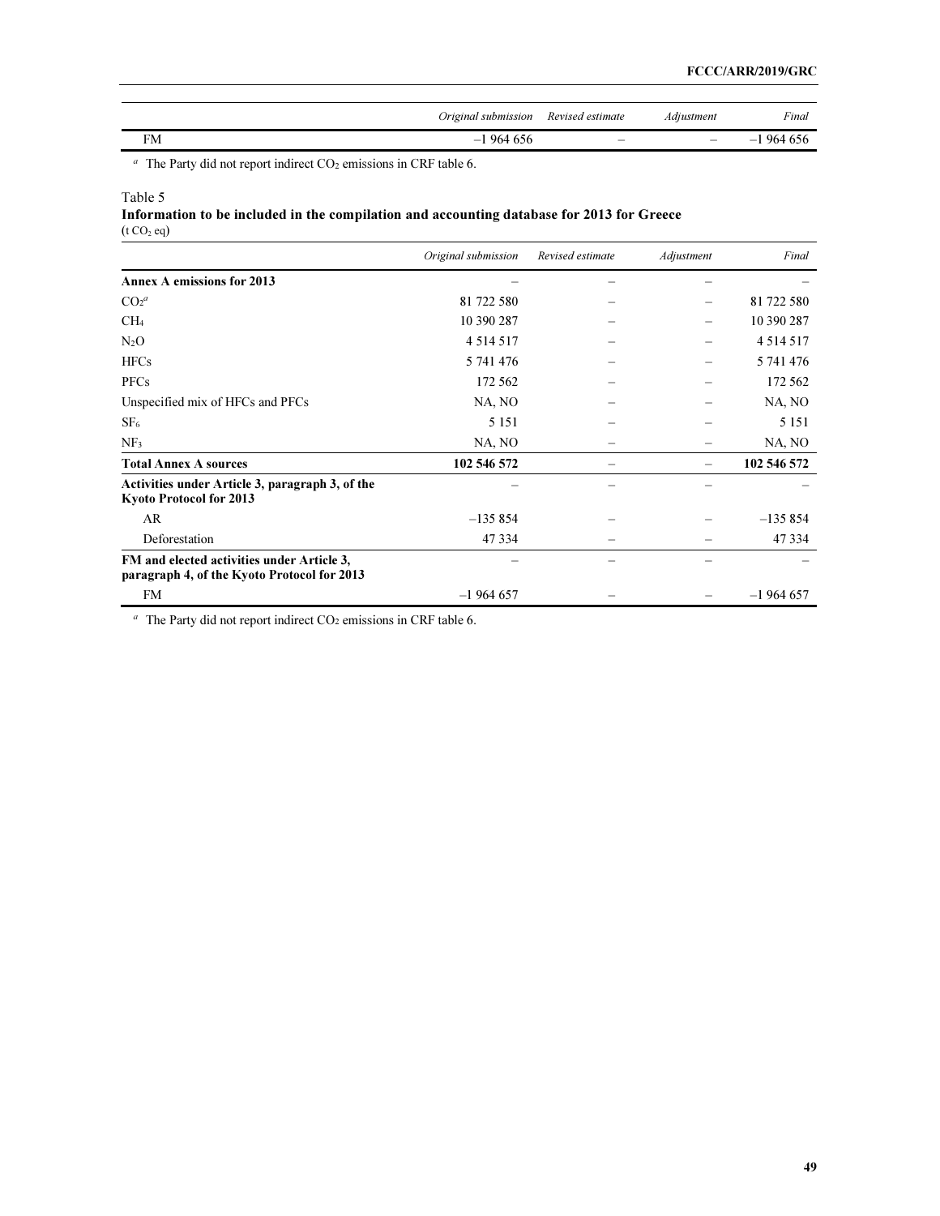| | Original submission | Revised estimate | Adjustment | Final |
|---|---|---|---|---|
| FM | –1 964 656 | – | – | –1 964 656 |

[a] The Party did not report indirect $CO_2$ emissions in CRF table 6.

Table 5
**Information to be included in the compilation and accounting database for 2013 for Greece**
(t $CO_2$ eq)

| | Original submission | Revised estimate | Adjustment | Final |
|---|---|---|---|---|
| **Annex A emissions for 2013** | – | – | – | – |
| $CO_2$[a] | 81 722 580 | – | – | 81 722 580 |
| $CH_4$ | 10 390 287 | – | – | 10 390 287 |
| $N_2O$ | 4 514 517 | – | – | 4 514 517 |
| HFCs | 5 741 476 | – | – | 5 741 476 |
| PFCs | 172 562 | – | – | 172 562 |
| Unspecified mix of HFCs and PFCs | NA, NO | – | – | NA, NO |
| $SF_6$ | 5 151 | – | – | 5 151 |
| $NF_3$ | NA, NO | – | – | NA, NO |
| **Total Annex A sources** | **102 546 572** | – | – | **102 546 572** |
| **Activities under Article 3, paragraph 3, of the Kyoto Protocol for 2013** | – | – | – | – |
| AR | –135 854 | – | – | –135 854 |
| Deforestation | 47 334 | – | – | 47 334 |
| **FM and elected activities under Article 3, paragraph 4, of the Kyoto Protocol for 2013** | – | – | – | – |
| FM | –1 964 657 | – | – | –1 964 657 |

[a] The Party did not report indirect $CO_2$ emissions in CRF table 6.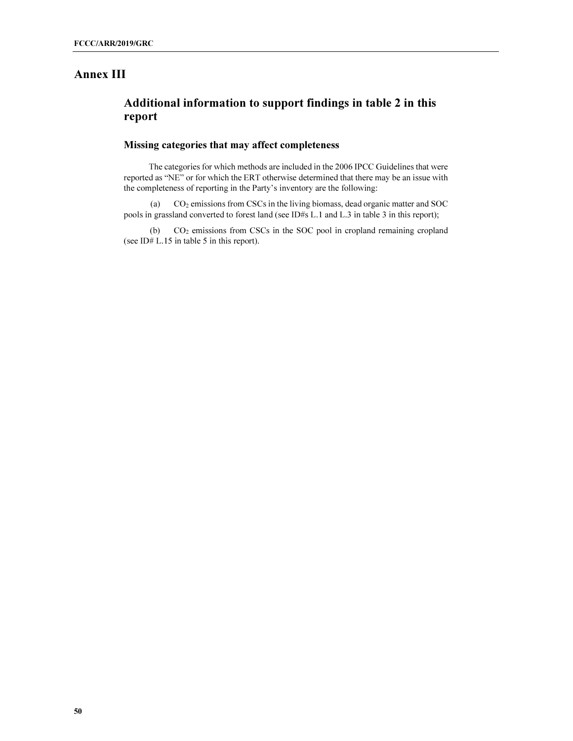# Annex III

## Additional information to support findings in table 2 in this report

### Missing categories that may affect completeness

The categories for which methods are included in the 2006 IPCC Guidelines that were reported as "NE" or for which the ERT otherwise determined that there may be an issue with the completeness of reporting in the Party's inventory are the following:

(a) $CO_2$ emissions from CSCs in the living biomass, dead organic matter and SOC pools in grassland converted to forest land (see ID#s L.1 and L.3 in table 3 in this report);

(b) $CO_2$ emissions from CSCs in the SOC pool in cropland remaining cropland (see ID# L.15 in table 5 in this report).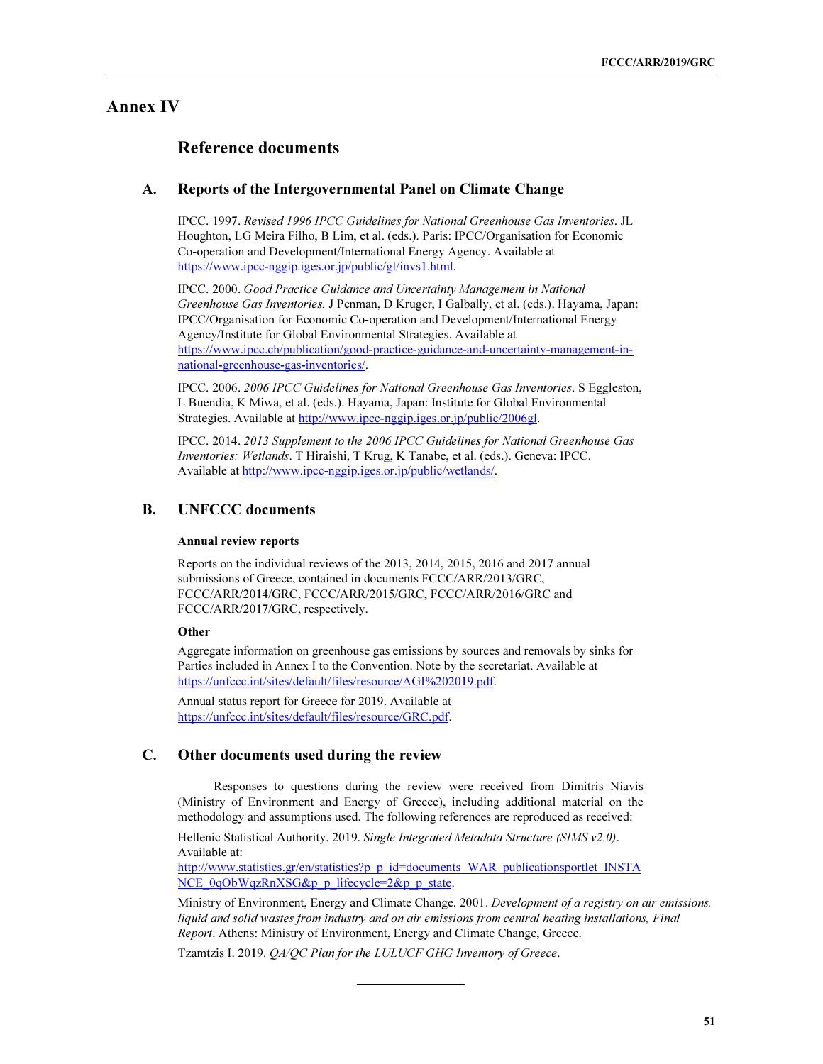# Annex IV

## Reference documents

### A. Reports of the Intergovernmental Panel on Climate Change

IPCC. 1997. *Revised 1996 IPCC Guidelines for National Greenhouse Gas Inventories*. JL Houghton, LG Meira Filho, B Lim, et al. (eds.). Paris: IPCC/Organisation for Economic Co-operation and Development/International Energy Agency. Available at https://www.ipcc-nggip.iges.or.jp/public/gl/invs1.html.

IPCC. 2000. *Good Practice Guidance and Uncertainty Management in National Greenhouse Gas Inventories.* J Penman, D Kruger, I Galbally, et al. (eds.). Hayama, Japan: IPCC/Organisation for Economic Co-operation and Development/International Energy Agency/Institute for Global Environmental Strategies. Available at https://www.ipcc.ch/publication/good-practice-guidance-and-uncertainty-management-in-national-greenhouse-gas-inventories/.

IPCC. 2006. *2006 IPCC Guidelines for National Greenhouse Gas Inventories*. S Eggleston, L Buendia, K Miwa, et al. (eds.). Hayama, Japan: Institute for Global Environmental Strategies. Available at http://www.ipcc-nggip.iges.or.jp/public/2006gl.

IPCC. 2014. *2013 Supplement to the 2006 IPCC Guidelines for National Greenhouse Gas Inventories: Wetlands*. T Hiraishi, T Krug, K Tanabe, et al. (eds.). Geneva: IPCC. Available at http://www.ipcc-nggip.iges.or.jp/public/wetlands/.

### B. UNFCCC documents

**Annual review reports**

Reports on the individual reviews of the 2013, 2014, 2015, 2016 and 2017 annual submissions of Greece, contained in documents FCCC/ARR/2013/GRC, FCCC/ARR/2014/GRC, FCCC/ARR/2015/GRC, FCCC/ARR/2016/GRC and FCCC/ARR/2017/GRC, respectively.

**Other**

Aggregate information on greenhouse gas emissions by sources and removals by sinks for Parties included in Annex I to the Convention. Note by the secretariat. Available at https://unfccc.int/sites/default/files/resource/AGI%202019.pdf.

Annual status report for Greece for 2019. Available at https://unfccc.int/sites/default/files/resource/GRC.pdf.

### C. Other documents used during the review

Responses to questions during the review were received from Dimitris Niavis (Ministry of Environment and Energy of Greece), including additional material on the methodology and assumptions used. The following references are reproduced as received:

Hellenic Statistical Authority. 2019. *Single Integrated Metadata Structure (SIMS v2.0)*. Available at: http://www.statistics.gr/en/statistics?p_p_id=documents_WAR_publicationsportlet_INSTANCE_0qObWqzRnXSG&p_p_lifecycle=2&p_p_state.

Ministry of Environment, Energy and Climate Change. 2001. *Development of a registry on air emissions, liquid and solid wastes from industry and on air emissions from central heating installations, Final Report*. Athens: Ministry of Environment, Energy and Climate Change, Greece.

Tzamtzis I. 2019. *QA/QC Plan for the LULUCF GHG Inventory of Greece*.